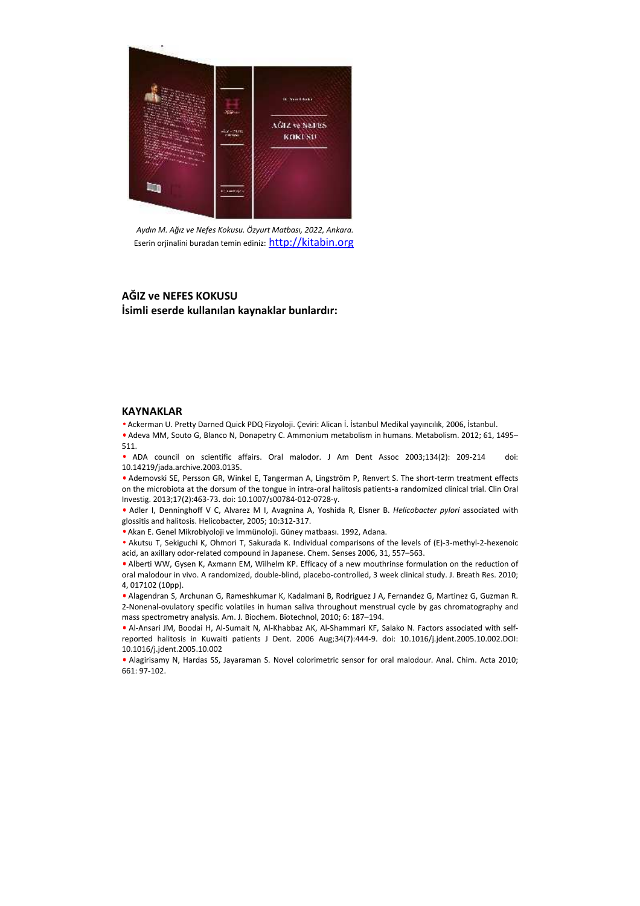*Aydın M. Ağız ve Nefes Kokusu. Özyurt Matbası, 2022, Ankara.*
Eserin orjinalini buradan temin ediniz: http://kitabin.org

**AĞIZ ve NEFES KOKUSU**
**İsimli eserde kullanılan kaynaklar bunlardır:**

## KAYNAKLAR

- Ackerman U. Pretty Darned Quick PDQ Fizyoloji. Çeviri: Alican İ. İstanbul Medikal yayıncılık, 2006, İstanbul.
- Adeva MM, Souto G, Blanco N, Donapetry C. Ammonium metabolism in humans. Metabolism. 2012; 61, 1495–511.
- ADA council on scientific affairs. Oral malodor. J Am Dent Assoc 2003;134(2): 209-214 doi: 10.14219/jada.archive.2003.0135.
- Ademovski SE, Persson GR, Winkel E, Tangerman A, Lingström P, Renvert S. The short-term treatment effects on the microbiota at the dorsum of the tongue in intra-oral halitosis patients-a randomized clinical trial. Clin Oral Investig. 2013;17(2):463-73. doi: 10.1007/s00784-012-0728-y.
- Adler I, Denninghoff V C, Alvarez M I, Avagnina A, Yoshida R, Elsner B. *Helicobacter pylori* associated with glossitis and halitosis. Helicobacter, 2005; 10:312-317.
- Akan E. Genel Mikrobiyoloji ve İmmünoloji. Güney matbaası. 1992, Adana.
- Akutsu T, Sekiguchi K, Ohmori T, Sakurada K. Individual comparisons of the levels of (E)-3-methyl-2-hexenoic acid, an axillary odor-related compound in Japanese. Chem. Senses 2006, 31, 557–563.
- Alberti WW, Gysen K, Axmann EM, Wilhelm KP. Efficacy of a new mouthrinse formulation on the reduction of oral malodour in vivo. A randomized, double-blind, placebo-controlled, 3 week clinical study. J. Breath Res. 2010; 4, 017102 (10pp).
- Alagendran S, Archunan G, Rameshkumar K, Kadalmani B, Rodriguez J A, Fernandez G, Martinez G, Guzman R. 2-Nonenal-ovulatory specific volatiles in human saliva throughout menstrual cycle by gas chromatography and mass spectrometry analysis. Am. J. Biochem. Biotechnol, 2010; 6: 187–194.
- Al-Ansari JM, Boodai H, Al-Sumait N, Al-Khabbaz AK, Al-Shammari KF, Salako N. Factors associated with self-reported halitosis in Kuwaiti patients J Dent. 2006 Aug;34(7):444-9. doi: 10.1016/j.jdent.2005.10.002.DOI: 10.1016/j.jdent.2005.10.002
- Alagirisamy N, Hardas SS, Jayaraman S. Novel colorimetric sensor for oral malodour. Anal. Chim. Acta 2010; 661: 97-102.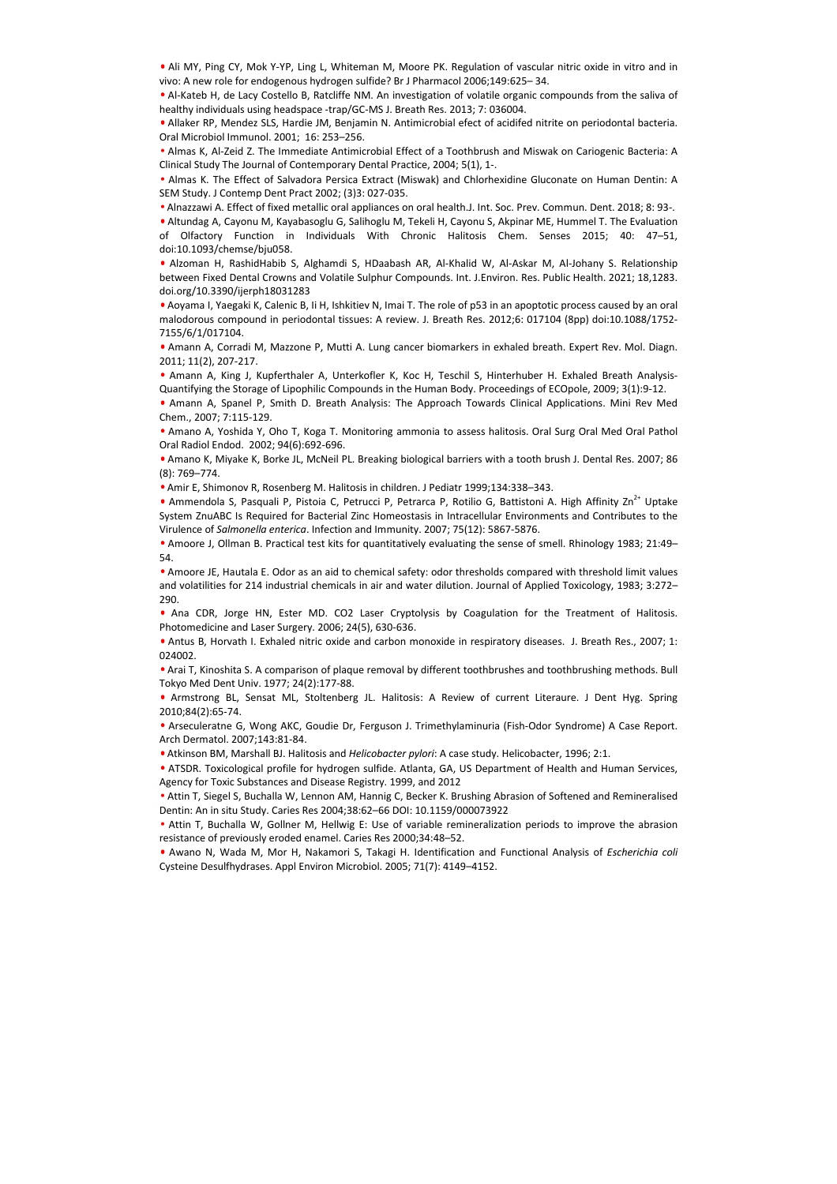- Ali MY, Ping CY, Mok Y-YP, Ling L, Whiteman M, Moore PK. Regulation of vascular nitric oxide in vitro and in vivo: A new role for endogenous hydrogen sulfide? Br J Pharmacol 2006;149:625– 34.
- Al-Kateb H, de Lacy Costello B, Ratcliffe NM. An investigation of volatile organic compounds from the saliva of healthy individuals using headspace -trap/GC-MS J. Breath Res. 2013; 7: 036004.
- Allaker RP, Mendez SLS, Hardie JM, Benjamin N. Antimicrobial efect of acidifed nitrite on periodontal bacteria. Oral Microbiol Immunol. 2001; 16: 253–256.
- Almas K, Al-Zeid Z. The Immediate Antimicrobial Effect of a Toothbrush and Miswak on Cariogenic Bacteria: A Clinical Study The Journal of Contemporary Dental Practice, 2004; 5(1), 1-.
- Almas K. The Effect of Salvadora Persica Extract (Miswak) and Chlorhexidine Gluconate on Human Dentin: A SEM Study. J Contemp Dent Pract 2002; (3)3: 027-035.
- Alnazzawi A. Effect of fixed metallic oral appliances on oral health.J. Int. Soc. Prev. Commun. Dent. 2018; 8: 93-.
- Altundag A, Cayonu M, Kayabasoglu G, Salihoglu M, Tekeli H, Cayonu S, Akpinar ME, Hummel T. The Evaluation of Olfactory Function in Individuals With Chronic Halitosis Chem. Senses 2015; 40: 47–51, doi:10.1093/chemse/bju058.
- Alzoman H, RashidHabib S, Alghamdi S, HDaabash AR, Al-Khalid W, Al-Askar M, Al-Johany S. Relationship between Fixed Dental Crowns and Volatile Sulphur Compounds. Int. J.Environ. Res. Public Health. 2021; 18,1283. doi.org/10.3390/ijerph18031283
- Aoyama I, Yaegaki K, Calenic B, Ii H, Ishkitiev N, Imai T. The role of p53 in an apoptotic process caused by an oral malodorous compound in periodontal tissues: A review. J. Breath Res. 2012;6: 017104 (8pp) doi:10.1088/1752-7155/6/1/017104.
- Amann A, Corradi M, Mazzone P, Mutti A. Lung cancer biomarkers in exhaled breath. Expert Rev. Mol. Diagn. 2011; 11(2), 207-217.
- Amann A, King J, Kupferthaler A, Unterkofler K, Koc H, Teschil S, Hinterhuber H. Exhaled Breath Analysis-Quantifying the Storage of Lipophilic Compounds in the Human Body. Proceedings of ECOpole, 2009; 3(1):9-12.
- Amann A, Spanel P, Smith D. Breath Analysis: The Approach Towards Clinical Applications. Mini Rev Med Chem., 2007; 7:115-129.
- Amano A, Yoshida Y, Oho T, Koga T. Monitoring ammonia to assess halitosis. Oral Surg Oral Med Oral Pathol Oral Radiol Endod. 2002; 94(6):692-696.
- Amano K, Miyake K, Borke JL, McNeil PL. Breaking biological barriers with a tooth brush J. Dental Res. 2007; 86 (8): 769–774.
- Amir E, Shimonov R, Rosenberg M. Halitosis in children. J Pediatr 1999;134:338–343.
- Ammendola S, Pasquali P, Pistoia C, Petrucci P, Petrarca P, Rotilio G, Battistoni A. High Affinity $Zn^{2+}$ Uptake System ZnuABC Is Required for Bacterial Zinc Homeostasis in Intracellular Environments and Contributes to the Virulence of *Salmonella enterica*. Infection and Immunity. 2007; 75(12): 5867-5876.
- Amoore J, Ollman B. Practical test kits for quantitatively evaluating the sense of smell. Rhinology 1983; 21:49–54.
- Amoore JE, Hautala E. Odor as an aid to chemical safety: odor thresholds compared with threshold limit values and volatilities for 214 industrial chemicals in air and water dilution. Journal of Applied Toxicology, 1983; 3:272–290.
- Ana CDR, Jorge HN, Ester MD. CO2 Laser Cryptolysis by Coagulation for the Treatment of Halitosis. Photomedicine and Laser Surgery. 2006; 24(5), 630-636.
- Antus B, Horvath I. Exhaled nitric oxide and carbon monoxide in respiratory diseases. J. Breath Res., 2007; 1: 024002.
- Arai T, Kinoshita S. A comparison of plaque removal by different toothbrushes and toothbrushing methods. Bull Tokyo Med Dent Univ. 1977; 24(2):177-88.
- Armstrong BL, Sensat ML, Stoltenberg JL. Halitosis: A Review of current Literaure. J Dent Hyg. Spring 2010;84(2):65-74.
- Arseculeratne G, Wong AKC, Goudie Dr, Ferguson J. Trimethylaminuria (Fish-Odor Syndrome) A Case Report. Arch Dermatol. 2007;143:81-84.
- Atkinson BM, Marshall BJ. Halitosis and *Helicobacter pylori*: A case study. Helicobacter, 1996; 2:1.
- ATSDR. Toxicological profile for hydrogen sulfide. Atlanta, GA, US Department of Health and Human Services, Agency for Toxic Substances and Disease Registry. 1999, and 2012
- Attin T, Siegel S, Buchalla W, Lennon AM, Hannig C, Becker K. Brushing Abrasion of Softened and Remineralised Dentin: An in situ Study. Caries Res 2004;38:62–66 DOI: 10.1159/000073922
- Attin T, Buchalla W, Gollner M, Hellwig E: Use of variable remineralization periods to improve the abrasion resistance of previously eroded enamel. Caries Res 2000;34:48–52.
- Awano N, Wada M, Mor H, Nakamori S, Takagi H. Identification and Functional Analysis of *Escherichia coli* Cysteine Desulfhydrases. Appl Environ Microbiol. 2005; 71(7): 4149–4152.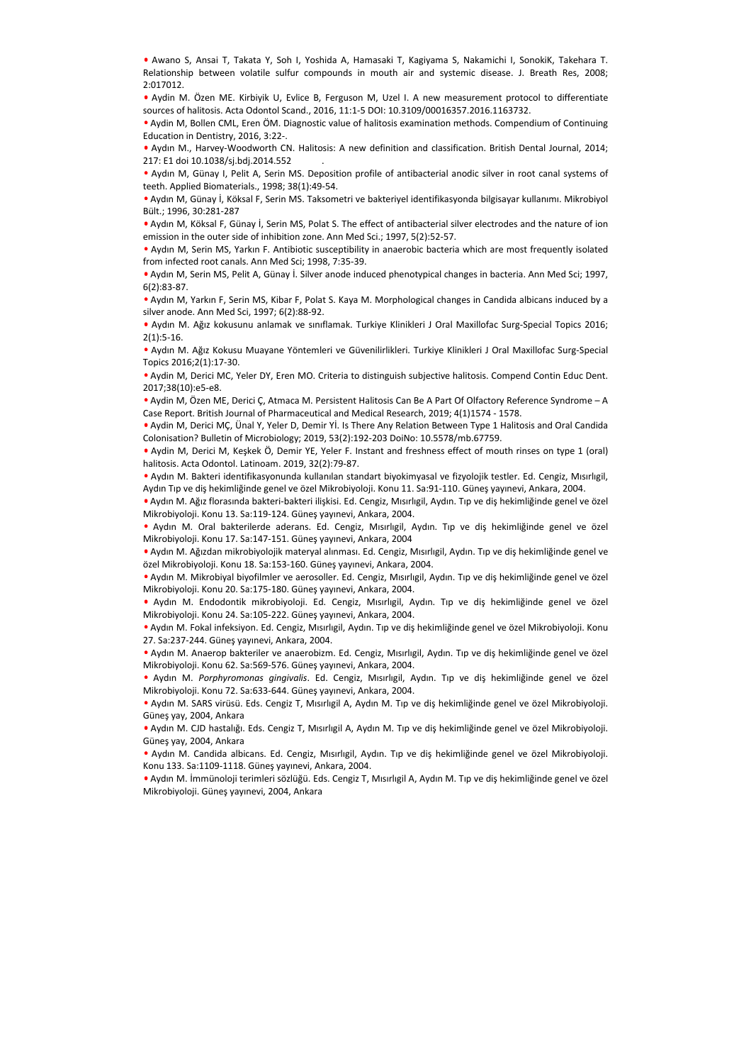- Awano S, Ansai T, Takata Y, Soh I, Yoshida A, Hamasaki T, Kagiyama S, Nakamichi I, SonokiK, Takehara T. Relationship between volatile sulfur compounds in mouth air and systemic disease. J. Breath Res, 2008; 2:017012.
- Aydin M. Özen ME. Kirbiyik U, Evlice B, Ferguson M, Uzel I. A new measurement protocol to differentiate sources of halitosis. Acta Odontol Scand., 2016, 11:1-5 DOI: 10.3109/00016357.2016.1163732.
- Aydin M, Bollen CML, Eren ÖM. Diagnostic value of halitosis examination methods. Compendium of Continuing Education in Dentistry, 2016, 3:22-.
- Aydın M., Harvey-Woodworth CN. Halitosis: A new definition and classification. British Dental Journal, 2014; 217: E1 doi 10.1038/sj.bdj.2014.552 .
- Aydın M, Günay I, Pelit A, Serin MS. Deposition profile of antibacterial anodic silver in root canal systems of teeth. Applied Biomaterials., 1998; 38(1):49-54.
- Aydın M, Günay İ, Köksal F, Serin MS. Taksometri ve bakteriyel identifikasyonda bilgisayar kullanımı. Mikrobiyol Bült.; 1996, 30:281-287
- Aydın M, Köksal F, Günay İ, Serin MS, Polat S. The effect of antibacterial silver electrodes and the nature of ion emission in the outer side of inhibition zone. Ann Med Sci.; 1997, 5(2):52-57.
- Aydın M, Serin MS, Yarkın F. Antibiotic susceptibility in anaerobic bacteria which are most frequently isolated from infected root canals. Ann Med Sci; 1998, 7:35-39.
- Aydın M, Serin MS, Pelit A, Günay İ. Silver anode induced phenotypical changes in bacteria. Ann Med Sci; 1997, 6(2):83-87.
- Aydın M, Yarkın F, Serin MS, Kibar F, Polat S. Kaya M. Morphological changes in Candida albicans induced by a silver anode. Ann Med Sci, 1997; 6(2):88-92.
- Aydın M. Ağız kokusunu anlamak ve sınıflamak. Turkiye Klinikleri J Oral Maxillofac Surg-Special Topics 2016; 2(1):5-16.
- Aydın M. Ağız Kokusu Muayane Yöntemleri ve Güvenilirlikleri. Turkiye Klinikleri J Oral Maxillofac Surg-Special Topics 2016;2(1):17-30.
- Aydin M, Derici MC, Yeler DY, Eren MO. Criteria to distinguish subjective halitosis. Compend Contin Educ Dent. 2017;38(10):e5-e8.
- Aydin M, Özen ME, Derici Ç, Atmaca M. Persistent Halitosis Can Be A Part Of Olfactory Reference Syndrome – A Case Report. British Journal of Pharmaceutical and Medical Research, 2019; 4(1)1574 - 1578.
- Aydin M, Derici MÇ, Ünal Y, Yeler D, Demir Yİ. Is There Any Relation Between Type 1 Halitosis and Oral Candida Colonisation? Bulletin of Microbiology; 2019, 53(2):192-203 DoiNo: 10.5578/mb.67759.
- Aydin M, Derici M, Keşkek Ö, Demir YE, Yeler F. Instant and freshness effect of mouth rinses on type 1 (oral) halitosis. Acta Odontol. Latinoam. 2019, 32(2):79-87.
- Aydın M. Bakteri identifikasyonunda kullanılan standart biyokimyasal ve fizyolojik testler. Ed. Cengiz, Mısırlıgil, Aydın Tıp ve diş hekimliğinde genel ve özel Mikrobiyoloji. Konu 11. Sa:91-110. Güneş yayınevi, Ankara, 2004.
- Aydın M. Ağız florasında bakteri-bakteri ilişkisi. Ed. Cengiz, Mısırlıgil, Aydın. Tıp ve diş hekimliğinde genel ve özel Mikrobiyoloji. Konu 13. Sa:119-124. Güneş yayınevi, Ankara, 2004.
- Aydın M. Oral bakterilerde aderans. Ed. Cengiz, Mısırlıgil, Aydın. Tıp ve diş hekimliğinde genel ve özel Mikrobiyoloji. Konu 17. Sa:147-151. Güneş yayınevi, Ankara, 2004
- Aydın M. Ağızdan mikrobiyolojik materyal alınması. Ed. Cengiz, Mısırlıgil, Aydın. Tıp ve diş hekimliğinde genel ve özel Mikrobiyoloji. Konu 18. Sa:153-160. Güneş yayınevi, Ankara, 2004.
- Aydın M. Mikrobiyal biyofilmler ve aerosoller. Ed. Cengiz, Mısırlıgil, Aydın. Tıp ve diş hekimliğinde genel ve özel Mikrobiyoloji. Konu 20. Sa:175-180. Güneş yayınevi, Ankara, 2004.
- Aydın M. Endodontik mikrobiyoloji. Ed. Cengiz, Mısırlıgil, Aydın. Tıp ve diş hekimliğinde genel ve özel Mikrobiyoloji. Konu 24. Sa:105-222. Güneş yayınevi, Ankara, 2004.
- Aydın M. Fokal infeksiyon. Ed. Cengiz, Mısırlıgil, Aydın. Tıp ve diş hekimliğinde genel ve özel Mikrobiyoloji. Konu 27. Sa:237-244. Güneş yayınevi, Ankara, 2004.
- Aydın M. Anaerop bakteriler ve anaerobizm. Ed. Cengiz, Mısırlıgil, Aydın. Tıp ve diş hekimliğinde genel ve özel Mikrobiyoloji. Konu 62. Sa:569-576. Güneş yayınevi, Ankara, 2004.
- Aydın M. *Porphyromonas gingivalis*. Ed. Cengiz, Mısırlıgil, Aydın. Tıp ve diş hekimliğinde genel ve özel Mikrobiyoloji. Konu 72. Sa:633-644. Güneş yayınevi, Ankara, 2004.
- Aydın M. SARS virüsü. Eds. Cengiz T, Mısırlıgil A, Aydın M. Tıp ve diş hekimliğinde genel ve özel Mikrobiyoloji. Güneş yay, 2004, Ankara
- Aydın M. CJD hastalığı. Eds. Cengiz T, Mısırlıgil A, Aydın M. Tıp ve diş hekimliğinde genel ve özel Mikrobiyoloji. Güneş yay, 2004, Ankara
- Aydın M. Candida albicans. Ed. Cengiz, Mısırlıgil, Aydın. Tıp ve diş hekimliğinde genel ve özel Mikrobiyoloji. Konu 133. Sa:1109-1118. Güneş yayınevi, Ankara, 2004.
- Aydın M. İmmünoloji terimleri sözlüğü. Eds. Cengiz T, Mısırlıgil A, Aydın M. Tıp ve diş hekimliğinde genel ve özel Mikrobiyoloji. Güneş yayınevi, 2004, Ankara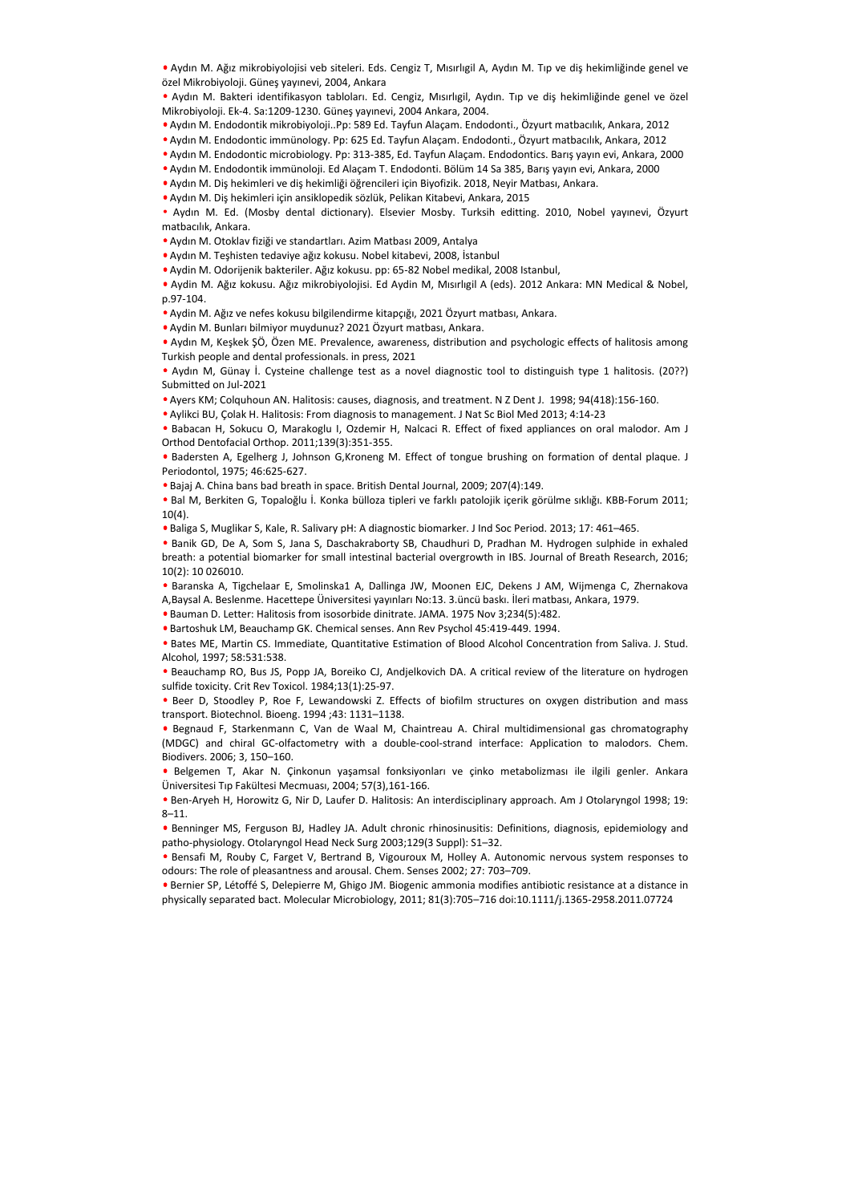- Aydın M. Ağız mikrobiyolojisi veb siteleri. Eds. Cengiz T, Mısırlıgil A, Aydın M. Tıp ve diş hekimliğinde genel ve özel Mikrobiyoloji. Güneş yayınevi, 2004, Ankara
- Aydın M. Bakteri identifikasyon tabloları. Ed. Cengiz, Mısırlıgil, Aydın. Tıp ve diş hekimliğinde genel ve özel Mikrobiyoloji. Ek-4. Sa:1209-1230. Güneş yayınevi, 2004 Ankara, 2004.
- Aydın M. Endodontik mikrobiyoloji..Pp: 589 Ed. Tayfun Alaçam. Endodonti., Özyurt matbacılık, Ankara, 2012
- Aydın M. Endodontic immünology. Pp: 625 Ed. Tayfun Alaçam. Endodonti., Özyurt matbacılık, Ankara, 2012
- Aydın M. Endodontic microbiology. Pp: 313-385, Ed. Tayfun Alaçam. Endodontics. Barış yayın evi, Ankara, 2000
- Aydın M. Endodontik immünoloji. Ed Alaçam T. Endodonti. Bölüm 14 Sa 385, Barış yayın evi, Ankara, 2000
- Aydın M. Diş hekimleri ve diş hekimliği öğrencileri için Biyofizik. 2018, Neyir Matbası, Ankara.
- Aydın M. Diş hekimleri için ansiklopedik sözlük, Pelikan Kitabevi, Ankara, 2015
- Aydın M. Ed. (Mosby dental dictionary). Elsevier Mosby. Turksih editting. 2010, Nobel yayınevi, Özyurt matbacılık, Ankara.
- Aydın M. Otoklav fiziği ve standartları. Azim Matbası 2009, Antalya
- Aydın M. Teşhisten tedaviye ağız kokusu. Nobel kitabevi, 2008, İstanbul
- Aydin M. Odorijenik bakteriler. Ağız kokusu. pp: 65-82 Nobel medikal, 2008 Istanbul,
- Aydin M. Ağız kokusu. Ağız mikrobiyolojisi. Ed Aydin M, Mısırlıgil A (eds). 2012 Ankara: MN Medical & Nobel, p.97-104.
- Aydin M. Ağız ve nefes kokusu bilgilendirme kitapçığı, 2021 Özyurt matbası, Ankara.
- Aydin M. Bunları bilmiyor muydunuz? 2021 Özyurt matbası, Ankara.
- Aydın M, Keşkek ŞÖ, Özen ME. Prevalence, awareness, distribution and psychologic effects of halitosis among Turkish people and dental professionals. in press, 2021
- Aydın M, Günay İ. Cysteine challenge test as a novel diagnostic tool to distinguish type 1 halitosis. (20??) Submitted on Jul-2021
- Ayers KM; Colquhoun AN. Halitosis: causes, diagnosis, and treatment. N Z Dent J. 1998; 94(418):156-160.
- Aylikci BU, Çolak H. Halitosis: From diagnosis to management. J Nat Sc Biol Med 2013; 4:14-23
- Babacan H, Sokucu O, Marakoglu I, Ozdemir H, Nalcaci R. Effect of fixed appliances on oral malodor. Am J Orthod Dentofacial Orthop. 2011;139(3):351-355.
- Badersten A, Egelherg J, Johnson G,Kroneng M. Effect of tongue brushing on formation of dental plaque. J Periodontol, 1975; 46:625-627.
- Bajaj A. China bans bad breath in space. British Dental Journal, 2009; 207(4):149.
- Bal M, Berkiten G, Topaloğlu İ. Konka bülloza tipleri ve farklı patolojik içerik görülme sıklığı. KBB-Forum 2011; 10(4).
- Baliga S, Muglikar S, Kale, R. Salivary pH: A diagnostic biomarker. J Ind Soc Period. 2013; 17: 461–465.
- Banik GD, De A, Som S, Jana S, Daschakraborty SB, Chaudhuri D, Pradhan M. Hydrogen sulphide in exhaled breath: a potential biomarker for small intestinal bacterial overgrowth in IBS. Journal of Breath Research, 2016; 10(2): 10 026010.
- Baranska A, Tigchelaar E, Smolinska1 A, Dallinga JW, Moonen EJC, Dekens J AM, Wijmenga C, Zhernakova A,Baysal A. Beslenme. Hacettepe Üniversitesi yayınları No:13. 3.üncü baskı. İleri matbası, Ankara, 1979.
- Bauman D. Letter: Halitosis from isosorbide dinitrate. JAMA. 1975 Nov 3;234(5):482.
- Bartoshuk LM, Beauchamp GK. Chemical senses. Ann Rev Psychol 45:419-449. 1994.
- Bates ME, Martin CS. Immediate, Quantitative Estimation of Blood Alcohol Concentration from Saliva. J. Stud. Alcohol, 1997; 58:531:538.
- Beauchamp RO, Bus JS, Popp JA, Boreiko CJ, Andjelkovich DA. A critical review of the literature on hydrogen sulfide toxicity. Crit Rev Toxicol. 1984;13(1):25-97.
- Beer D, Stoodley P, Roe F, Lewandowski Z. Effects of biofilm structures on oxygen distribution and mass transport. Biotechnol. Bioeng. 1994 ;43: 1131–1138.
- Begnaud F, Starkenmann C, Van de Waal M, Chaintreau A. Chiral multidimensional gas chromatography (MDGC) and chiral GC-olfactometry with a double-cool-strand interface: Application to malodors. Chem. Biodivers. 2006; 3, 150–160.
- Belgemen T, Akar N. Çinkonun yaşamsal fonksiyonları ve çinko metabolizması ile ilgili genler. Ankara Üniversitesi Tıp Fakültesi Mecmuası, 2004; 57(3),161-166.
- Ben-Aryeh H, Horowitz G, Nir D, Laufer D. Halitosis: An interdisciplinary approach. Am J Otolaryngol 1998; 19: 8–11.
- Benninger MS, Ferguson BJ, Hadley JA. Adult chronic rhinosinusitis: Definitions, diagnosis, epidemiology and patho-physiology. Otolaryngol Head Neck Surg 2003;129(3 Suppl): S1–32.
- Bensafi M, Rouby C, Farget V, Bertrand B, Vigouroux M, Holley A. Autonomic nervous system responses to odours: The role of pleasantness and arousal. Chem. Senses 2002; 27: 703–709.
- Bernier SP, Létoffé S, Delepierre M, Ghigo JM. Biogenic ammonia modifies antibiotic resistance at a distance in physically separated bact. Molecular Microbiology, 2011; 81(3):705–716 doi:10.1111/j.1365-2958.2011.07724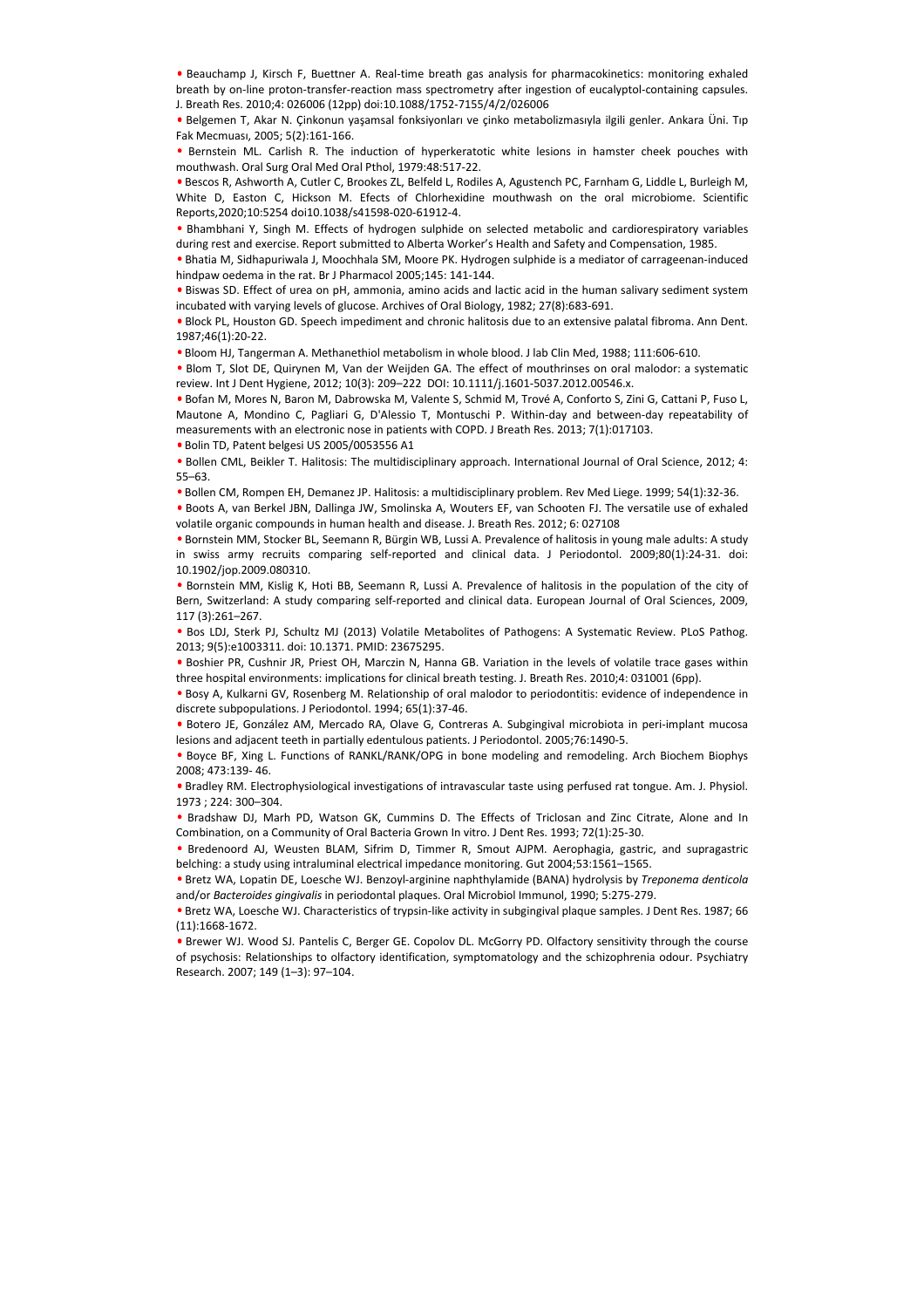- Beauchamp J, Kirsch F, Buettner A. Real-time breath gas analysis for pharmacokinetics: monitoring exhaled breath by on-line proton-transfer-reaction mass spectrometry after ingestion of eucalyptol-containing capsules. J. Breath Res. 2010;4: 026006 (12pp) doi:10.1088/1752-7155/4/2/026006
- Belgemen T, Akar N. Çinkonun yaşamsal fonksiyonları ve çinko metabolizmasıyla ilgili genler. Ankara Üni. Tıp Fak Mecmuası, 2005; 5(2):161-166.
- Bernstein ML. Carlish R. The induction of hyperkeratotic white lesions in hamster cheek pouches with mouthwash. Oral Surg Oral Med Oral Pthol, 1979:48:517-22.
- Bescos R, Ashworth A, Cutler C, Brookes ZL, Belfeld L, Rodiles A, Agustench PC, Farnham G, Liddle L, Burleigh M, White D, Easton C, Hickson M. Efects of Chlorhexidine mouthwash on the oral microbiome. Scientific Reports,2020;10:5254 doi10.1038/s41598-020-61912-4.
- Bhambhani Y, Singh M. Effects of hydrogen sulphide on selected metabolic and cardiorespiratory variables during rest and exercise. Report submitted to Alberta Worker's Health and Safety and Compensation, 1985.
- Bhatia M, Sidhapuriwala J, Moochhala SM, Moore PK. Hydrogen sulphide is a mediator of carrageenan-induced hindpaw oedema in the rat. Br J Pharmacol 2005;145: 141-144.
- Biswas SD. Effect of urea on pH, ammonia, amino acids and lactic acid in the human salivary sediment system incubated with varying levels of glucose. Archives of Oral Biology, 1982; 27(8):683-691.
- Block PL, Houston GD. Speech impediment and chronic halitosis due to an extensive palatal fibroma. Ann Dent. 1987;46(1):20-22.
- Bloom HJ, Tangerman A. Methanethiol metabolism in whole blood. J lab Clin Med, 1988; 111:606-610.
- Blom T, Slot DE, Quirynen M, Van der Weijden GA. The effect of mouthrinses on oral malodor: a systematic review. Int J Dent Hygiene, 2012; 10(3): 209–222 DOI: 10.1111/j.1601-5037.2012.00546.x.
- Bofan M, Mores N, Baron M, Dabrowska M, Valente S, Schmid M, Trové A, Conforto S, Zini G, Cattani P, Fuso L, Mautone A, Mondino C, Pagliari G, D'Alessio T, Montuschi P. Within-day and between-day repeatability of measurements with an electronic nose in patients with COPD. J Breath Res. 2013; 7(1):017103.
- Bolin TD, Patent belgesi US 2005/0053556 A1
- Bollen CML, Beikler T. Halitosis: The multidisciplinary approach. International Journal of Oral Science, 2012; 4: 55–63.
- Bollen CM, Rompen EH, Demanez JP. Halitosis: a multidisciplinary problem. Rev Med Liege. 1999; 54(1):32-36.
- Boots A, van Berkel JBN, Dallinga JW, Smolinska A, Wouters EF, van Schooten FJ. The versatile use of exhaled volatile organic compounds in human health and disease. J. Breath Res. 2012; 6: 027108
- Bornstein MM, Stocker BL, Seemann R, Bürgin WB, Lussi A. Prevalence of halitosis in young male adults: A study in swiss army recruits comparing self-reported and clinical data. J Periodontol. 2009;80(1):24-31. doi: 10.1902/jop.2009.080310.
- Bornstein MM, Kislig K, Hoti BB, Seemann R, Lussi A. Prevalence of halitosis in the population of the city of Bern, Switzerland: A study comparing self-reported and clinical data. European Journal of Oral Sciences, 2009, 117 (3):261–267.
- Bos LDJ, Sterk PJ, Schultz MJ (2013) Volatile Metabolites of Pathogens: A Systematic Review. PLoS Pathog. 2013; 9(5):e1003311. doi: 10.1371. PMID: 23675295.
- Boshier PR, Cushnir JR, Priest OH, Marczin N, Hanna GB. Variation in the levels of volatile trace gases within three hospital environments: implications for clinical breath testing. J. Breath Res. 2010;4: 031001 (6pp).
- Bosy A, Kulkarni GV, Rosenberg M. Relationship of oral malodor to periodontitis: evidence of independence in discrete subpopulations. J Periodontol. 1994; 65(1):37-46.
- Botero JE, González AM, Mercado RA, Olave G, Contreras A. Subgingival microbiota in peri-implant mucosa lesions and adjacent teeth in partially edentulous patients. J Periodontol. 2005;76:1490-5.
- Boyce BF, Xing L. Functions of RANKL/RANK/OPG in bone modeling and remodeling. Arch Biochem Biophys 2008; 473:139- 46.
- Bradley RM. Electrophysiological investigations of intravascular taste using perfused rat tongue. Am. J. Physiol. 1973 ; 224: 300–304.
- Bradshaw DJ, Marh PD, Watson GK, Cummins D. The Effects of Triclosan and Zinc Citrate, Alone and In Combination, on a Community of Oral Bacteria Grown In vitro. J Dent Res. 1993; 72(1):25-30.
- Bredenoord AJ, Weusten BLAM, Sifrim D, Timmer R, Smout AJPM. Aerophagia, gastric, and supragastric belching: a study using intraluminal electrical impedance monitoring. Gut 2004;53:1561–1565.
- Bretz WA, Lopatin DE, Loesche WJ. Benzoyl-arginine naphthylamide (BANA) hydrolysis by *Treponema denticola* and/or *Bacteroides gingivalis* in periodontal plaques. Oral Microbiol Immunol, 1990; 5:275-279.
- Bretz WA, Loesche WJ. Characteristics of trypsin-like activity in subgingival plaque samples. J Dent Res. 1987; 66 (11):1668-1672.
- Brewer WJ. Wood SJ. Pantelis C, Berger GE. Copolov DL. McGorry PD. Olfactory sensitivity through the course of psychosis: Relationships to olfactory identification, symptomatology and the schizophrenia odour. Psychiatry Research. 2007; 149 (1–3): 97–104.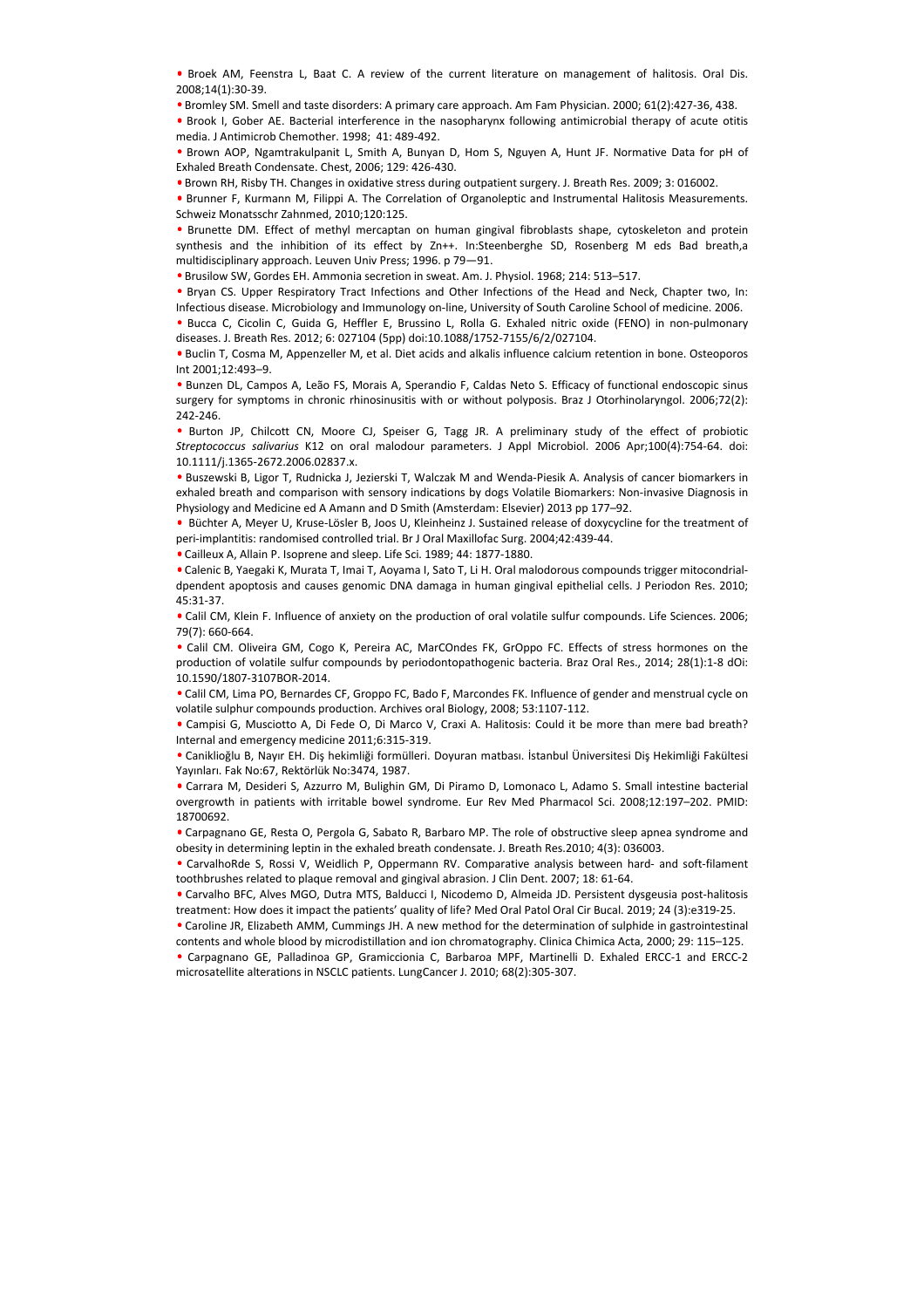- Broek AM, Feenstra L, Baat C. A review of the current literature on management of halitosis. Oral Dis. 2008;14(1):30-39.
- Bromley SM. Smell and taste disorders: A primary care approach. Am Fam Physician. 2000; 61(2):427-36, 438.
- Brook I, Gober AE. Bacterial interference in the nasopharynx following antimicrobial therapy of acute otitis media. J Antimicrob Chemother. 1998; 41: 489-492.
- Brown AOP, Ngamtrakulpanit L, Smith A, Bunyan D, Hom S, Nguyen A, Hunt JF. Normative Data for pH of Exhaled Breath Condensate. Chest, 2006; 129: 426-430.
- Brown RH, Risby TH. Changes in oxidative stress during outpatient surgery. J. Breath Res. 2009; 3: 016002.
- Brunner F, Kurmann M, Filippi A. The Correlation of Organoleptic and Instrumental Halitosis Measurements. Schweiz Monatsschr Zahnmed, 2010;120:125.
- Brunette DM. Effect of methyl mercaptan on human gingival fibroblasts shape, cytoskeleton and protein synthesis and the inhibition of its effect by Zn++. In:Steenberghe SD, Rosenberg M eds Bad breath,a multidisciplinary approach. Leuven Univ Press; 1996. p 79—91.
- Brusilow SW, Gordes EH. Ammonia secretion in sweat. Am. J. Physiol. 1968; 214: 513–517.
- Bryan CS. Upper Respiratory Tract Infections and Other Infections of the Head and Neck, Chapter two, In: Infectious disease. Microbiology and Immunology on-line, University of South Caroline School of medicine. 2006.
- Bucca C, Cicolin C, Guida G, Heffler E, Brussino L, Rolla G. Exhaled nitric oxide (FENO) in non-pulmonary diseases. J. Breath Res. 2012; 6: 027104 (5pp) doi:10.1088/1752-7155/6/2/027104.
- Buclin T, Cosma M, Appenzeller M, et al. Diet acids and alkalis influence calcium retention in bone. Osteoporos Int 2001;12:493–9.
- Bunzen DL, Campos A, Leão FS, Morais A, Sperandio F, Caldas Neto S. Efficacy of functional endoscopic sinus surgery for symptoms in chronic rhinosinusitis with or without polyposis. Braz J Otorhinolaryngol. 2006;72(2): 242-246.
- Burton JP, Chilcott CN, Moore CJ, Speiser G, Tagg JR. A preliminary study of the effect of probiotic *Streptococcus salivarius* K12 on oral malodour parameters. J Appl Microbiol. 2006 Apr;100(4):754-64. doi: 10.1111/j.1365-2672.2006.02837.x.
- Buszewski B, Ligor T, Rudnicka J, Jezierski T, Walczak M and Wenda-Piesik A. Analysis of cancer biomarkers in exhaled breath and comparison with sensory indications by dogs Volatile Biomarkers: Non-invasive Diagnosis in Physiology and Medicine ed A Amann and D Smith (Amsterdam: Elsevier) 2013 pp 177–92.
- Büchter A, Meyer U, Kruse-Lösler B, Joos U, Kleinheinz J. Sustained release of doxycycline for the treatment of peri-implantitis: randomised controlled trial. Br J Oral Maxillofac Surg. 2004;42:439-44.
- Cailleux A, Allain P. Isoprene and sleep. Life Sci. 1989; 44: 1877-1880.
- Calenic B, Yaegaki K, Murata T, Imai T, Aoyama I, Sato T, Li H. Oral malodorous compounds trigger mitocondrial-dpendent apoptosis and causes genomic DNA damaga in human gingival epithelial cells. J Periodon Res. 2010; 45:31-37.
- Calil CM, Klein F. Influence of anxiety on the production of oral volatile sulfur compounds. Life Sciences. 2006; 79(7): 660-664.
- Calil CM. Oliveira GM, Cogo K, Pereira AC, MarCOndes FK, GrOppo FC. Effects of stress hormones on the production of volatile sulfur compounds by periodontopathogenic bacteria. Braz Oral Res., 2014; 28(1):1-8 dOi: 10.1590/1807-3107BOR-2014.
- Calil CM, Lima PO, Bernardes CF, Groppo FC, Bado F, Marcondes FK. Influence of gender and menstrual cycle on volatile sulphur compounds production. Archives oral Biology, 2008; 53:1107-112.
- Campisi G, Musciotto A, Di Fede O, Di Marco V, Craxi A. Halitosis: Could it be more than mere bad breath? Internal and emergency medicine 2011;6:315-319.
- Caniklioğlu B, Nayır EH. Diş hekimliği formülleri. Doyuran matbası. İstanbul Üniversitesi Diş Hekimliği Fakültesi Yayınları. Fak No:67, Rektörlük No:3474, 1987.
- Carrara M, Desideri S, Azzurro M, Bulighin GM, Di Piramo D, Lomonaco L, Adamo S. Small intestine bacterial overgrowth in patients with irritable bowel syndrome. Eur Rev Med Pharmacol Sci. 2008;12:197–202. PMID: 18700692.
- Carpagnano GE, Resta O, Pergola G, Sabato R, Barbaro MP. The role of obstructive sleep apnea syndrome and obesity in determining leptin in the exhaled breath condensate. J. Breath Res.2010; 4(3): 036003.
- CarvalhoRde S, Rossi V, Weidlich P, Oppermann RV. Comparative analysis between hard- and soft-filament toothbrushes related to plaque removal and gingival abrasion. J Clin Dent. 2007; 18: 61-64.
- Carvalho BFC, Alves MGO, Dutra MTS, Balducci I, Nicodemo D, Almeida JD. Persistent dysgeusia post-halitosis treatment: How does it impact the patients' quality of life? Med Oral Patol Oral Cir Bucal. 2019; 24 (3):e319-25.
- Caroline JR, Elizabeth AMM, Cummings JH. A new method for the determination of sulphide in gastrointestinal contents and whole blood by microdistillation and ion chromatography. Clinica Chimica Acta, 2000; 29: 115–125.
- Carpagnano GE, Palladinoa GP, Gramiccionia C, Barbaroa MPF, Martinelli D. Exhaled ERCC-1 and ERCC-2 microsatellite alterations in NSCLC patients. LungCancer J. 2010; 68(2):305-307.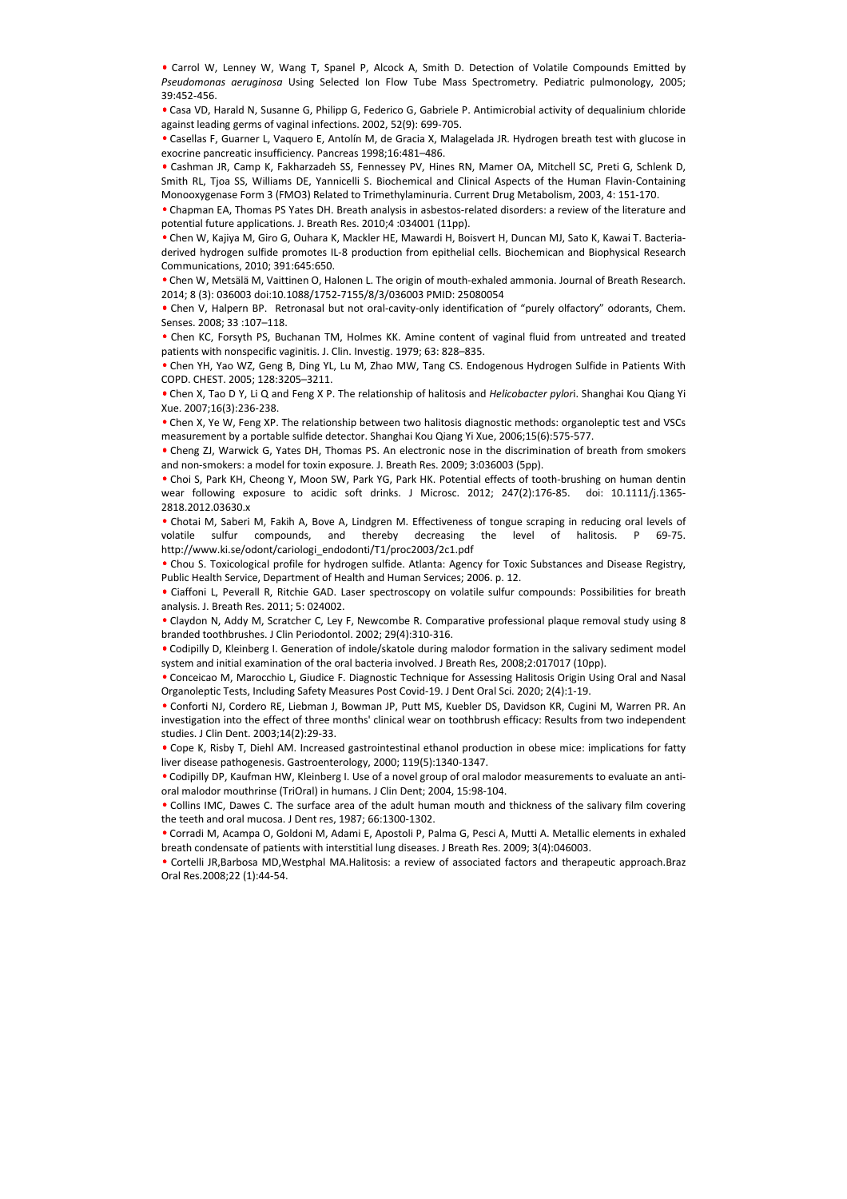- Carrol W, Lenney W, Wang T, Spanel P, Alcock A, Smith D. Detection of Volatile Compounds Emitted by *Pseudomonas aeruginosa* Using Selected Ion Flow Tube Mass Spectrometry. Pediatric pulmonology, 2005; 39:452-456.
- Casa VD, Harald N, Susanne G, Philipp G, Federico G, Gabriele P. Antimicrobial activity of dequalinium chloride against leading germs of vaginal infections. 2002, 52(9): 699-705.
- Casellas F, Guarner L, Vaquero E, Antolín M, de Gracia X, Malagelada JR. Hydrogen breath test with glucose in exocrine pancreatic insufficiency. Pancreas 1998;16:481–486.
- Cashman JR, Camp K, Fakharzadeh SS, Fennessey PV, Hines RN, Mamer OA, Mitchell SC, Preti G, Schlenk D, Smith RL, Tjoa SS, Williams DE, Yannicelli S. Biochemical and Clinical Aspects of the Human Flavin-Containing Monooxygenase Form 3 (FMO3) Related to Trimethylaminuria. Current Drug Metabolism, 2003, 4: 151-170.
- Chapman EA, Thomas PS Yates DH. Breath analysis in asbestos-related disorders: a review of the literature and potential future applications. J. Breath Res. 2010;4 :034001 (11pp).
- Chen W, Kajiya M, Giro G, Ouhara K, Mackler HE, Mawardi H, Boisvert H, Duncan MJ, Sato K, Kawai T. Bacteria-derived hydrogen sulfide promotes IL-8 production from epithelial cells. Biochemican and Biophysical Research Communications, 2010; 391:645:650.
- Chen W, Metsälä M, Vaittinen O, Halonen L. The origin of mouth-exhaled ammonia. Journal of Breath Research. 2014; 8 (3): 036003 doi:10.1088/1752-7155/8/3/036003 PMID: 25080054
- Chen V, Halpern BP. Retronasal but not oral-cavity-only identification of "purely olfactory" odorants, Chem. Senses. 2008; 33 :107–118.
- Chen KC, Forsyth PS, Buchanan TM, Holmes KK. Amine content of vaginal fluid from untreated and treated patients with nonspecific vaginitis. J. Clin. Investig. 1979; 63: 828–835.
- Chen YH, Yao WZ, Geng B, Ding YL, Lu M, Zhao MW, Tang CS. Endogenous Hydrogen Sulfide in Patients With COPD. CHEST. 2005; 128:3205–3211.
- Chen X, Tao D Y, Li Q and Feng X P. The relationship of halitosis and *Helicobacter pylor*i. Shanghai Kou Qiang Yi Xue. 2007;16(3):236-238.
- Chen X, Ye W, Feng XP. The relationship between two halitosis diagnostic methods: organoleptic test and VSCs measurement by a portable sulfide detector. Shanghai Kou Qiang Yi Xue, 2006;15(6):575-577.
- Cheng ZJ, Warwick G, Yates DH, Thomas PS. An electronic nose in the discrimination of breath from smokers and non-smokers: a model for toxin exposure. J. Breath Res. 2009; 3:036003 (5pp).
- Choi S, Park KH, Cheong Y, Moon SW, Park YG, Park HK. Potential effects of tooth-brushing on human dentin wear following exposure to acidic soft drinks. J Microsc. 2012; 247(2):176-85. doi: 10.1111/j.1365-2818.2012.03630.x
- Chotai M, Saberi M, Fakih A, Bove A, Lindgren M. Effectiveness of tongue scraping in reducing oral levels of volatile sulfur compounds, and thereby decreasing the level of halitosis. P 69-75. http://www.ki.se/odont/cariologi_endodonti/T1/proc2003/2c1.pdf
- Chou S. Toxicological profile for hydrogen sulfide. Atlanta: Agency for Toxic Substances and Disease Registry, Public Health Service, Department of Health and Human Services; 2006. p. 12.
- Ciaffoni L, Peverall R, Ritchie GAD. Laser spectroscopy on volatile sulfur compounds: Possibilities for breath analysis. J. Breath Res. 2011; 5: 024002.
- Claydon N, Addy M, Scratcher C, Ley F, Newcombe R. Comparative professional plaque removal study using 8 branded toothbrushes. J Clin Periodontol. 2002; 29(4):310-316.
- Codipilly D, Kleinberg I. Generation of indole/skatole during malodor formation in the salivary sediment model system and initial examination of the oral bacteria involved. J Breath Res, 2008;2:017017 (10pp).
- Conceicao M, Marocchio L, Giudice F. Diagnostic Technique for Assessing Halitosis Origin Using Oral and Nasal Organoleptic Tests, Including Safety Measures Post Covid-19. J Dent Oral Sci. 2020; 2(4):1-19.
- Conforti NJ, Cordero RE, Liebman J, Bowman JP, Putt MS, Kuebler DS, Davidson KR, Cugini M, Warren PR. An investigation into the effect of three months' clinical wear on toothbrush efficacy: Results from two independent studies. J Clin Dent. 2003;14(2):29-33.
- Cope K, Risby T, Diehl AM. Increased gastrointestinal ethanol production in obese mice: implications for fatty liver disease pathogenesis. Gastroenterology, 2000; 119(5):1340-1347.
- Codipilly DP, Kaufman HW, Kleinberg I. Use of a novel group of oral malodor measurements to evaluate an anti-oral malodor mouthrinse (TriOral) in humans. J Clin Dent; 2004, 15:98-104.
- Collins IMC, Dawes C. The surface area of the adult human mouth and thickness of the salivary film covering the teeth and oral mucosa. J Dent res, 1987; 66:1300-1302.
- Corradi M, Acampa O, Goldoni M, Adami E, Apostoli P, Palma G, Pesci A, Mutti A. Metallic elements in exhaled breath condensate of patients with interstitial lung diseases. J Breath Res. 2009; 3(4):046003.
- Cortelli JR,Barbosa MD,Westphal MA.Halitosis: a review of associated factors and therapeutic approach.Braz Oral Res.2008;22 (1):44-54.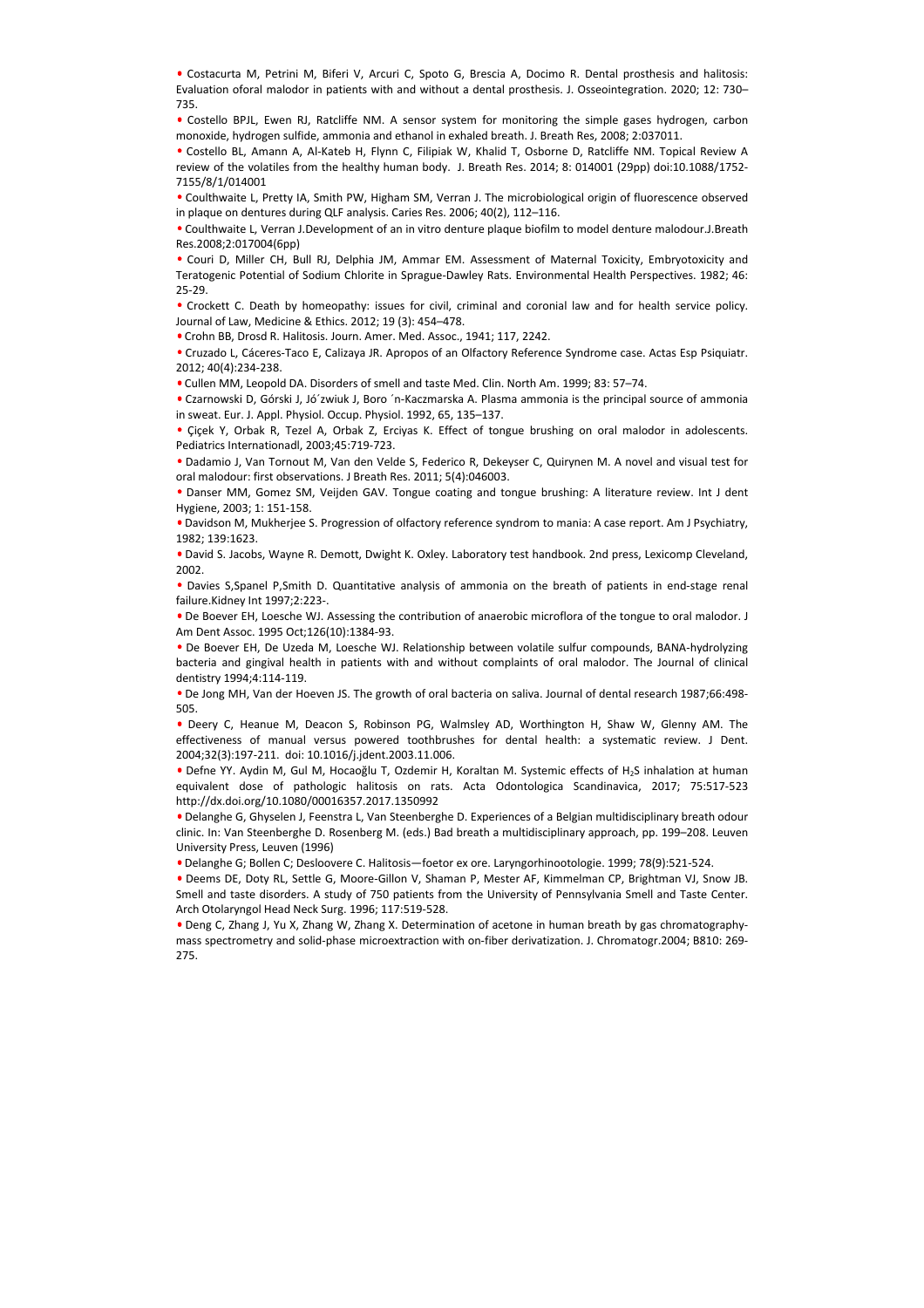- Costacurta M, Petrini M, Biferi V, Arcuri C, Spoto G, Brescia A, Docimo R. Dental prosthesis and halitosis: Evaluation oforal malodor in patients with and without a dental prosthesis. J. Osseointegration. 2020; 12: 730–735.
- Costello BPJL, Ewen RJ, Ratcliffe NM. A sensor system for monitoring the simple gases hydrogen, carbon monoxide, hydrogen sulfide, ammonia and ethanol in exhaled breath. J. Breath Res, 2008; 2:037011.
- Costello BL, Amann A, Al-Kateb H, Flynn C, Filipiak W, Khalid T, Osborne D, Ratcliffe NM. Topical Review A review of the volatiles from the healthy human body. J. Breath Res. 2014; 8: 014001 (29pp) doi:10.1088/1752-7155/8/1/014001
- Coulthwaite L, Pretty IA, Smith PW, Higham SM, Verran J. The microbiological origin of fluorescence observed in plaque on dentures during QLF analysis. Caries Res. 2006; 40(2), 112–116.
- Coulthwaite L, Verran J.Development of an in vitro denture plaque biofilm to model denture malodour.J.Breath Res.2008;2:017004(6pp)
- Couri D, Miller CH, Bull RJ, Delphia JM, Ammar EM. Assessment of Maternal Toxicity, Embryotoxicity and Teratogenic Potential of Sodium Chlorite in Sprague-Dawley Rats. Environmental Health Perspectives. 1982; 46: 25-29.
- Crockett C. Death by homeopathy: issues for civil, criminal and coronial law and for health service policy. Journal of Law, Medicine & Ethics. 2012; 19 (3): 454–478.
- Crohn BB, Drosd R. Halitosis. Journ. Amer. Med. Assoc., 1941; 117, 2242.
- Cruzado L, Cáceres-Taco E, Calizaya JR. Apropos of an Olfactory Reference Syndrome case. Actas Esp Psiquiatr. 2012; 40(4):234-238.
- Cullen MM, Leopold DA. Disorders of smell and taste Med. Clin. North Am. 1999; 83: 57–74.
- Czarnowski D, Górski J, Jó´zwiuk J, Boro ´n-Kaczmarska A. Plasma ammonia is the principal source of ammonia in sweat. Eur. J. Appl. Physiol. Occup. Physiol. 1992, 65, 135–137.
- Çiçek Y, Orbak R, Tezel A, Orbak Z, Erciyas K. Effect of tongue brushing on oral malodor in adolescents. Pediatrics Internationadl, 2003;45:719-723.
- Dadamio J, Van Tornout M, Van den Velde S, Federico R, Dekeyser C, Quirynen M. A novel and visual test for oral malodour: first observations. J Breath Res. 2011; 5(4):046003.
- Danser MM, Gomez SM, Veijden GAV. Tongue coating and tongue brushing: A literature review. Int J dent Hygiene, 2003; 1: 151-158.
- Davidson M, Mukherjee S. Progression of olfactory reference syndrom to mania: A case report. Am J Psychiatry, 1982; 139:1623.
- David S. Jacobs, Wayne R. Demott, Dwight K. Oxley. Laboratory test handbook. 2nd press, Lexicomp Cleveland, 2002.
- Davies S,Spanel P,Smith D. Quantitative analysis of ammonia on the breath of patients in end-stage renal failure.Kidney Int 1997;2:223-.
- De Boever EH, Loesche WJ. Assessing the contribution of anaerobic microflora of the tongue to oral malodor. J Am Dent Assoc. 1995 Oct;126(10):1384-93.
- De Boever EH, De Uzeda M, Loesche WJ. Relationship between volatile sulfur compounds, BANA-hydrolyzing bacteria and gingival health in patients with and without complaints of oral malodor. The Journal of clinical dentistry 1994;4:114-119.
- De Jong MH, Van der Hoeven JS. The growth of oral bacteria on saliva. Journal of dental research 1987;66:498-505.
- Deery C, Heanue M, Deacon S, Robinson PG, Walmsley AD, Worthington H, Shaw W, Glenny AM. The effectiveness of manual versus powered toothbrushes for dental health: a systematic review. J Dent. 2004;32(3):197-211. doi: 10.1016/j.jdent.2003.11.006.
- Defne YY. Aydin M, Gul M, Hocaoğlu T, Ozdemir H, Koraltan M. Systemic effects of $H_2S$ inhalation at human equivalent dose of pathologic halitosis on rats. Acta Odontologica Scandinavica, 2017; 75:517-523 http://dx.doi.org/10.1080/00016357.2017.1350992
- Delanghe G, Ghyselen J, Feenstra L, Van Steenberghe D. Experiences of a Belgian multidisciplinary breath odour clinic. In: Van Steenberghe D. Rosenberg M. (eds.) Bad breath a multidisciplinary approach, pp. 199–208. Leuven University Press, Leuven (1996)
- Delanghe G; Bollen C; Desloovere C. Halitosis—foetor ex ore. Laryngorhinootologie. 1999; 78(9):521-524.
- Deems DE, Doty RL, Settle G, Moore-Gillon V, Shaman P, Mester AF, Kimmelman CP, Brightman VJ, Snow JB. Smell and taste disorders. A study of 750 patients from the University of Pennsylvania Smell and Taste Center. Arch Otolaryngol Head Neck Surg. 1996; 117:519-528.
- Deng C, Zhang J, Yu X, Zhang W, Zhang X. Determination of acetone in human breath by gas chromatography-mass spectrometry and solid-phase microextraction with on-fiber derivatization. J. Chromatogr.2004; B810: 269-275.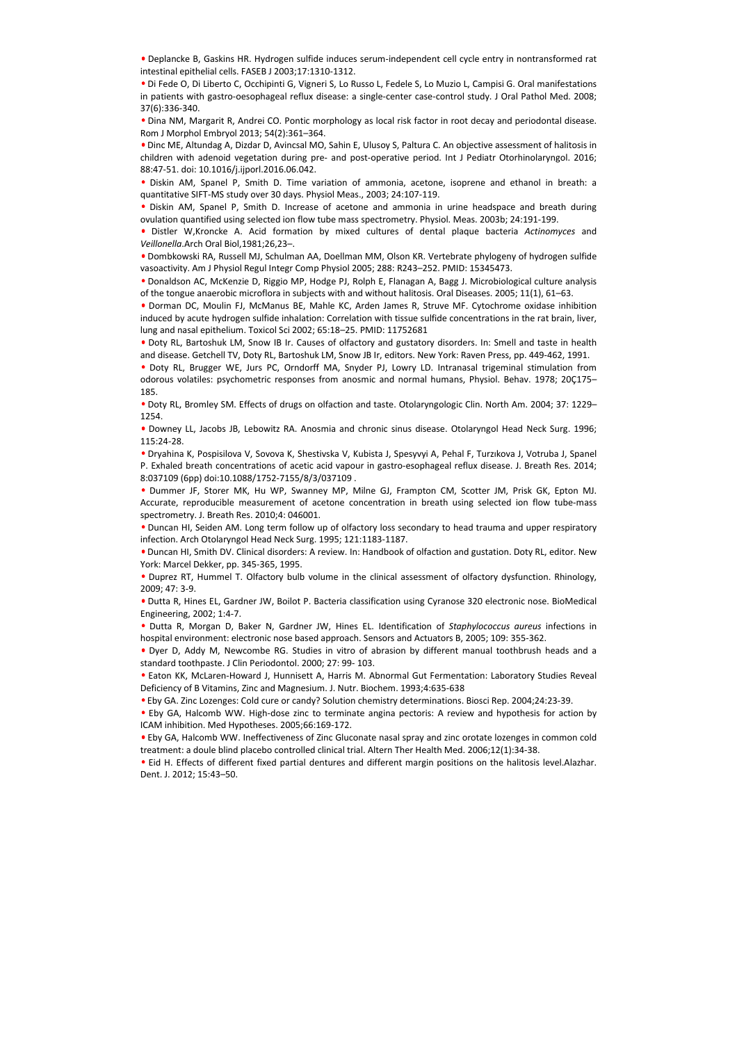- Deplancke B, Gaskins HR. Hydrogen sulfide induces serum-independent cell cycle entry in nontransformed rat intestinal epithelial cells. FASEB J 2003;17:1310-1312.
- Di Fede O, Di Liberto C, Occhipinti G, Vigneri S, Lo Russo L, Fedele S, Lo Muzio L, Campisi G. Oral manifestations in patients with gastro-oesophageal reflux disease: a single-center case-control study. J Oral Pathol Med. 2008; 37(6):336-340.
- Dina NM, Margarit R, Andrei CO. Pontic morphology as local risk factor in root decay and periodontal disease. Rom J Morphol Embryol 2013; 54(2):361–364.
- Dinc ME, Altundag A, Dizdar D, Avincsal MO, Sahin E, Ulusoy S, Paltura C. An objective assessment of halitosis in children with adenoid vegetation during pre- and post-operative period. Int J Pediatr Otorhinolaryngol. 2016; 88:47-51. doi: 10.1016/j.ijporl.2016.06.042.
- Diskin AM, Spanel P, Smith D. Time variation of ammonia, acetone, isoprene and ethanol in breath: a quantitative SIFT-MS study over 30 days. Physiol Meas., 2003; 24:107-119.
- Diskin AM, Spanel P, Smith D. Increase of acetone and ammonia in urine headspace and breath during ovulation quantified using selected ion flow tube mass spectrometry. Physiol. Meas. 2003b; 24:191-199.
- Distler W,Kroncke A. Acid formation by mixed cultures of dental plaque bacteria *Actinomyces* and *Veillonella*.Arch Oral Biol,1981;26,23–.
- Dombkowski RA, Russell MJ, Schulman AA, Doellman MM, Olson KR. Vertebrate phylogeny of hydrogen sulfide vasoactivity. Am J Physiol Regul Integr Comp Physiol 2005; 288: R243–252. PMID: 15345473.
- Donaldson AC, McKenzie D, Riggio MP, Hodge PJ, Rolph E, Flanagan A, Bagg J. Microbiological culture analysis of the tongue anaerobic microflora in subjects with and without halitosis. Oral Diseases. 2005; 11(1), 61–63.
- Dorman DC, Moulin FJ, McManus BE, Mahle KC, Arden James R, Struve MF. Cytochrome oxidase inhibition induced by acute hydrogen sulfide inhalation: Correlation with tissue sulfide concentrations in the rat brain, liver, lung and nasal epithelium. Toxicol Sci 2002; 65:18–25. PMID: 11752681
- Doty RL, Bartoshuk LM, Snow IB Ir. Causes of olfactory and gustatory disorders. In: Smell and taste in health and disease. Getchell TV, Doty RL, Bartoshuk LM, Snow JB Ir, editors. New York: Raven Press, pp. 449-462, 1991.
- Doty RL, Brugger WE, Jurs PC, Orndorff MA, Snyder PJ, Lowry LD. Intranasal trigeminal stimulation from odorous volatiles: psychometric responses from anosmic and normal humans, Physiol. Behav. 1978; 20Ç175–185.
- Doty RL, Bromley SM. Effects of drugs on olfaction and taste. Otolaryngologic Clin. North Am. 2004; 37: 1229–1254.
- Downey LL, Jacobs JB, Lebowitz RA. Anosmia and chronic sinus disease. Otolaryngol Head Neck Surg. 1996; 115:24-28.
- Dryahina K, Pospisilova V, Sovova K, Shestivska V, Kubista J, Spesyvyi A, Pehal F, Turzıkova J, Votruba J, Spanel P. Exhaled breath concentrations of acetic acid vapour in gastro-esophageal reflux disease. J. Breath Res. 2014; 8:037109 (6pp) doi:10.1088/1752-7155/8/3/037109 .
- Dummer JF, Storer MK, Hu WP, Swanney MP, Milne GJ, Frampton CM, Scotter JM, Prisk GK, Epton MJ. Accurate, reproducible measurement of acetone concentration in breath using selected ion flow tube-mass spectrometry. J. Breath Res. 2010;4: 046001.
- Duncan HI, Seiden AM. Long term follow up of olfactory loss secondary to head trauma and upper respiratory infection. Arch Otolaryngol Head Neck Surg. 1995; 121:1183-1187.
- Duncan HI, Smith DV. Clinical disorders: A review. In: Handbook of olfaction and gustation. Doty RL, editor. New York: Marcel Dekker, pp. 345-365, 1995.
- Duprez RT, Hummel T. Olfactory bulb volume in the clinical assessment of olfactory dysfunction. Rhinology, 2009; 47: 3-9.
- Dutta R, Hines EL, Gardner JW, Boilot P. Bacteria classification using Cyranose 320 electronic nose. BioMedical Engineering, 2002; 1:4-7.
- Dutta R, Morgan D, Baker N, Gardner JW, Hines EL. Identification of *Staphylococcus aureus* infections in hospital environment: electronic nose based approach. Sensors and Actuators B, 2005; 109: 355-362.
- Dyer D, Addy M, Newcombe RG. Studies in vitro of abrasion by different manual toothbrush heads and a standard toothpaste. J Clin Periodontol. 2000; 27: 99- 103.
- Eaton KK, McLaren-Howard J, Hunnisett A, Harris M. Abnormal Gut Fermentation: Laboratory Studies Reveal Deficiency of B Vitamins, Zinc and Magnesium. J. Nutr. Biochem. 1993;4:635-638
- Eby GA. Zinc Lozenges: Cold cure or candy? Solution chemistry determinations. Biosci Rep. 2004;24:23-39.
- Eby GA, Halcomb WW. High-dose zinc to terminate angina pectoris: A review and hypothesis for action by ICAM inhibition. Med Hypotheses. 2005;66:169-172.
- Eby GA, Halcomb WW. Ineffectiveness of Zinc Gluconate nasal spray and zinc orotate lozenges in common cold treatment: a doule blind placebo controlled clinical trial. Altern Ther Health Med. 2006;12(1):34-38.
- Eid H. Effects of different fixed partial dentures and different margin positions on the halitosis level.Alazhar. Dent. J. 2012; 15:43–50.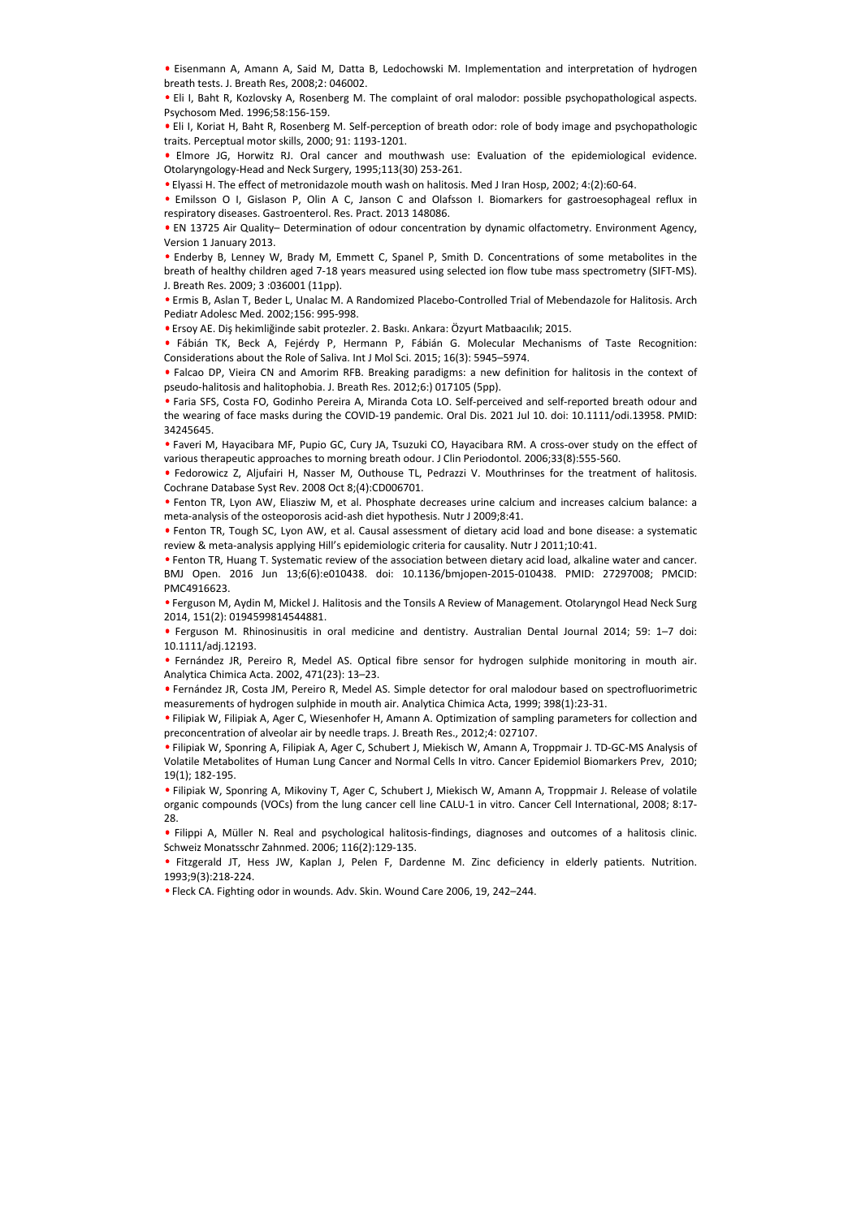- Eisenmann A, Amann A, Said M, Datta B, Ledochowski M. Implementation and interpretation of hydrogen breath tests. J. Breath Res, 2008;2: 046002.
- Eli I, Baht R, Kozlovsky A, Rosenberg M. The complaint of oral malodor: possible psychopathological aspects. Psychosom Med. 1996;58:156-159.
- Eli I, Koriat H, Baht R, Rosenberg M. Self-perception of breath odor: role of body image and psychopathologic traits. Perceptual motor skills, 2000; 91: 1193-1201.
- Elmore JG, Horwitz RJ. Oral cancer and mouthwash use: Evaluation of the epidemiological evidence. Otolaryngology-Head and Neck Surgery, 1995;113(30) 253-261.
- Elyassi H. The effect of metronidazole mouth wash on halitosis. Med J Iran Hosp, 2002; 4:(2):60-64.
- Emilsson O I, Gislason P, Olin A C, Janson C and Olafsson I. Biomarkers for gastroesophageal reflux in respiratory diseases. Gastroenterol. Res. Pract. 2013 148086.
- EN 13725 Air Quality– Determination of odour concentration by dynamic olfactometry. Environment Agency, Version 1 January 2013.
- Enderby B, Lenney W, Brady M, Emmett C, Spanel P, Smith D. Concentrations of some metabolites in the breath of healthy children aged 7-18 years measured using selected ion flow tube mass spectrometry (SIFT-MS). J. Breath Res. 2009; 3 :036001 (11pp).
- Ermis B, Aslan T, Beder L, Unalac M. A Randomized Placebo-Controlled Trial of Mebendazole for Halitosis. Arch Pediatr Adolesc Med. 2002;156: 995-998.
- Ersoy AE. Diş hekimliğinde sabit protezler. 2. Baskı. Ankara: Özyurt Matbaacılık; 2015.
- Fábián TK, Beck A, Fejérdy P, Hermann P, Fábián G. Molecular Mechanisms of Taste Recognition: Considerations about the Role of Saliva. Int J Mol Sci. 2015; 16(3): 5945–5974.
- Falcao DP, Vieira CN and Amorim RFB. Breaking paradigms: a new definition for halitosis in the context of pseudo-halitosis and halitophobia. J. Breath Res. 2012;6:) 017105 (5pp).
- Faria SFS, Costa FO, Godinho Pereira A, Miranda Cota LO. Self-perceived and self-reported breath odour and the wearing of face masks during the COVID-19 pandemic. Oral Dis. 2021 Jul 10. doi: 10.1111/odi.13958. PMID: 34245645.
- Faveri M, Hayacibara MF, Pupio GC, Cury JA, Tsuzuki CO, Hayacibara RM. A cross-over study on the effect of various therapeutic approaches to morning breath odour. J Clin Periodontol. 2006;33(8):555-560.
- Fedorowicz Z, Aljufairi H, Nasser M, Outhouse TL, Pedrazzi V. Mouthrinses for the treatment of halitosis. Cochrane Database Syst Rev. 2008 Oct 8;(4):CD006701.
- Fenton TR, Lyon AW, Eliasziw M, et al. Phosphate decreases urine calcium and increases calcium balance: a meta-analysis of the osteoporosis acid-ash diet hypothesis. Nutr J 2009;8:41.
- Fenton TR, Tough SC, Lyon AW, et al. Causal assessment of dietary acid load and bone disease: a systematic review & meta-analysis applying Hill's epidemiologic criteria for causality. Nutr J 2011;10:41.
- Fenton TR, Huang T. Systematic review of the association between dietary acid load, alkaline water and cancer. BMJ Open. 2016 Jun 13;6(6):e010438. doi: 10.1136/bmjopen-2015-010438. PMID: 27297008; PMCID: PMC4916623.
- Ferguson M, Aydin M, Mickel J. Halitosis and the Tonsils A Review of Management. Otolaryngol Head Neck Surg 2014, 151(2): 0194599814544881.
- Ferguson M. Rhinosinusitis in oral medicine and dentistry. Australian Dental Journal 2014; 59: 1–7 doi: 10.1111/adj.12193.
- Fernández JR, Pereiro R, Medel AS. Optical fibre sensor for hydrogen sulphide monitoring in mouth air. Analytica Chimica Acta. 2002, 471(23): 13–23.
- Fernández JR, Costa JM, Pereiro R, Medel AS. Simple detector for oral malodour based on spectrofluorimetric measurements of hydrogen sulphide in mouth air. Analytica Chimica Acta, 1999; 398(1):23-31.
- Filipiak W, Filipiak A, Ager C, Wiesenhofer H, Amann A. Optimization of sampling parameters for collection and preconcentration of alveolar air by needle traps. J. Breath Res., 2012;4: 027107.
- Filipiak W, Sponring A, Filipiak A, Ager C, Schubert J, Miekisch W, Amann A, Troppmair J. TD-GC-MS Analysis of Volatile Metabolites of Human Lung Cancer and Normal Cells In vitro. Cancer Epidemiol Biomarkers Prev, 2010; 19(1); 182-195.
- Filipiak W, Sponring A, Mikoviny T, Ager C, Schubert J, Miekisch W, Amann A, Troppmair J. Release of volatile organic compounds (VOCs) from the lung cancer cell line CALU-1 in vitro. Cancer Cell International, 2008; 8:17-28.
- Filippi A, Müller N. Real and psychological halitosis-findings, diagnoses and outcomes of a halitosis clinic. Schweiz Monatsschr Zahnmed. 2006; 116(2):129-135.
- Fitzgerald JT, Hess JW, Kaplan J, Pelen F, Dardenne M. Zinc deficiency in elderly patients. Nutrition. 1993;9(3):218-224.
- Fleck CA. Fighting odor in wounds. Adv. Skin. Wound Care 2006, 19, 242–244.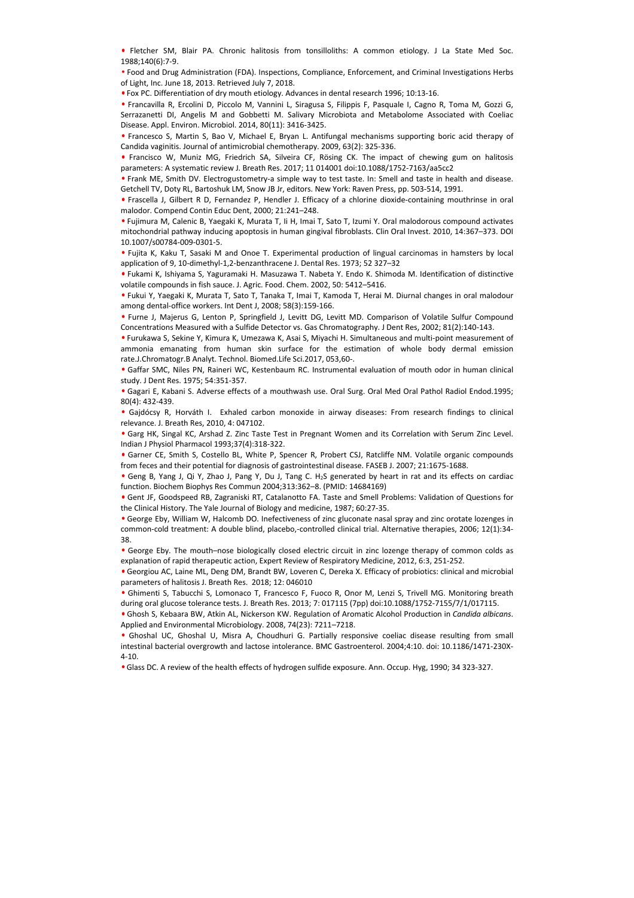- Fletcher SM, Blair PA. Chronic halitosis from tonsilloliths: A common etiology. J La State Med Soc. 1988;140(6):7-9.
- Food and Drug Administration (FDA). Inspections, Compliance, Enforcement, and Criminal Investigations Herbs of Light, Inc. June 18, 2013. Retrieved July 7, 2018.
- Fox PC. Differentiation of dry mouth etiology. Advances in dental research 1996; 10:13-16.
- Francavilla R, Ercolini D, Piccolo M, Vannini L, Siragusa S, Filippis F, Pasquale I, Cagno R, Toma M, Gozzi G, Serrazanetti DI, Angelis M and Gobbetti M. Salivary Microbiota and Metabolome Associated with Coeliac Disease. Appl. Environ. Microbiol. 2014, 80(11): 3416-3425.
- Francesco S, Martin S, Bao V, Michael E, Bryan L. Antifungal mechanisms supporting boric acid therapy of Candida vaginitis. Journal of antimicrobial chemotherapy. 2009, 63(2): 325-336.
- Francisco W, Muniz MG, Friedrich SA, Silveira CF, Rösing CK. The impact of chewing gum on halitosis parameters: A systematic review J. Breath Res. 2017; 11 014001 doi:10.1088/1752-7163/aa5cc2
- Frank ME, Smith DV. Electrogustometry-a simple way to test taste. In: Smell and taste in health and disease. Getchell TV, Doty RL, Bartoshuk LM, Snow JB Jr, editors. New York: Raven Press, pp. 503-514, 1991.
- Frascella J, Gilbert R D, Fernandez P, Hendler J. Efficacy of a chlorine dioxide-containing mouthrinse in oral malodor. Compend Contin Educ Dent, 2000; 21:241–248.
- Fujimura M, Calenic B, Yaegaki K, Murata T, Ii H, Imai T, Sato T, Izumi Y. Oral malodorous compound activates mitochondrial pathway inducing apoptosis in human gingival fibroblasts. Clin Oral Invest. 2010, 14:367–373. DOI 10.1007/s00784-009-0301-5.
- Fujita K, Kaku T, Sasaki M and Onoe T. Experimental production of lingual carcinomas in hamsters by local application of 9, 10-dimethyl-1,2-benzanthracene J. Dental Res. 1973; 52 327–32
- Fukami K, Ishiyama S, Yaguramaki H. Masuzawa T. Nabeta Y. Endo K. Shimoda M. Identification of distinctive volatile compounds in fish sauce. J. Agric. Food. Chem. 2002, 50: 5412–5416.
- Fukui Y, Yaegaki K, Murata T, Sato T, Tanaka T, Imai T, Kamoda T, Herai M. Diurnal changes in oral malodour among dental-office workers. Int Dent J, 2008; 58(3):159-166.
- Furne J, Majerus G, Lenton P, Springfield J, Levitt DG, Levitt MD. Comparison of Volatile Sulfur Compound Concentrations Measured with a Sulfide Detector vs. Gas Chromatography. J Dent Res, 2002; 81(2):140-143.
- Furukawa S, Sekine Y, Kimura K, Umezawa K, Asai S, Miyachi H. Simultaneous and multi-point measurement of ammonia emanating from human skin surface for the estimation of whole body dermal emission rate.J.Chromatogr.B Analyt. Technol. Biomed.Life Sci.2017, 053,60-.
- Gaffar SMC, Niles PN, Raineri WC, Kestenbaum RC. Instrumental evaluation of mouth odor in human clinical study. J Dent Res. 1975; 54:351-357.
- Gagari E, Kabani S. Adverse effects of a mouthwash use. Oral Surg. Oral Med Oral Pathol Radiol Endod.1995; 80(4): 432-439.
- Gajdócsy R, Horváth I. Exhaled carbon monoxide in airway diseases: From research findings to clinical relevance. J. Breath Res, 2010, 4: 047102.
- Garg HK, Singal KC, Arshad Z. Zinc Taste Test in Pregnant Women and its Correlation with Serum Zinc Level. Indian J Physiol Pharmacol 1993;37(4):318-322.
- Garner CE, Smith S, Costello BL, White P, Spencer R, Probert CSJ, Ratcliffe NM. Volatile organic compounds from feces and their potential for diagnosis of gastrointestinal disease. FASEB J. 2007; 21:1675-1688.
- Geng B, Yang J, Qi Y, Zhao J, Pang Y, Du J, Tang C. $H_2S$ generated by heart in rat and its effects on cardiac function. Biochem Biophys Res Commun 2004;313:362–8. (PMID: 14684169)
- Gent JF, Goodspeed RB, Zagraniski RT, Catalanotto FA. Taste and Smell Problems: Validation of Questions for the Clinical History. The Yale Journal of Biology and medicine, 1987; 60:27-35.
- George Eby, William W, Halcomb DO. Inefectiveness of zinc gluconate nasal spray and zinc orotate lozenges in common-cold treatment: A double blind, placebo,-controlled clinical trial. Alternative therapies, 2006; 12(1):34-38.
- George Eby. The mouth–nose biologically closed electric circuit in zinc lozenge therapy of common colds as explanation of rapid therapeutic action, Expert Review of Respiratory Medicine, 2012, 6:3, 251-252.
- Georgiou AC, Laine ML, Deng DM, Brandt BW, Loveren C, Dereka X. Efficacy of probiotics: clinical and microbial parameters of halitosis J. Breath Res. 2018; 12: 046010
- Ghimenti S, Tabucchi S, Lomonaco T, Francesco F, Fuoco R, Onor M, Lenzi S, Trivell MG. Monitoring breath during oral glucose tolerance tests. J. Breath Res. 2013; 7: 017115 (7pp) doi:10.1088/1752-7155/7/1/017115.
- Ghosh S, Kebaara BW, Atkin AL, Nickerson KW. Regulation of Aromatic Alcohol Production in *Candida albicans*. Applied and Environmental Microbiology. 2008, 74(23): 7211–7218.
- Ghoshal UC, Ghoshal U, Misra A, Choudhuri G. Partially responsive coeliac disease resulting from small intestinal bacterial overgrowth and lactose intolerance. BMC Gastroenterol. 2004;4:10. doi: 10.1186/1471-230X-4-10.
- Glass DC. A review of the health effects of hydrogen sulfide exposure. Ann. Occup. Hyg, 1990; 34 323-327.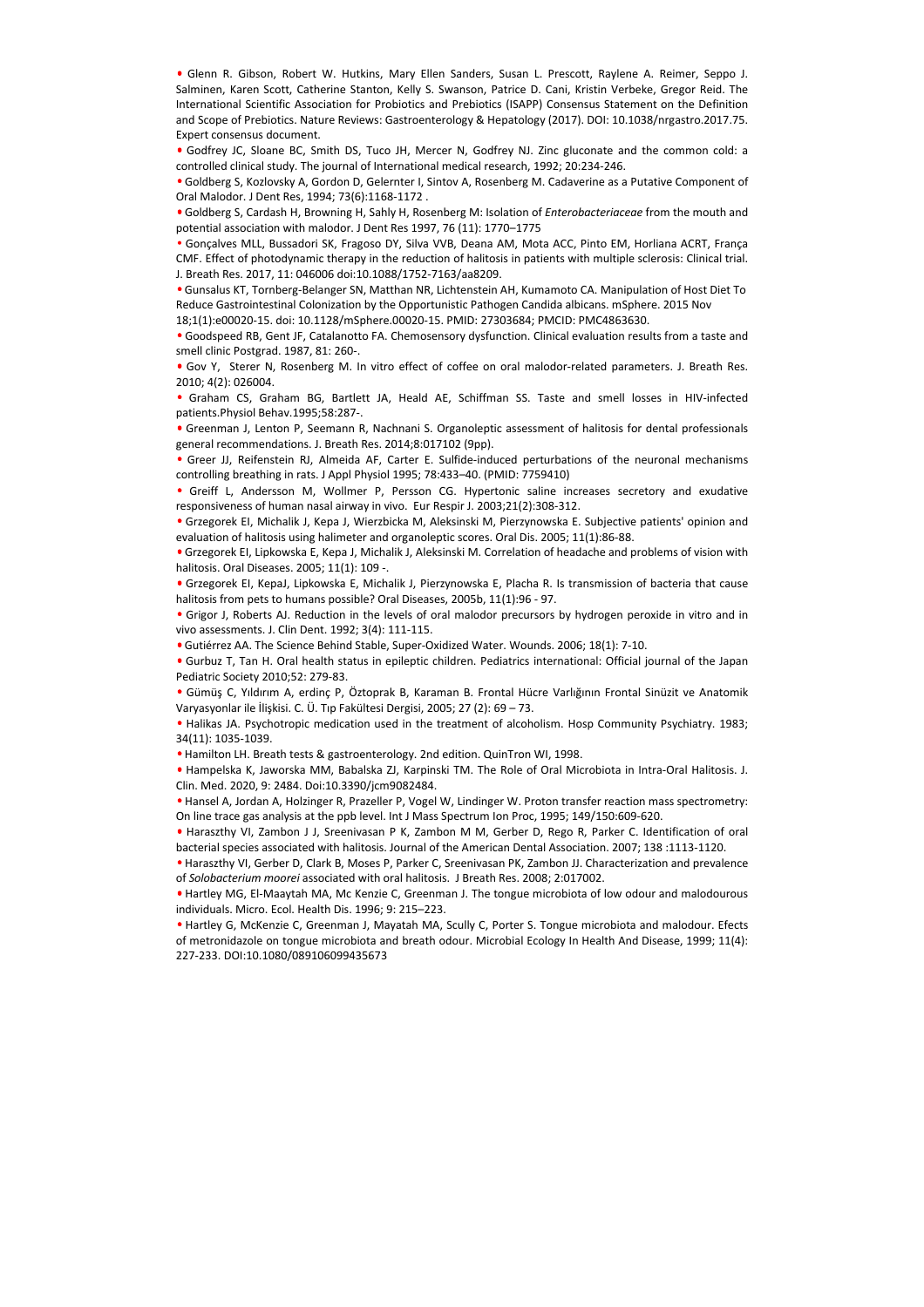- Glenn R. Gibson, Robert W. Hutkins, Mary Ellen Sanders, Susan L. Prescott, Raylene A. Reimer, Seppo J. Salminen, Karen Scott, Catherine Stanton, Kelly S. Swanson, Patrice D. Cani, Kristin Verbeke, Gregor Reid. The International Scientific Association for Probiotics and Prebiotics (ISAPP) Consensus Statement on the Definition and Scope of Prebiotics. Nature Reviews: Gastroenterology & Hepatology (2017). DOI: 10.1038/nrgastro.2017.75. Expert consensus document.
- Godfrey JC, Sloane BC, Smith DS, Tuco JH, Mercer N, Godfrey NJ. Zinc gluconate and the common cold: a controlled clinical study. The journal of International medical research, 1992; 20:234-246.
- Goldberg S, Kozlovsky A, Gordon D, Gelernter I, Sintov A, Rosenberg M. Cadaverine as a Putative Component of Oral Malodor. J Dent Res, 1994; 73(6):1168-1172 .
- Goldberg S, Cardash H, Browning H, Sahly H, Rosenberg M: Isolation of *Enterobacteriaceae* from the mouth and potential association with malodor. J Dent Res 1997, 76 (11): 1770–1775
- Gonçalves MLL, Bussadori SK, Fragoso DY, Silva VVB, Deana AM, Mota ACC, Pinto EM, Horliana ACRT, França CMF. Effect of photodynamic therapy in the reduction of halitosis in patients with multiple sclerosis: Clinical trial. J. Breath Res. 2017, 11: 046006 doi:10.1088/1752-7163/aa8209.
- Gunsalus KT, Tornberg-Belanger SN, Matthan NR, Lichtenstein AH, Kumamoto CA. Manipulation of Host Diet To Reduce Gastrointestinal Colonization by the Opportunistic Pathogen Candida albicans. mSphere. 2015 Nov 18;1(1):e00020-15. doi: 10.1128/mSphere.00020-15. PMID: 27303684; PMCID: PMC4863630.
- Goodspeed RB, Gent JF, Catalanotto FA. Chemosensory dysfunction. Clinical evaluation results from a taste and smell clinic Postgrad. 1987, 81: 260-.
- Gov Y, Sterer N, Rosenberg M. In vitro effect of coffee on oral malodor-related parameters. J. Breath Res. 2010; 4(2): 026004.
- Graham CS, Graham BG, Bartlett JA, Heald AE, Schiffman SS. Taste and smell losses in HIV-infected patients.Physiol Behav.1995;58:287-.
- Greenman J, Lenton P, Seemann R, Nachnani S. Organoleptic assessment of halitosis for dental professionals general recommendations. J. Breath Res. 2014;8:017102 (9pp).
- Greer JJ, Reifenstein RJ, Almeida AF, Carter E. Sulfide-induced perturbations of the neuronal mechanisms controlling breathing in rats. J Appl Physiol 1995; 78:433–40. (PMID: 7759410)
- Greiff L, Andersson M, Wollmer P, Persson CG. Hypertonic saline increases secretory and exudative responsiveness of human nasal airway in vivo. Eur Respir J. 2003;21(2):308-312.
- Grzegorek EI, Michalik J, Kepa J, Wierzbicka M, Aleksinski M, Pierzynowska E. Subjective patients' opinion and evaluation of halitosis using halimeter and organoleptic scores. Oral Dis. 2005; 11(1):86-88.
- Grzegorek EI, Lipkowska E, Kepa J, Michalik J, Aleksinski M. Correlation of headache and problems of vision with halitosis. Oral Diseases. 2005; 11(1): 109 -.
- Grzegorek EI, KepaJ, Lipkowska E, Michalik J, Pierzynowska E, Placha R. Is transmission of bacteria that cause halitosis from pets to humans possible? Oral Diseases, 2005b, 11(1):96 - 97.
- Grigor J, Roberts AJ. Reduction in the levels of oral malodor precursors by hydrogen peroxide in vitro and in vivo assessments. J. Clin Dent. 1992; 3(4): 111-115.
- Gutiérrez AA. The Science Behind Stable, Super-Oxidized Water. Wounds. 2006; 18(1): 7-10.
- Gurbuz T, Tan H. Oral health status in epileptic children. Pediatrics international: Official journal of the Japan Pediatric Society 2010;52: 279-83.
- Gümüş C, Yıldırım A, erdinç P, Öztoprak B, Karaman B. Frontal Hücre Varlığının Frontal Sinüzit ve Anatomik Varyasyonlar ile İlişkisi. C. Ü. Tıp Fakültesi Dergisi, 2005; 27 (2): 69 – 73.
- Halikas JA. Psychotropic medication used in the treatment of alcoholism. Hosp Community Psychiatry. 1983; 34(11): 1035-1039.
- Hamilton LH. Breath tests & gastroenterology. 2nd edition. QuinTron WI, 1998.
- Hampelska K, Jaworska MM, Babalska ZJ, Karpinski TM. The Role of Oral Microbiota in Intra-Oral Halitosis. J. Clin. Med. 2020, 9: 2484. Doi:10.3390/jcm9082484.
- Hansel A, Jordan A, Holzinger R, Prazeller P, Vogel W, Lindinger W. Proton transfer reaction mass spectrometry: On line trace gas analysis at the ppb level. Int J Mass Spectrum Ion Proc, 1995; 149/150:609-620.
- Haraszthy VI, Zambon J J, Sreenivasan P K, Zambon M M, Gerber D, Rego R, Parker C. Identification of oral bacterial species associated with halitosis. Journal of the American Dental Association. 2007; 138 :1113-1120.
- Haraszthy VI, Gerber D, Clark B, Moses P, Parker C, Sreenivasan PK, Zambon JJ. Characterization and prevalence of *Solobacterium moorei* associated with oral halitosis. J Breath Res. 2008; 2:017002.
- Hartley MG, El-Maaytah MA, Mc Kenzie C, Greenman J. The tongue microbiota of low odour and malodourous individuals. Micro. Ecol. Health Dis. 1996; 9: 215–223.
- Hartley G, McKenzie C, Greenman J, Mayatah MA, Scully C, Porter S. Tongue microbiota and malodour. Efects of metronidazole on tongue microbiota and breath odour. Microbial Ecology In Health And Disease, 1999; 11(4): 227-233. DOI:10.1080/089106099435673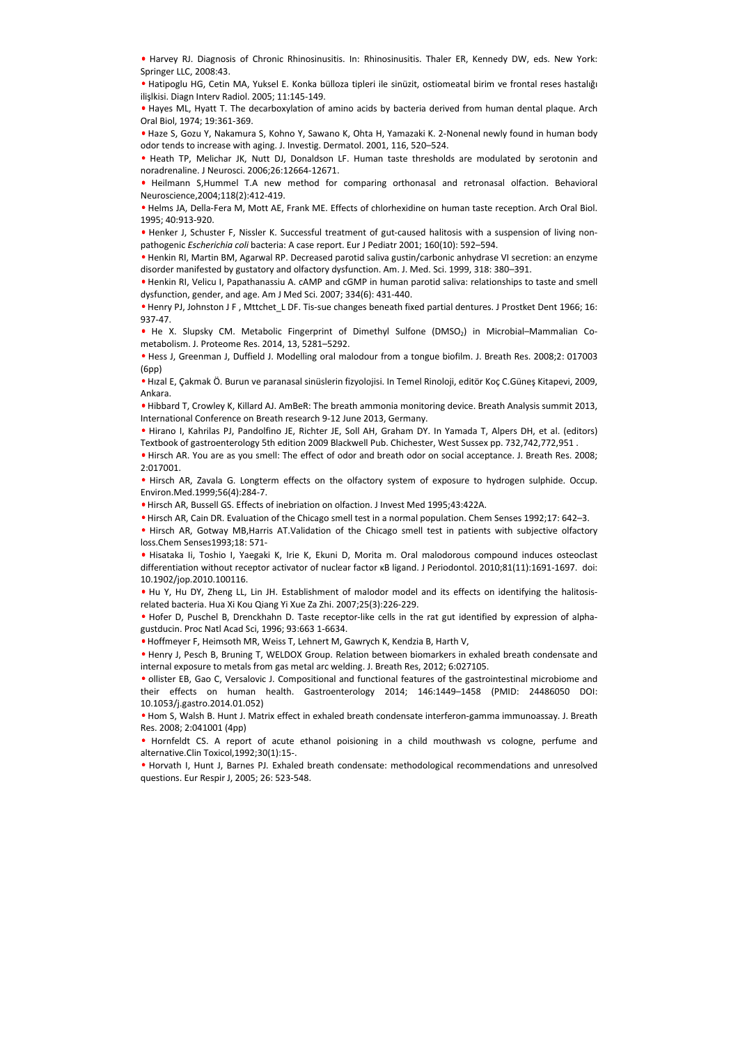- Harvey RJ. Diagnosis of Chronic Rhinosinusitis. In: Rhinosinusitis. Thaler ER, Kennedy DW, eds. New York: Springer LLC, 2008:43.
- Hatipoglu HG, Cetin MA, Yuksel E. Konka bülloza tipleri ile sinüzit, ostiomeatal birim ve frontal reses hastalığı ilişlkisi. Diagn Interv Radiol. 2005; 11:145-149.
- Hayes ML, Hyatt T. The decarboxylation of amino acids by bacteria derived from human dental plaque. Arch Oral Biol, 1974; 19:361-369.
- Haze S, Gozu Y, Nakamura S, Kohno Y, Sawano K, Ohta H, Yamazaki K. 2-Nonenal newly found in human body odor tends to increase with aging. J. Investig. Dermatol. 2001, 116, 520–524.
- Heath TP, Melichar JK, Nutt DJ, Donaldson LF. Human taste thresholds are modulated by serotonin and noradrenaline. J Neurosci. 2006;26:12664-12671.
- Heilmann S,Hummel T.A new method for comparing orthonasal and retronasal olfaction. Behavioral Neuroscience,2004;118(2):412-419.
- Helms JA, Della-Fera M, Mott AE, Frank ME. Effects of chlorhexidine on human taste reception. Arch Oral Biol. 1995; 40:913-920.
- Henker J, Schuster F, Nissler K. Successful treatment of gut-caused halitosis with a suspension of living non-pathogenic *Escherichia coli* bacteria: A case report. Eur J Pediatr 2001; 160(10): 592–594.
- Henkin RI, Martin BM, Agarwal RP. Decreased parotid saliva gustin/carbonic anhydrase VI secretion: an enzyme disorder manifested by gustatory and olfactory dysfunction. Am. J. Med. Sci. 1999, 318: 380–391.
- Henkin RI, Velicu I, Papathanassiu A. cAMP and cGMP in human parotid saliva: relationships to taste and smell dysfunction, gender, and age. Am J Med Sci. 2007; 334(6): 431-440.
- Henry PJ, Johnston J F , Mttchet_L DF. Tis-sue changes beneath fixed partial dentures. J Prostket Dent 1966; 16: 937-47.
- He X. Slupsky CM. Metabolic Fingerprint of Dimethyl Sulfone ($DMSO_2$) in Microbial–Mammalian Co-metabolism. J. Proteome Res. 2014, 13, 5281–5292.
- Hess J, Greenman J, Duffield J. Modelling oral malodour from a tongue biofilm. J. Breath Res. 2008;2: 017003 (6pp)
- Hızal E, Çakmak Ö. Burun ve paranasal sinüslerin fizyolojisi. In Temel Rinoloji, editör Koç C.Güneş Kitapevi, 2009, Ankara.
- Hibbard T, Crowley K, Killard AJ. AmBeR: The breath ammonia monitoring device. Breath Analysis summit 2013, International Conference on Breath research 9-12 June 2013, Germany.
- Hirano I, Kahrilas PJ, Pandolfino JE, Richter JE, Soll AH, Graham DY. In Yamada T, Alpers DH, et al. (editors) Textbook of gastroenterology 5th edition 2009 Blackwell Pub. Chichester, West Sussex pp. 732,742,772,951 .
- Hirsch AR. You are as you smell: The effect of odor and breath odor on social acceptance. J. Breath Res. 2008; 2:017001.
- Hirsch AR, Zavala G. Longterm effects on the olfactory system of exposure to hydrogen sulphide. Occup. Environ.Med.1999;56(4):284-7.
- Hirsch AR, Bussell GS. Effects of inebriation on olfaction. J Invest Med 1995;43:422A.
- Hirsch AR, Cain DR. Evaluation of the Chicago smell test in a normal population. Chem Senses 1992;17: 642–3.
- Hirsch AR, Gotway MB,Harris AT.Validation of the Chicago smell test in patients with subjective olfactory loss.Chem Senses1993;18: 571-
- Hisataka Ii, Toshio I, Yaegaki K, Irie K, Ekuni D, Morita m. Oral malodorous compound induces osteoclast differentiation without receptor activator of nuclear factor κB ligand. J Periodontol. 2010;81(11):1691-1697. doi: 10.1902/jop.2010.100116.
- Hu Y, Hu DY, Zheng LL, Lin JH. Establishment of malodor model and its effects on identifying the halitosis-related bacteria. Hua Xi Kou Qiang Yi Xue Za Zhi. 2007;25(3):226-229.
- Hofer D, Puschel B, Drenckhahn D. Taste receptor-like cells in the rat gut identified by expression of alpha-gustducin. Proc Natl Acad Sci, 1996; 93:663 1-6634.
- Hoffmeyer F, Heimsoth MR, Weiss T, Lehnert M, Gawrych K, Kendzia B, Harth V,
- Henry J, Pesch B, Bruning T, WELDOX Group. Relation between biomarkers in exhaled breath condensate and internal exposure to metals from gas metal arc welding. J. Breath Res, 2012; 6:027105.
- ollister EB, Gao C, Versalovic J. Compositional and functional features of the gastrointestinal microbiome and their effects on human health. Gastroenterology 2014; 146:1449–1458 (PMID: 24486050 DOI: 10.1053/j.gastro.2014.01.052)
- Hom S, Walsh B. Hunt J. Matrix effect in exhaled breath condensate interferon-gamma immunoassay. J. Breath Res. 2008; 2:041001 (4pp)
- Hornfeldt CS. A report of acute ethanol poisioning in a child mouthwash vs cologne, perfume and alternative.Clin Toxicol,1992;30(1):15-.
- Horvath I, Hunt J, Barnes PJ. Exhaled breath condensate: methodological recommendations and unresolved questions. Eur Respir J, 2005; 26: 523-548.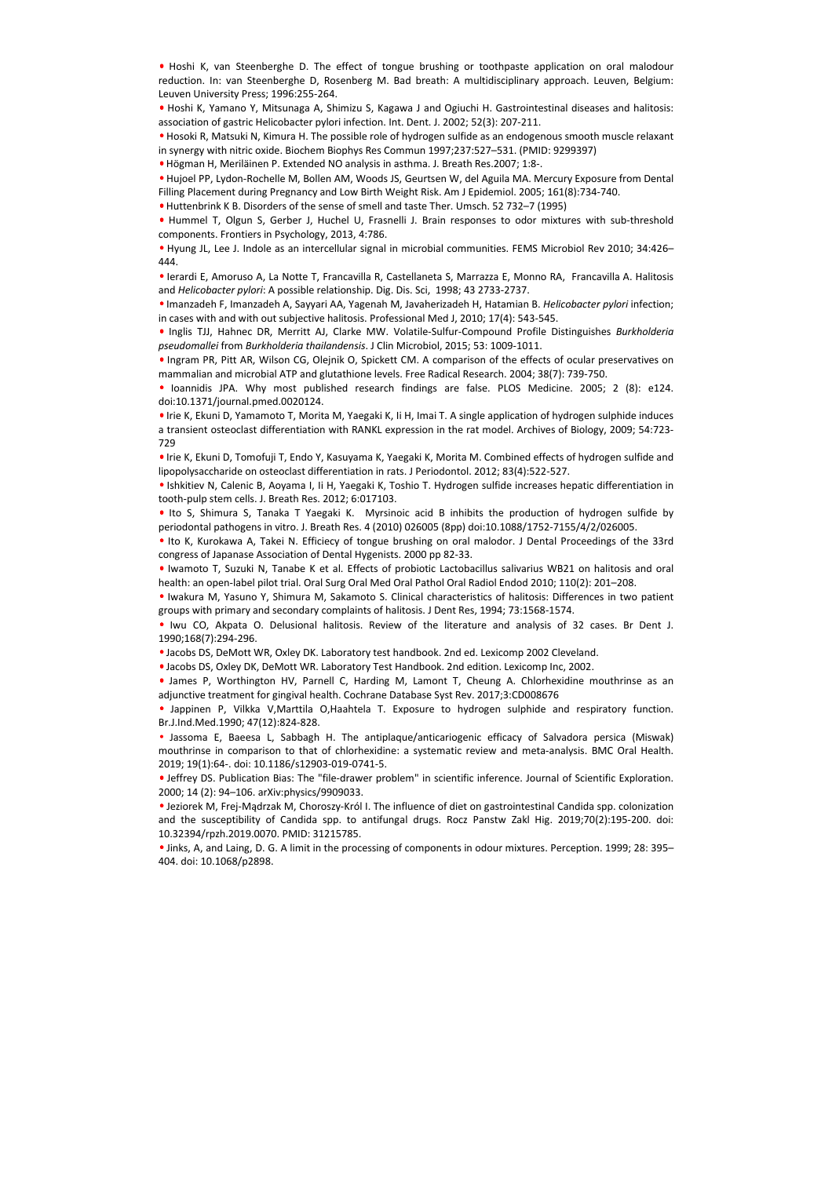- Hoshi K, van Steenberghe D. The effect of tongue brushing or toothpaste application on oral malodour reduction. In: van Steenberghe D, Rosenberg M. Bad breath: A multidisciplinary approach. Leuven, Belgium: Leuven University Press; 1996:255-264.
- Hoshi K, Yamano Y, Mitsunaga A, Shimizu S, Kagawa J and Ogiuchi H. Gastrointestinal diseases and halitosis: association of gastric Helicobacter pylori infection. Int. Dent. J. 2002; 52(3): 207-211.
- Hosoki R, Matsuki N, Kimura H. The possible role of hydrogen sulfide as an endogenous smooth muscle relaxant in synergy with nitric oxide. Biochem Biophys Res Commun 1997;237:527–531. (PMID: 9299397)
- Högman H, Meriläinen P. Extended NO analysis in asthma. J. Breath Res.2007; 1:8-.
- Hujoel PP, Lydon-Rochelle M, Bollen AM, Woods JS, Geurtsen W, del Aguila MA. Mercury Exposure from Dental Filling Placement during Pregnancy and Low Birth Weight Risk. Am J Epidemiol. 2005; 161(8):734-740.
- Huttenbrink K B. Disorders of the sense of smell and taste Ther. Umsch. 52 732–7 (1995)
- Hummel T, Olgun S, Gerber J, Huchel U, Frasnelli J. Brain responses to odor mixtures with sub-threshold components. Frontiers in Psychology, 2013, 4:786.
- Hyung JL, Lee J. Indole as an intercellular signal in microbial communities. FEMS Microbiol Rev 2010; 34:426–444.
- Ierardi E, Amoruso A, La Notte T, Francavilla R, Castellaneta S, Marrazza E, Monno RA, Francavilla A. Halitosis and *Helicobacter pylori*: A possible relationship. Dig. Dis. Sci, 1998; 43 2733-2737.
- Imanzadeh F, Imanzadeh A, Sayyari AA, Yagenah M, Javaherizadeh H, Hatamian B. *Helicobacter pylori* infection; in cases with and with out subjective halitosis. Professional Med J, 2010; 17(4): 543-545.
- Inglis TJJ, Hahnec DR, Merritt AJ, Clarke MW. Volatile-Sulfur-Compound Profile Distinguishes *Burkholderia pseudomallei* from *Burkholderia thailandensis*. J Clin Microbiol, 2015; 53: 1009-1011.
- Ingram PR, Pitt AR, Wilson CG, Olejnik O, Spickett CM. A comparison of the effects of ocular preservatives on mammalian and microbial ATP and glutathione levels. Free Radical Research. 2004; 38(7): 739-750.
- Ioannidis JPA. Why most published research findings are false. PLOS Medicine. 2005; 2 (8): e124. doi:10.1371/journal.pmed.0020124.
- Irie K, Ekuni D, Yamamoto T, Morita M, Yaegaki K, Ii H, Imai T. A single application of hydrogen sulphide induces a transient osteoclast differentiation with RANKL expression in the rat model. Archives of Biology, 2009; 54:723-729
- Irie K, Ekuni D, Tomofuji T, Endo Y, Kasuyama K, Yaegaki K, Morita M. Combined effects of hydrogen sulfide and lipopolysaccharide on osteoclast differentiation in rats. J Periodontol. 2012; 83(4):522-527.
- Ishkitiev N, Calenic B, Aoyama I, Ii H, Yaegaki K, Toshio T. Hydrogen sulfide increases hepatic differentiation in tooth-pulp stem cells. J. Breath Res. 2012; 6:017103.
- Ito S, Shimura S, Tanaka T Yaegaki K. Myrsinoic acid B inhibits the production of hydrogen sulfide by periodontal pathogens in vitro. J. Breath Res. 4 (2010) 026005 (8pp) doi:10.1088/1752-7155/4/2/026005.
- Ito K, Kurokawa A, Takei N. Efficiecy of tongue brushing on oral malodor. J Dental Proceedings of the 33rd congress of Japanese Association of Dental Hygenists. 2000 pp 82-33.
- Iwamoto T, Suzuki N, Tanabe K et al. Effects of probiotic Lactobacillus salivarius WB21 on halitosis and oral health: an open-label pilot trial. Oral Surg Oral Med Oral Pathol Oral Radiol Endod 2010; 110(2): 201–208.
- Iwakura M, Yasuno Y, Shimura M, Sakamoto S. Clinical characteristics of halitosis: Differences in two patient groups with primary and secondary complaints of halitosis. J Dent Res, 1994; 73:1568-1574.
- Iwu CO, Akpata O. Delusional halitosis. Review of the literature and analysis of 32 cases. Br Dent J. 1990;168(7):294-296.
- Jacobs DS, DeMott WR, Oxley DK. Laboratory test handbook. 2nd ed. Lexicomp 2002 Cleveland.
- Jacobs DS, Oxley DK, DeMott WR. Laboratory Test Handbook. 2nd edition. Lexicomp Inc, 2002.
- James P, Worthington HV, Parnell C, Harding M, Lamont T, Cheung A. Chlorhexidine mouthrinse as an adjunctive treatment for gingival health. Cochrane Database Syst Rev. 2017;3:CD008676
- Jappinen P, Vilkka V,Marttila O,Haahtela T. Exposure to hydrogen sulphide and respiratory function. Br.J.Ind.Med.1990; 47(12):824-828.
- Jassoma E, Baeesa L, Sabbagh H. The antiplaque/anticariogenic efficacy of Salvadora persica (Miswak) mouthrinse in comparison to that of chlorhexidine: a systematic review and meta-analysis. BMC Oral Health. 2019; 19(1):64-. doi: 10.1186/s12903-019-0741-5.
- Jeffrey DS. Publication Bias: The "file-drawer problem" in scientific inference. Journal of Scientific Exploration. 2000; 14 (2): 94–106. arXiv:physics/9909033.
- Jeziorek M, Frej-Mądrzak M, Choroszy-Król I. The influence of diet on gastrointestinal Candida spp. colonization and the susceptibility of Candida spp. to antifungal drugs. Rocz Panstw Zakl Hig. 2019;70(2):195-200. doi: 10.32394/rpzh.2019.0070. PMID: 31215785.
- Jinks, A, and Laing, D. G. A limit in the processing of components in odour mixtures. Perception. 1999; 28: 395–404. doi: 10.1068/p2898.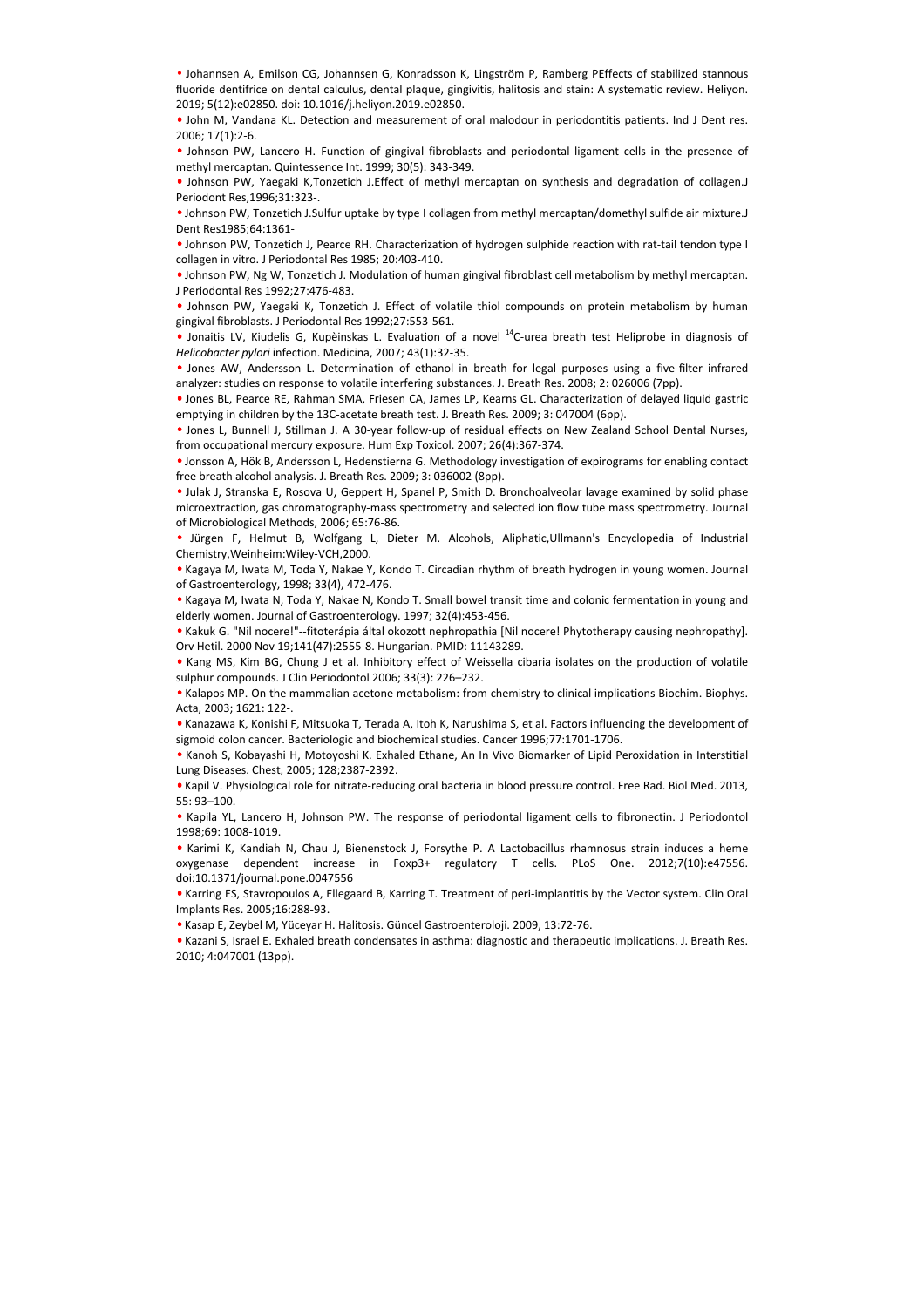- Johannsen A, Emilson CG, Johannsen G, Konradsson K, Lingström P, Ramberg PEffects of stabilized stannous fluoride dentifrice on dental calculus, dental plaque, gingivitis, halitosis and stain: A systematic review. Heliyon. 2019; 5(12):e02850. doi: 10.1016/j.heliyon.2019.e02850.
- John M, Vandana KL. Detection and measurement of oral malodour in periodontitis patients. Ind J Dent res. 2006; 17(1):2-6.
- Johnson PW, Lancero H. Function of gingival fibroblasts and periodontal ligament cells in the presence of methyl mercaptan. Quintessence Int. 1999; 30(5): 343-349.
- Johnson PW, Yaegaki K,Tonzetich J.Effect of methyl mercaptan on synthesis and degradation of collagen.J Periodont Res,1996;31:323-.
- Johnson PW, Tonzetich J.Sulfur uptake by type I collagen from methyl mercaptan/domethyl sulfide air mixture.J Dent Res1985;64:1361-
- Johnson PW, Tonzetich J, Pearce RH. Characterization of hydrogen sulphide reaction with rat-tail tendon type I collagen in vitro. J Periodontal Res 1985; 20:403-410.
- Johnson PW, Ng W, Tonzetich J. Modulation of human gingival fibroblast cell metabolism by methyl mercaptan. J Periodontal Res 1992;27:476-483.
- Johnson PW, Yaegaki K, Tonzetich J. Effect of volatile thiol compounds on protein metabolism by human gingival fibroblasts. J Periodontal Res 1992;27:553-561.
- Jonaitis LV, Kiudelis G, Kupèinskas L. Evaluation of a novel $^{14}$C-urea breath test Heliprobe in diagnosis of *Helicobacter pylori* infection. Medicina, 2007; 43(1):32-35.
- Jones AW, Andersson L. Determination of ethanol in breath for legal purposes using a five-filter infrared analyzer: studies on response to volatile interfering substances. J. Breath Res. 2008; 2: 026006 (7pp).
- Jones BL, Pearce RE, Rahman SMA, Friesen CA, James LP, Kearns GL. Characterization of delayed liquid gastric emptying in children by the 13C-acetate breath test. J. Breath Res. 2009; 3: 047004 (6pp).
- Jones L, Bunnell J, Stillman J. A 30-year follow-up of residual effects on New Zealand School Dental Nurses, from occupational mercury exposure. Hum Exp Toxicol. 2007; 26(4):367-374.
- Jonsson A, Hök B, Andersson L, Hedenstierna G. Methodology investigation of expirograms for enabling contact free breath alcohol analysis. J. Breath Res. 2009; 3: 036002 (8pp).
- Julak J, Stranska E, Rosova U, Geppert H, Spanel P, Smith D. Bronchoalveolar lavage examined by solid phase microextraction, gas chromatography-mass spectrometry and selected ion flow tube mass spectrometry. Journal of Microbiological Methods, 2006; 65:76-86.
- Jürgen F, Helmut B, Wolfgang L, Dieter M. Alcohols, Aliphatic,Ullmann's Encyclopedia of Industrial Chemistry,Weinheim:Wiley-VCH,2000.
- Kagaya M, Iwata M, Toda Y, Nakae Y, Kondo T. Circadian rhythm of breath hydrogen in young women. Journal of Gastroenterology, 1998; 33(4), 472-476.
- Kagaya M, Iwata N, Toda Y, Nakae N, Kondo T. Small bowel transit time and colonic fermentation in young and elderly women. Journal of Gastroenterology. 1997; 32(4):453-456.
- Kakuk G. "Nil nocere!"--fitoterápia által okozott nephropathia [Nil nocere! Phytotherapy causing nephropathy]. Orv Hetil. 2000 Nov 19;141(47):2555-8. Hungarian. PMID: 11143289.
- Kang MS, Kim BG, Chung J et al. Inhibitory effect of Weissella cibaria isolates on the production of volatile sulphur compounds. J Clin Periodontol 2006; 33(3): 226–232.
- Kalapos MP. On the mammalian acetone metabolism: from chemistry to clinical implications Biochim. Biophys. Acta, 2003; 1621: 122-.
- Kanazawa K, Konishi F, Mitsuoka T, Terada A, Itoh K, Narushima S, et al. Factors influencing the development of sigmoid colon cancer. Bacteriologic and biochemical studies. Cancer 1996;77:1701-1706.
- Kanoh S, Kobayashi H, Motoyoshi K. Exhaled Ethane, An In Vivo Biomarker of Lipid Peroxidation in Interstitial Lung Diseases. Chest, 2005; 128;2387-2392.
- Kapil V. Physiological role for nitrate-reducing oral bacteria in blood pressure control. Free Rad. Biol Med. 2013, 55: 93–100.
- Kapila YL, Lancero H, Johnson PW. The response of periodontal ligament cells to fibronectin. J Periodontol 1998;69: 1008-1019.
- Karimi K, Kandiah N, Chau J, Bienenstock J, Forsythe P. A Lactobacillus rhamnosus strain induces a heme oxygenase dependent increase in Foxp3+ regulatory T cells. PLoS One. 2012;7(10):e47556. doi:10.1371/journal.pone.0047556
- Karring ES, Stavropoulos A, Ellegaard B, Karring T. Treatment of peri-implantitis by the Vector system. Clin Oral Implants Res. 2005;16:288-93.
- Kasap E, Zeybel M, Yüceyar H. Halitosis. Güncel Gastroenteroloji. 2009, 13:72-76.
- Kazani S, Israel E. Exhaled breath condensates in asthma: diagnostic and therapeutic implications. J. Breath Res. 2010; 4:047001 (13pp).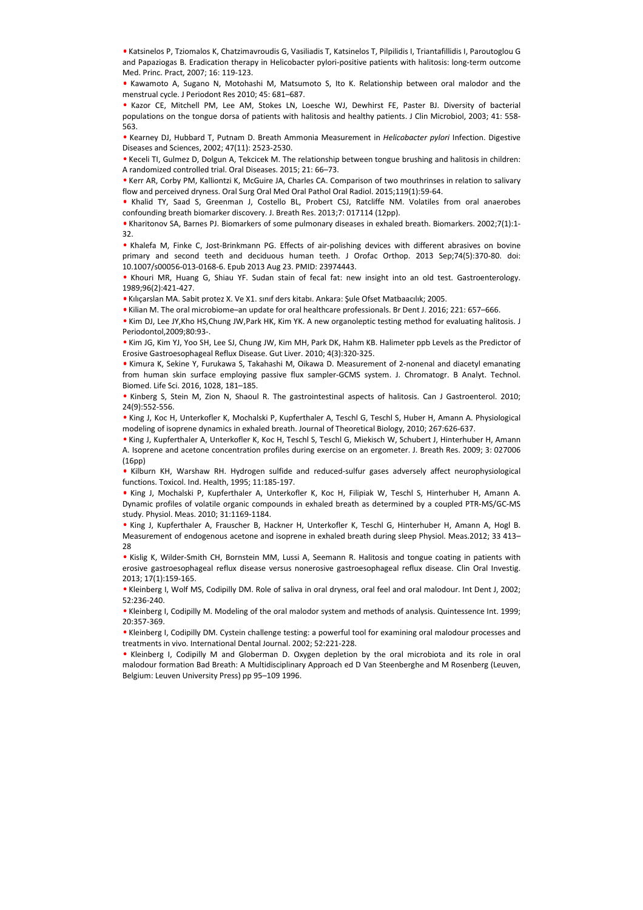- Katsinelos P, Tziomalos K, Chatzimavroudis G, Vasiliadis T, Katsinelos T, Pilpilidis I, Triantafillidis I, Paroutoglou G and Papaziogas B. Eradication therapy in Helicobacter pylori-positive patients with halitosis: long-term outcome Med. Princ. Pract, 2007; 16: 119-123.
- Kawamoto A, Sugano N, Motohashi M, Matsumoto S, Ito K. Relationship between oral malodor and the menstrual cycle. J Periodont Res 2010; 45: 681–687.
- Kazor CE, Mitchell PM, Lee AM, Stokes LN, Loesche WJ, Dewhirst FE, Paster BJ. Diversity of bacterial populations on the tongue dorsa of patients with halitosis and healthy patients. J Clin Microbiol, 2003; 41: 558-563.
- Kearney DJ, Hubbard T, Putnam D. Breath Ammonia Measurement in *Helicobacter pylori* Infection. Digestive Diseases and Sciences, 2002; 47(11): 2523-2530.
- Keceli TI, Gulmez D, Dolgun A, Tekcicek M. The relationship between tongue brushing and halitosis in children: A randomized controlled trial. Oral Diseases. 2015; 21: 66–73.
- Kerr AR, Corby PM, Kalliontzi K, McGuire JA, Charles CA. Comparison of two mouthrinses in relation to salivary flow and perceived dryness. Oral Surg Oral Med Oral Pathol Oral Radiol. 2015;119(1):59-64.
- Khalid TY, Saad S, Greenman J, Costello BL, Probert CSJ, Ratcliffe NM. Volatiles from oral anaerobes confounding breath biomarker discovery. J. Breath Res. 2013;7: 017114 (12pp).
- Kharitonov SA, Barnes PJ. Biomarkers of some pulmonary diseases in exhaled breath. Biomarkers. 2002;7(1):1-32.
- Khalefa M, Finke C, Jost-Brinkmann PG. Effects of air-polishing devices with different abrasives on bovine primary and second teeth and deciduous human teeth. J Orofac Orthop. 2013 Sep;74(5):370-80. doi: 10.1007/s00056-013-0168-6. Epub 2013 Aug 23. PMID: 23974443.
- Khouri MR, Huang G, Shiau YF. Sudan stain of fecal fat: new insight into an old test. Gastroenterology. 1989;96(2):421-427.
- Kılıçarslan MA. Sabit protez X. Ve X1. sınıf ders kitabı. Ankara: Şule Ofset Matbaacılık; 2005.
- Kilian M. The oral microbiome–an update for oral healthcare professionals. Br Dent J. 2016; 221: 657–666.
- Kim DJ, Lee JY,Kho HS,Chung JW,Park HK, Kim YK. A new organoleptic testing method for evaluating halitosis. J Periodontol,2009;80:93-.
- Kim JG, Kim YJ, Yoo SH, Lee SJ, Chung JW, Kim MH, Park DK, Hahm KB. Halimeter ppb Levels as the Predictor of Erosive Gastroesophageal Reflux Disease. Gut Liver. 2010; 4(3):320-325.
- Kimura K, Sekine Y, Furukawa S, Takahashi M, Oikawa D. Measurement of 2-nonenal and diacetyl emanating from human skin surface employing passive flux sampler-GCMS system. J. Chromatogr. B Analyt. Technol. Biomed. Life Sci. 2016, 1028, 181–185.
- Kinberg S, Stein M, Zion N, Shaoul R. The gastrointestinal aspects of halitosis. Can J Gastroenterol. 2010; 24(9):552-556.
- King J, Koc H, Unterkofler K, Mochalski P, Kupferthaler A, Teschl G, Teschl S, Huber H, Amann A. Physiological modeling of isoprene dynamics in exhaled breath. Journal of Theoretical Biology, 2010; 267:626-637.
- King J, Kupferthaler A, Unterkofler K, Koc H, Teschl S, Teschl G, Miekisch W, Schubert J, Hinterhuber H, Amann A. Isoprene and acetone concentration profiles during exercise on an ergometer. J. Breath Res. 2009; 3: 027006 (16pp)
- Kilburn KH, Warshaw RH. Hydrogen sulfide and reduced-sulfur gases adversely affect neurophysiological functions. Toxicol. Ind. Health, 1995; 11:185-197.
- King J, Mochalski P, Kupferthaler A, Unterkofler K, Koc H, Filipiak W, Teschl S, Hinterhuber H, Amann A. Dynamic profiles of volatile organic compounds in exhaled breath as determined by a coupled PTR-MS/GC-MS study. Physiol. Meas. 2010; 31:1169-1184.
- King J, Kupferthaler A, Frauscher B, Hackner H, Unterkofler K, Teschl G, Hinterhuber H, Amann A, Hogl B. Measurement of endogenous acetone and isoprene in exhaled breath during sleep Physiol. Meas.2012; 33 413–28
- Kislig K, Wilder-Smith CH, Bornstein MM, Lussi A, Seemann R. Halitosis and tongue coating in patients with erosive gastroesophageal reflux disease versus nonerosive gastroesophageal reflux disease. Clin Oral Investig. 2013; 17(1):159-165.
- Kleinberg I, Wolf MS, Codipilly DM. Role of saliva in oral dryness, oral feel and oral malodour. Int Dent J, 2002; 52:236-240.
- Kleinberg I, Codipilly M. Modeling of the oral malodor system and methods of analysis. Quintessence Int. 1999; 20:357-369.
- Kleinberg I, Codipilly DM. Cystein challenge testing: a powerful tool for examining oral malodour processes and treatments in vivo. International Dental Journal. 2002; 52:221-228.
- Kleinberg I, Codipilly M and Globerman D. Oxygen depletion by the oral microbiota and its role in oral malodour formation Bad Breath: A Multidisciplinary Approach ed D Van Steenberghe and M Rosenberg (Leuven, Belgium: Leuven University Press) pp 95–109 1996.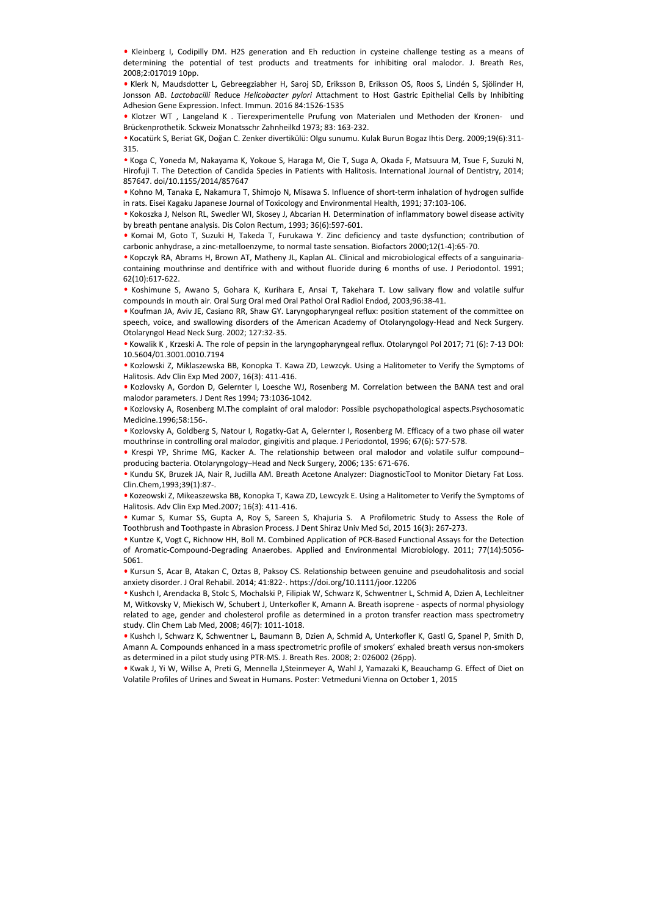- Kleinberg I, Codipilly DM. H2S generation and Eh reduction in cysteine challenge testing as a means of determining the potential of test products and treatments for inhibiting oral malodor. J. Breath Res, 2008;2:017019 10pp.
- Klerk N, Maudsdotter L, Gebreegziabher H, Saroj SD, Eriksson B, Eriksson OS, Roos S, Lindén S, Sjölinder H, Jonsson AB. *Lactobacilli* Reduce *Helicobacter pylori* Attachment to Host Gastric Epithelial Cells by Inhibiting Adhesion Gene Expression. Infect. Immun. 2016 84:1526-1535
- Klotzer WT , Langeland K . Tierexperimentelle Prufung von Materialen und Methoden der Kronen- und Brückenprothetik. Sckweiz Monatsschr Zahnheilkd 1973; 83: 163-232.
- Kocatürk S, Beriat GK, Doğan C. Zenker divertikülü: Olgu sunumu. Kulak Burun Bogaz Ihtis Derg. 2009;19(6):311-315.
- Koga C, Yoneda M, Nakayama K, Yokoue S, Haraga M, Oie T, Suga A, Okada F, Matsuura M, Tsue F, Suzuki N, Hirofuji T. The Detection of Candida Species in Patients with Halitosis. International Journal of Dentistry, 2014; 857647. doi/10.1155/2014/857647
- Kohno M, Tanaka E, Nakamura T, Shimojo N, Misawa S. Influence of short-term inhalation of hydrogen sulfide in rats. Eisei Kagaku Japanese Journal of Toxicology and Environmental Health, 1991; 37:103-106.
- Kokoszka J, Nelson RL, Swedler WI, Skosey J, Abcarian H. Determination of inflammatory bowel disease activity by breath pentane analysis. Dis Colon Rectum, 1993; 36(6):597-601.
- Komai M, Goto T, Suzuki H, Takeda T, Furukawa Y. Zinc deficiency and taste dysfunction; contribution of carbonic anhydrase, a zinc-metalloenzyme, to normal taste sensation. Biofactors 2000;12(1-4):65-70.
- Kopczyk RA, Abrams H, Brown AT, Matheny JL, Kaplan AL. Clinical and microbiological effects of a sanguinaria-containing mouthrinse and dentifrice with and without fluoride during 6 months of use. J Periodontol. 1991; 62(10):617-622.
- Koshimune S, Awano S, Gohara K, Kurihara E, Ansai T, Takehara T. Low salivary flow and volatile sulfur compounds in mouth air. Oral Surg Oral med Oral Pathol Oral Radiol Endod, 2003;96:38-41.
- Koufman JA, Aviv JE, Casiano RR, Shaw GY. Laryngopharyngeal reflux: position statement of the committee on speech, voice, and swallowing disorders of the American Academy of Otolaryngology-Head and Neck Surgery. Otolaryngol Head Neck Surg. 2002; 127:32-35.
- Kowalik K , Krzeski A. The role of pepsin in the laryngopharyngeal reflux. Otolaryngol Pol 2017; 71 (6): 7-13 DOI: 10.5604/01.3001.0010.7194
- Kozlowski Z, Miklaszewska BB, Konopka T. Kawa ZD, Lewzcyk. Using a Halitometer to Verify the Symptoms of Halitosis. Adv Clin Exp Med 2007, 16(3): 411-416.
- Kozlovsky A, Gordon D, Gelernter I, Loesche WJ, Rosenberg M. Correlation between the BANA test and oral malodor parameters. J Dent Res 1994; 73:1036-1042.
- Kozlovsky A, Rosenberg M.The complaint of oral malodor: Possible psychopathological aspects.Psychosomatic Medicine.1996;58:156-.
- Kozlovsky A, Goldberg S, Natour I, Rogatky-Gat A, Gelernter I, Rosenberg M. Efficacy of a two phase oil water mouthrinse in controlling oral malodor, gingivitis and plaque. J Periodontol, 1996; 67(6): 577-578.
- Krespi YP, Shrime MG, Kacker A. The relationship between oral malodor and volatile sulfur compound–producing bacteria. Otolaryngology–Head and Neck Surgery, 2006; 135: 671-676.
- Kundu SK, Bruzek JA, Nair R, Judilla AM. Breath Acetone Analyzer: DiagnosticTool to Monitor Dietary Fat Loss. Clin.Chem,1993;39(1):87-.
- Kozeowski Z, Mikeaszewska BB, Konopka T, Kawa ZD, Lewcyzk E. Using a Halitometer to Verify the Symptoms of Halitosis. Adv Clin Exp Med.2007; 16(3): 411-416.
- Kumar S, Kumar SS, Gupta A, Roy S, Sareen S, Khajuria S. A Profilometric Study to Assess the Role of Toothbrush and Toothpaste in Abrasion Process. J Dent Shiraz Univ Med Sci, 2015 16(3): 267-273.
- Kuntze K, Vogt C, Richnow HH, Boll M. Combined Application of PCR-Based Functional Assays for the Detection of Aromatic-Compound-Degrading Anaerobes. Applied and Environmental Microbiology. 2011; 77(14):5056-5061.
- Kursun S, Acar B, Atakan C, Oztas B, Paksoy CS. Relationship between genuine and pseudohalitosis and social anxiety disorder. J Oral Rehabil. 2014; 41:822-. https://doi.org/10.1111/joor.12206
- Kushch I, Arendacka B, Stolc S, Mochalski P, Filipiak W, Schwarz K, Schwentner L, Schmid A, Dzien A, Lechleitner M, Witkovsky V, Miekisch W, Schubert J, Unterkofler K, Amann A. Breath isoprene - aspects of normal physiology related to age, gender and cholesterol profile as determined in a proton transfer reaction mass spectrometry study. Clin Chem Lab Med, 2008; 46(7): 1011-1018.
- Kushch I, Schwarz K, Schwentner L, Baumann B, Dzien A, Schmid A, Unterkofler K, Gastl G, Spanel P, Smith D, Amann A. Compounds enhanced in a mass spectrometric profile of smokers' exhaled breath versus non-smokers as determined in a pilot study using PTR-MS. J. Breath Res. 2008; 2: 026002 (26pp).
- Kwak J, Yi W, Willse A, Preti G, Mennella J,Steinmeyer A, Wahl J, Yamazaki K, Beauchamp G. Effect of Diet on Volatile Profiles of Urines and Sweat in Humans. Poster: Vetmeduni Vienna on October 1, 2015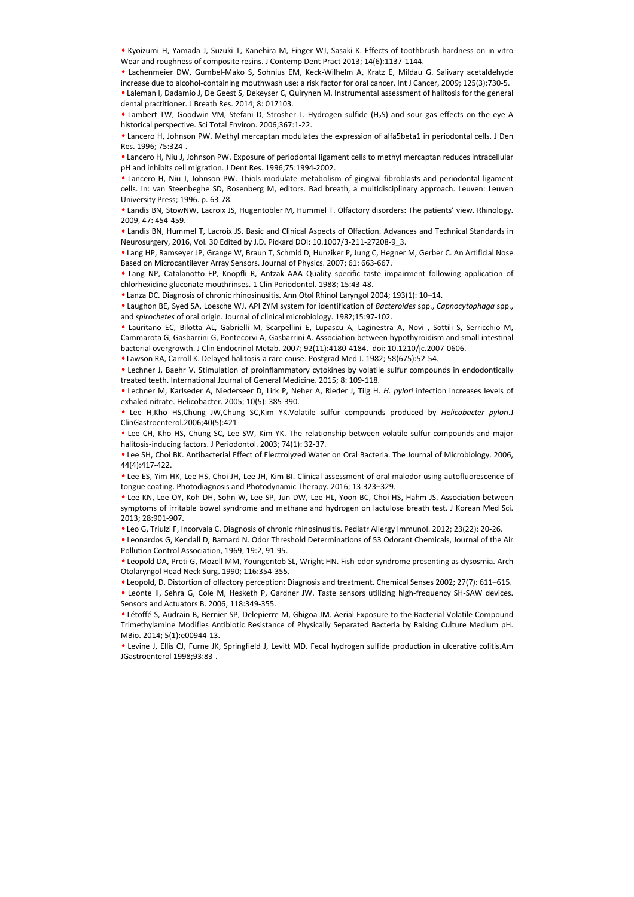- Kyoizumi H, Yamada J, Suzuki T, Kanehira M, Finger WJ, Sasaki K. Effects of toothbrush hardness on in vitro Wear and roughness of composite resins. J Contemp Dent Pract 2013; 14(6):1137-1144.
- Lachenmeier DW, Gumbel-Mako S, Sohnius EM, Keck-Wilhelm A, Kratz E, Mildau G. Salivary acetaldehyde increase due to alcohol-containing mouthwash use: a risk factor for oral cancer. Int J Cancer, 2009; 125(3):730-5.
- Laleman I, Dadamio J, De Geest S, Dekeyser C, Quirynen M. Instrumental assessment of halitosis for the general dental practitioner. J Breath Res. 2014; 8: 017103.
- Lambert TW, Goodwin VM, Stefani D, Strosher L. Hydrogen sulfide ($H_2S$) and sour gas effects on the eye A historical perspective. Sci Total Environ. 2006;367:1-22.
- Lancero H, Johnson PW. Methyl mercaptan modulates the expression of alfa5beta1 in periodontal cells. J Den Res. 1996; 75:324-.
- Lancero H, Niu J, Johnson PW. Exposure of periodontal ligament cells to methyl mercaptan reduces intracellular pH and inhibits cell migration. J Dent Res. 1996;75:1994-2002.
- Lancero H, Niu J, Johnson PW. Thiols modulate metabolism of gingival fibroblasts and periodontal ligament cells. In: van Steenbeghe SD, Rosenberg M, editors. Bad breath, a multidisciplinary approach. Leuven: Leuven University Press; 1996. p. 63-78.
- Landis BN, StowNW, Lacroix JS, Hugentobler M, Hummel T. Olfactory disorders: The patients' view. Rhinology. 2009, 47: 454-459.
- Landis BN, Hummel T, Lacroix JS. Basic and Clinical Aspects of Olfaction. Advances and Technical Standards in Neurosurgery, 2016, Vol. 30 Edited by J.D. Pickard DOI: 10.1007/3-211-27208-9_3.
- Lang HP, Ramseyer JP, Grange W, Braun T, Schmid D, Hunziker P, Jung C, Hegner M, Gerber C. An Artificial Nose Based on Microcantilever Array Sensors. Journal of Physics. 2007; 61: 663-667.
- Lang NP, Catalanotto FP, Knopfli R, Antzak AAA Quality specific taste impairment following application of chlorhexidine gluconate mouthrinses. 1 Clin Periodontol. 1988; 15:43-48.
- Lanza DC. Diagnosis of chronic rhinosinusitis. Ann Otol Rhinol Laryngol 2004; 193(1): 10–14.
- Laughon BE, Syed SA, Loesche WJ. API ZYM system for identification of *Bacteroides* spp., *Capnocytophaga* spp., and *spirochetes* of oral origin. Journal of clinical microbiology. 1982;15:97-102.
- Lauritano EC, Bilotta AL, Gabrielli M, Scarpellini E, Lupascu A, Laginestra A, Novi , Sottili S, Serricchio M, Cammarota G, Gasbarrini G, Pontecorvi A, Gasbarrini A. Association between hypothyroidism and small intestinal bacterial overgrowth. J Clin Endocrinol Metab. 2007; 92(11):4180-4184. doi: 10.1210/jc.2007-0606.
- Lawson RA, Carroll K. Delayed halitosis-a rare cause. Postgrad Med J. 1982; 58(675):52-54.
- Lechner J, Baehr V. Stimulation of proinflammatory cytokines by volatile sulfur compounds in endodontically treated teeth. International Journal of General Medicine. 2015; 8: 109-118.
- Lechner M, Karlseder A, Niederseer D, Lirk P, Neher A, Rieder J, Tilg H. *H. pylori* infection increases levels of exhaled nitrate. Helicobacter. 2005; 10(5): 385-390.
- Lee H,Kho HS,Chung JW,Chung SC,Kim YK.Volatile sulfur compounds produced by *Helicobacter pylori*.J ClinGastroenterol.2006;40(5):421-
- Lee CH, Kho HS, Chung SC, Lee SW, Kim YK. The relationship between volatile sulfur compounds and major halitosis-inducing factors. J Periodontol. 2003; 74(1): 32-37.
- Lee SH, Choi BK. Antibacterial Effect of Electrolyzed Water on Oral Bacteria. The Journal of Microbiology. 2006, 44(4):417-422.
- Lee ES, Yim HK, Lee HS, Choi JH, Lee JH, Kim BI. Clinical assessment of oral malodor using autofluorescence of tongue coating. Photodiagnosis and Photodynamic Therapy. 2016; 13:323–329.
- Lee KN, Lee OY, Koh DH, Sohn W, Lee SP, Jun DW, Lee HL, Yoon BC, Choi HS, Hahm JS. Association between symptoms of irritable bowel syndrome and methane and hydrogen on lactulose breath test. J Korean Med Sci. 2013; 28:901-907.
- Leo G, Triulzi F, Incorvaia C. Diagnosis of chronic rhinosinusitis. Pediatr Allergy Immunol. 2012; 23(22): 20-26.
- Leonardos G, Kendall D, Barnard N. Odor Threshold Determinations of 53 Odorant Chemicals, Journal of the Air Pollution Control Association, 1969; 19:2, 91-95.
- Leopold DA, Preti G, Mozell MM, Youngentob SL, Wright HN. Fish-odor syndrome presenting as dysosmia. Arch Otolaryngol Head Neck Surg. 1990; 116:354-355.
- Leopold, D. Distortion of olfactory perception: Diagnosis and treatment. Chemical Senses 2002; 27(7): 611–615.
- Leonte II, Sehra G, Cole M, Hesketh P, Gardner JW. Taste sensors utilizing high-frequency SH-SAW devices. Sensors and Actuators B. 2006; 118:349-355.
- Létoffé S, Audrain B, Bernier SP, Delepierre M, Ghigoa JM. Aerial Exposure to the Bacterial Volatile Compound Trimethylamine Modifies Antibiotic Resistance of Physically Separated Bacteria by Raising Culture Medium pH. MBio. 2014; 5(1):e00944-13.
- Levine J, Ellis CJ, Furne JK, Springfield J, Levitt MD. Fecal hydrogen sulfide production in ulcerative colitis.Am JGastroenterol 1998;93:83-.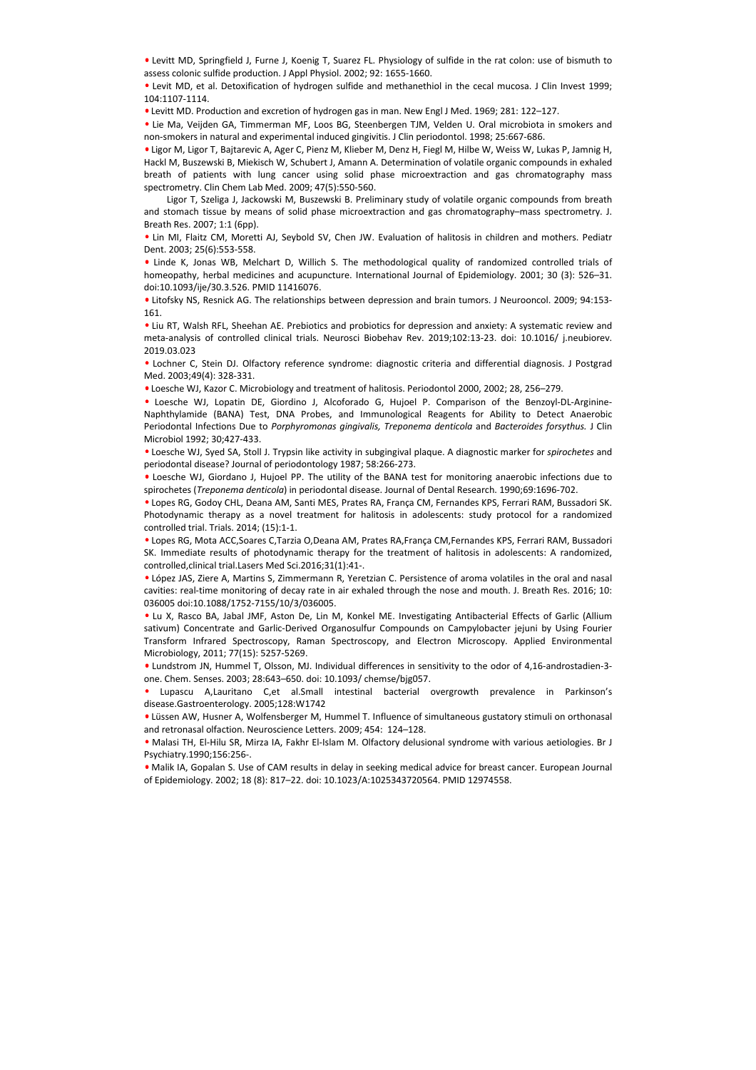- Levitt MD, Springfield J, Furne J, Koenig T, Suarez FL. Physiology of sulfide in the rat colon: use of bismuth to assess colonic sulfide production. J Appl Physiol. 2002; 92: 1655-1660.
- Levit MD, et al. Detoxification of hydrogen sulfide and methanethiol in the cecal mucosa. J Clin Invest 1999; 104:1107-1114.
- Levitt MD. Production and excretion of hydrogen gas in man. New Engl J Med. 1969; 281: 122–127.
- Lie Ma, Veijden GA, Timmerman MF, Loos BG, Steenbergen TJM, Velden U. Oral microbiota in smokers and non-smokers in natural and experimental induced gingivitis. J Clin periodontol. 1998; 25:667-686.
- Ligor M, Ligor T, Bajtarevic A, Ager C, Pienz M, Klieber M, Denz H, Fiegl M, Hilbe W, Weiss W, Lukas P, Jamnig H, Hackl M, Buszewski B, Miekisch W, Schubert J, Amann A. Determination of volatile organic compounds in exhaled breath of patients with lung cancer using solid phase microextraction and gas chromatography mass spectrometry. Clin Chem Lab Med. 2009; 47(5):550-560.

Ligor T, Szeliga J, Jackowski M, Buszewski B. Preliminary study of volatile organic compounds from breath and stomach tissue by means of solid phase microextraction and gas chromatography–mass spectrometry. J. Breath Res. 2007; 1:1 (6pp).

- Lin MI, Flaitz CM, Moretti AJ, Seybold SV, Chen JW. Evaluation of halitosis in children and mothers. Pediatr Dent. 2003; 25(6):553-558.
- Linde K, Jonas WB, Melchart D, Willich S. The methodological quality of randomized controlled trials of homeopathy, herbal medicines and acupuncture. International Journal of Epidemiology. 2001; 30 (3): 526–31. doi:10.1093/ije/30.3.526. PMID 11416076.
- Litofsky NS, Resnick AG. The relationships between depression and brain tumors. J Neurooncol. 2009; 94:153-161.
- Liu RT, Walsh RFL, Sheehan AE. Prebiotics and probiotics for depression and anxiety: A systematic review and meta-analysis of controlled clinical trials. Neurosci Biobehav Rev. 2019;102:13-23. doi: 10.1016/ j.neubiorev. 2019.03.023
- Lochner C, Stein DJ. Olfactory reference syndrome: diagnostic criteria and differential diagnosis. J Postgrad Med. 2003;49(4): 328-331.
- Loesche WJ, Kazor C. Microbiology and treatment of halitosis. Periodontol 2000, 2002; 28, 256–279.
- Loesche WJ, Lopatin DE, Giordino J, Alcoforado G, Hujoel P. Comparison of the Benzoyl-DL-Arginine-Naphthylamide (BANA) Test, DNA Probes, and Immunological Reagents for Ability to Detect Anaerobic Periodontal Infections Due to *Porphyromonas gingivalis, Treponema denticola* and *Bacteroides forsythus.* J Clin Microbiol 1992; 30;427-433.
- Loesche WJ, Syed SA, Stoll J. Trypsin like activity in subgingival plaque. A diagnostic marker for *spirochetes* and periodontal disease? Journal of periodontology 1987; 58:266-273.
- Loesche WJ, Giordano J, Hujoel PP. The utility of the BANA test for monitoring anaerobic infections due to spirochetes (*Treponema denticola*) in periodontal disease. Journal of Dental Research. 1990;69:1696-702.
- Lopes RG, Godoy CHL, Deana AM, Santi MES, Prates RA, França CM, Fernandes KPS, Ferrari RAM, Bussadori SK. Photodynamic therapy as a novel treatment for halitosis in adolescents: study protocol for a randomized controlled trial. Trials. 2014; (15):1-1.
- Lopes RG, Mota ACC,Soares C,Tarzia O,Deana AM, Prates RA,França CM,Fernandes KPS, Ferrari RAM, Bussadori SK. Immediate results of photodynamic therapy for the treatment of halitosis in adolescents: A randomized, controlled,clinical trial.Lasers Med Sci.2016;31(1):41-.
- López JAS, Ziere A, Martins S, Zimmermann R, Yeretzian C. Persistence of aroma volatiles in the oral and nasal cavities: real-time monitoring of decay rate in air exhaled through the nose and mouth. J. Breath Res. 2016; 10: 036005 doi:10.1088/1752-7155/10/3/036005.
- Lu X, Rasco BA, Jabal JMF, Aston De, Lin M, Konkel ME. Investigating Antibacterial Effects of Garlic (Allium sativum) Concentrate and Garlic-Derived Organosulfur Compounds on Campylobacter jejuni by Using Fourier Transform Infrared Spectroscopy, Raman Spectroscopy, and Electron Microscopy. Applied Environmental Microbiology, 2011; 77(15): 5257-5269.
- Lundstrom JN, Hummel T, Olsson, MJ. Individual differences in sensitivity to the odor of 4,16-androstadien-3-one. Chem. Senses. 2003; 28:643–650. doi: 10.1093/ chemse/bjg057.
- Lupascu A,Lauritano C,et al.Small intestinal bacterial overgrowth prevalence in Parkinson's disease.Gastroenterology. 2005;128:W1742
- Lüssen AW, Husner A, Wolfensberger M, Hummel T. Influence of simultaneous gustatory stimuli on orthonasal and retronasal olfaction. Neuroscience Letters. 2009; 454: 124–128.
- Malasi TH, El-Hilu SR, Mirza IA, Fakhr El-Islam M. Olfactory delusional syndrome with various aetiologies. Br J Psychiatry.1990;156:256-.
- Malik IA, Gopalan S. Use of CAM results in delay in seeking medical advice for breast cancer. European Journal of Epidemiology. 2002; 18 (8): 817–22. doi: 10.1023/A:1025343720564. PMID 12974558.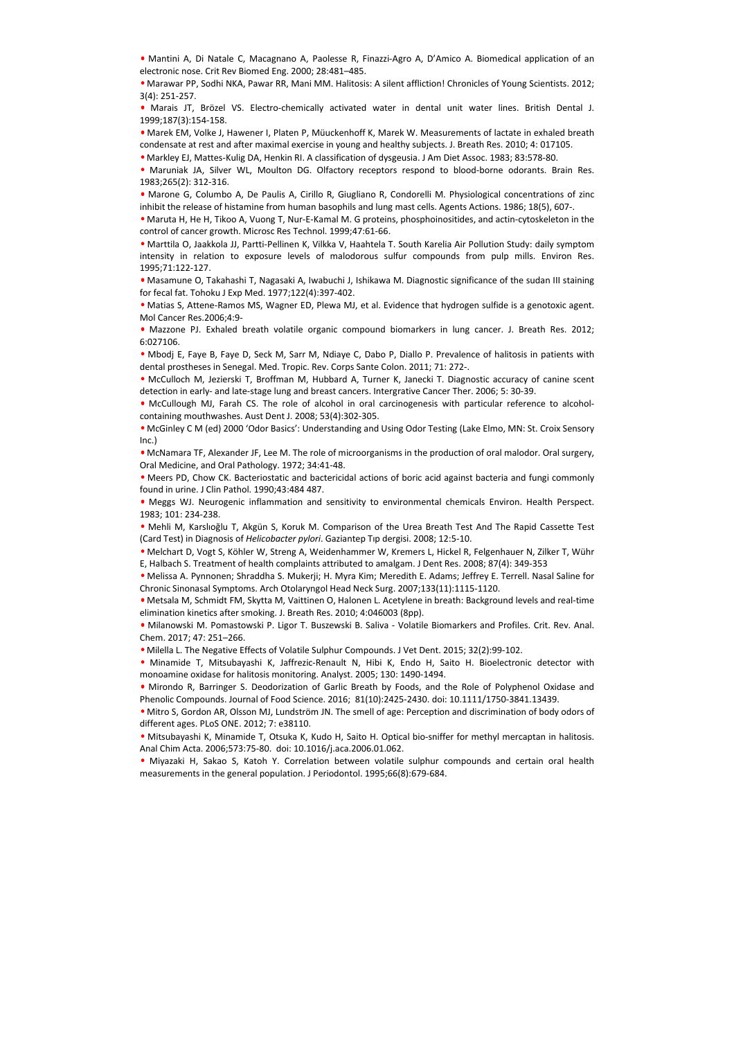- Mantini A, Di Natale C, Macagnano A, Paolesse R, Finazzi-Agro A, D'Amico A. Biomedical application of an electronic nose. Crit Rev Biomed Eng. 2000; 28:481–485.
- Marawar PP, Sodhi NKA, Pawar RR, Mani MM. Halitosis: A silent affliction! Chronicles of Young Scientists. 2012; 3(4): 251-257.
- Marais JT, Brözel VS. Electro-chemically activated water in dental unit water lines. British Dental J. 1999;187(3):154-158.
- Marek EM, Volke J, Hawener I, Platen P, Müuckenhoff K, Marek W. Measurements of lactate in exhaled breath condensate at rest and after maximal exercise in young and healthy subjects. J. Breath Res. 2010; 4: 017105.
- Markley EJ, Mattes-Kulig DA, Henkin RI. A classification of dysgeusia. J Am Diet Assoc. 1983; 83:578-80.
- Maruniak JA, Silver WL, Moulton DG. Olfactory receptors respond to blood-borne odorants. Brain Res. 1983;265(2): 312-316.
- Marone G, Columbo A, De Paulis A, Cirillo R, Giugliano R, Condorelli M. Physiological concentrations of zinc inhibit the release of histamine from human basophils and lung mast cells. Agents Actions. 1986; 18(5), 607-.
- Maruta H, He H, Tikoo A, Vuong T, Nur-E-Kamal M. G proteins, phosphoinositides, and actin-cytoskeleton in the control of cancer growth. Microsc Res Technol. 1999;47:61-66.
- Marttila O, Jaakkola JJ, Partti-Pellinen K, Vilkka V, Haahtela T. South Karelia Air Pollution Study: daily symptom intensity in relation to exposure levels of malodorous sulfur compounds from pulp mills. Environ Res. 1995;71:122-127.
- Masamune O, Takahashi T, Nagasaki A, Iwabuchi J, Ishikawa M. Diagnostic significance of the sudan III staining for fecal fat. Tohoku J Exp Med. 1977;122(4):397-402.
- Matias S, Attene-Ramos MS, Wagner ED, Plewa MJ, et al. Evidence that hydrogen sulfide is a genotoxic agent. Mol Cancer Res.2006;4:9-
- Mazzone PJ. Exhaled breath volatile organic compound biomarkers in lung cancer. J. Breath Res. 2012; 6:027106.
- Mbodj E, Faye B, Faye D, Seck M, Sarr M, Ndiaye C, Dabo P, Diallo P. Prevalence of halitosis in patients with dental prostheses in Senegal. Med. Tropic. Rev. Corps Sante Colon. 2011; 71: 272-.
- McCulloch M, Jezierski T, Broffman M, Hubbard A, Turner K, Janecki T. Diagnostic accuracy of canine scent detection in early- and late-stage lung and breast cancers. Intergrative Cancer Ther. 2006; 5: 30-39.
- McCullough MJ, Farah CS. The role of alcohol in oral carcinogenesis with particular reference to alcohol-containing mouthwashes. Aust Dent J. 2008; 53(4):302-305.
- McGinley C M (ed) 2000 'Odor Basics': Understanding and Using Odor Testing (Lake Elmo, MN: St. Croix Sensory Inc.)
- McNamara TF, Alexander JF, Lee M. The role of microorganisms in the production of oral malodor. Oral surgery, Oral Medicine, and Oral Pathology. 1972; 34:41-48.
- Meers PD, Chow CK. Bacteriostatic and bactericidal actions of boric acid against bacteria and fungi commonly found in urine. J Clin Pathol. 1990;43:484 487.
- Meggs WJ. Neurogenic inflammation and sensitivity to environmental chemicals Environ. Health Perspect. 1983; 101: 234-238.
- Mehli M, Karslıoğlu T, Akgün S, Koruk M. Comparison of the Urea Breath Test And The Rapid Cassette Test (Card Test) in Diagnosis of *Helicobacter pylori*. Gaziantep Tıp dergisi. 2008; 12:5-10.
- Melchart D, Vogt S, Köhler W, Streng A, Weidenhammer W, Kremers L, Hickel R, Felgenhauer N, Zilker T, Wühr E, Halbach S. Treatment of health complaints attributed to amalgam. J Dent Res. 2008; 87(4): 349-353
- Melissa A. Pynnonen; Shraddha S. Mukerji; H. Myra Kim; Meredith E. Adams; Jeffrey E. Terrell. Nasal Saline for Chronic Sinonasal Symptoms. Arch Otolaryngol Head Neck Surg. 2007;133(11):1115-1120.
- Metsala M, Schmidt FM, Skytta M, Vaittinen O, Halonen L. Acetylene in breath: Background levels and real-time elimination kinetics after smoking. J. Breath Res. 2010; 4:046003 (8pp).
- Milanowski M. Pomastowski P. Ligor T. Buszewski B. Saliva - Volatile Biomarkers and Profiles. Crit. Rev. Anal. Chem. 2017; 47: 251–266.
- Milella L. The Negative Effects of Volatile Sulphur Compounds. J Vet Dent. 2015; 32(2):99-102.
- Minamide T, Mitsubayashi K, Jaffrezic-Renault N, Hibi K, Endo H, Saito H. Bioelectronic detector with monoamine oxidase for halitosis monitoring. Analyst. 2005; 130: 1490-1494.
- Mirondo R, Barringer S. Deodorization of Garlic Breath by Foods, and the Role of Polyphenol Oxidase and Phenolic Compounds. Journal of Food Science. 2016; 81(10):2425-2430. doi: 10.1111/1750-3841.13439.
- Mitro S, Gordon AR, Olsson MJ, Lundström JN. The smell of age: Perception and discrimination of body odors of different ages. PLoS ONE. 2012; 7: e38110.
- Mitsubayashi K, Minamide T, Otsuka K, Kudo H, Saito H. Optical bio-sniffer for methyl mercaptan in halitosis. Anal Chim Acta. 2006;573:75-80. doi: 10.1016/j.aca.2006.01.062.
- Miyazaki H, Sakao S, Katoh Y. Correlation between volatile sulphur compounds and certain oral health measurements in the general population. J Periodontol. 1995;66(8):679-684.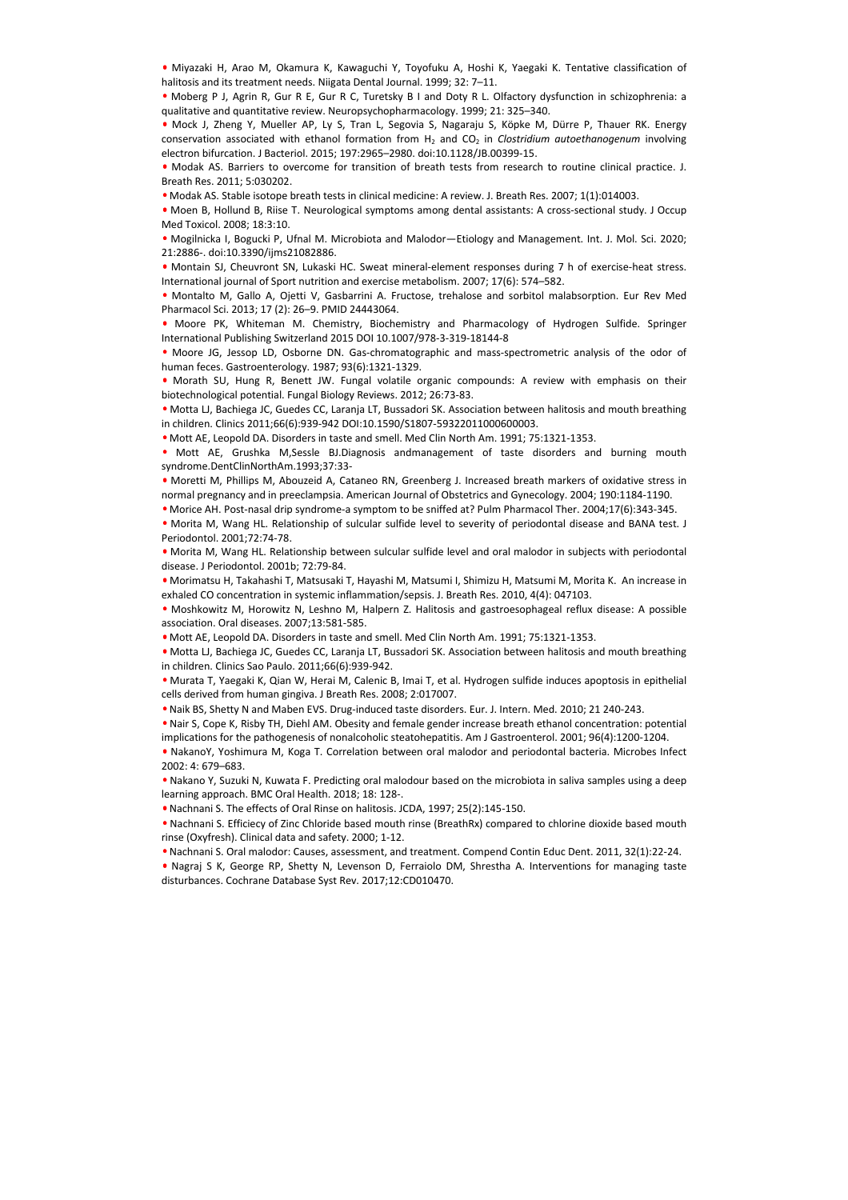- Miyazaki H, Arao M, Okamura K, Kawaguchi Y, Toyofuku A, Hoshi K, Yaegaki K. Tentative classification of halitosis and its treatment needs. Niigata Dental Journal. 1999; 32: 7–11.
- Moberg P J, Agrin R, Gur R E, Gur R C, Turetsky B I and Doty R L. Olfactory dysfunction in schizophrenia: a qualitative and quantitative review. Neuropsychopharmacology. 1999; 21: 325–340.
- Mock J, Zheng Y, Mueller AP, Ly S, Tran L, Segovia S, Nagaraju S, Köpke M, Dürre P, Thauer RK. Energy conservation associated with ethanol formation from $H_2$ and $CO_2$ in *Clostridium autoethanogenum* involving electron bifurcation. J Bacteriol. 2015; 197:2965–2980. doi:10.1128/JB.00399-15.
- Modak AS. Barriers to overcome for transition of breath tests from research to routine clinical practice. J. Breath Res. 2011; 5:030202.
- Modak AS. Stable isotope breath tests in clinical medicine: A review. J. Breath Res. 2007; 1(1):014003.
- Moen B, Hollund B, Riise T. Neurological symptoms among dental assistants: A cross-sectional study. J Occup Med Toxicol. 2008; 18:3:10.
- Mogilnicka I, Bogucki P, Ufnal M. Microbiota and Malodor—Etiology and Management. Int. J. Mol. Sci. 2020; 21:2886-. doi:10.3390/ijms21082886.
- Montain SJ, Cheuvront SN, Lukaski HC. Sweat mineral-element responses during 7 h of exercise-heat stress. International journal of Sport nutrition and exercise metabolism. 2007; 17(6): 574–582.
- Montalto M, Gallo A, Ojetti V, Gasbarrini A. Fructose, trehalose and sorbitol malabsorption. Eur Rev Med Pharmacol Sci. 2013; 17 (2): 26–9. PMID 24443064.
- Moore PK, Whiteman M. Chemistry, Biochemistry and Pharmacology of Hydrogen Sulfide. Springer International Publishing Switzerland 2015 DOI 10.1007/978-3-319-18144-8
- Moore JG, Jessop LD, Osborne DN. Gas-chromatographic and mass-spectrometric analysis of the odor of human feces. Gastroenterology. 1987; 93(6):1321-1329.
- Morath SU, Hung R, Benett JW. Fungal volatile organic compounds: A review with emphasis on their biotechnological potential. Fungal Biology Reviews. 2012; 26:73-83.
- Motta LJ, Bachiega JC, Guedes CC, Laranja LT, Bussadori SK. Association between halitosis and mouth breathing in children. Clinics 2011;66(6):939-942 DOI:10.1590/S1807-59322011000600003.
- Mott AE, Leopold DA. Disorders in taste and smell. Med Clin North Am. 1991; 75:1321-1353.
- Mott AE, Grushka M,Sessle BJ.Diagnosis andmanagement of taste disorders and burning mouth syndrome.DentClinNorthAm.1993;37:33-
- Moretti M, Phillips M, Abouzeid A, Cataneo RN, Greenberg J. Increased breath markers of oxidative stress in normal pregnancy and in preeclampsia. American Journal of Obstetrics and Gynecology. 2004; 190:1184-1190.
- Morice AH. Post-nasal drip syndrome-a symptom to be sniffed at? Pulm Pharmacol Ther. 2004;17(6):343-345.
- Morita M, Wang HL. Relationship of sulcular sulfide level to severity of periodontal disease and BANA test. J Periodontol. 2001;72:74-78.
- Morita M, Wang HL. Relationship between sulcular sulfide level and oral malodor in subjects with periodontal disease. J Periodontol. 2001b; 72:79-84.
- Morimatsu H, Takahashi T, Matsusaki T, Hayashi M, Matsumi I, Shimizu H, Matsumi M, Morita K. An increase in exhaled CO concentration in systemic inflammation/sepsis. J. Breath Res. 2010, 4(4): 047103.
- Moshkowitz M, Horowitz N, Leshno M, Halpern Z. Halitosis and gastroesophageal reflux disease: A possible association. Oral diseases. 2007;13:581-585.
- Mott AE, Leopold DA. Disorders in taste and smell. Med Clin North Am. 1991; 75:1321-1353.
- Motta LJ, Bachiega JC, Guedes CC, Laranja LT, Bussadori SK. Association between halitosis and mouth breathing in children. Clinics Sao Paulo. 2011;66(6):939-942.
- Murata T, Yaegaki K, Qian W, Herai M, Calenic B, Imai T, et al. Hydrogen sulfide induces apoptosis in epithelial cells derived from human gingiva. J Breath Res. 2008; 2:017007.
- Naik BS, Shetty N and Maben EVS. Drug-induced taste disorders. Eur. J. Intern. Med. 2010; 21 240-243.
- Nair S, Cope K, Risby TH, Diehl AM. Obesity and female gender increase breath ethanol concentration: potential implications for the pathogenesis of nonalcoholic steatohepatitis. Am J Gastroenterol. 2001; 96(4):1200-1204.
- NakanoY, Yoshimura M, Koga T. Correlation between oral malodor and periodontal bacteria. Microbes Infect 2002: 4: 679–683.
- Nakano Y, Suzuki N, Kuwata F. Predicting oral malodour based on the microbiota in saliva samples using a deep learning approach. BMC Oral Health. 2018; 18: 128-.
- Nachnani S. The effects of Oral Rinse on halitosis. JCDA, 1997; 25(2):145-150.
- Nachnani S. Efficiecy of Zinc Chloride based mouth rinse (BreathRx) compared to chlorine dioxide based mouth rinse (Oxyfresh). Clinical data and safety. 2000; 1-12.
- Nachnani S. Oral malodor: Causes, assessment, and treatment. Compend Contin Educ Dent. 2011, 32(1):22-24.
- Nagraj S K, George RP, Shetty N, Levenson D, Ferraiolo DM, Shrestha A. Interventions for managing taste disturbances. Cochrane Database Syst Rev. 2017;12:CD010470.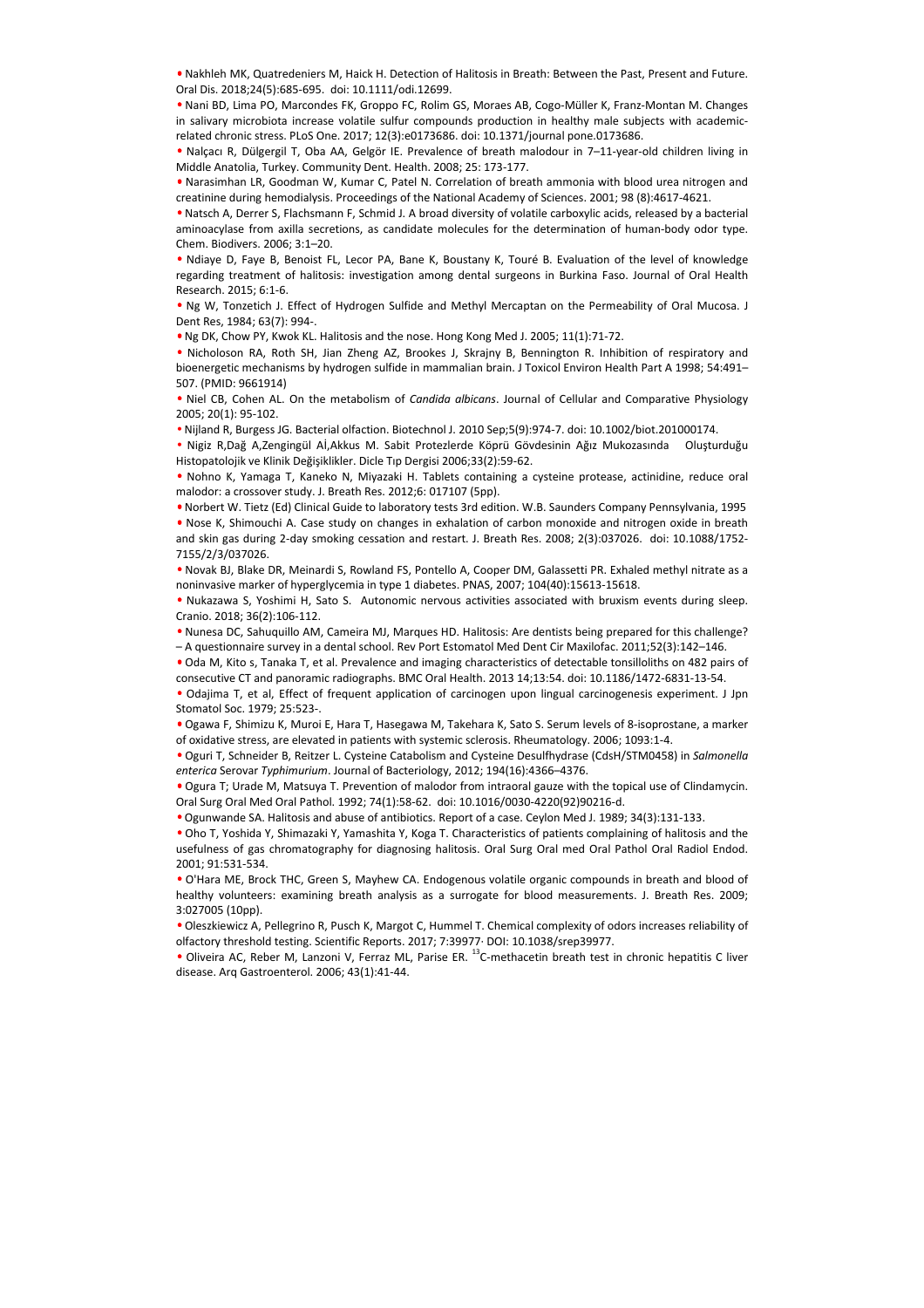- Nakhleh MK, Quatredeniers M, Haick H. Detection of Halitosis in Breath: Between the Past, Present and Future. Oral Dis. 2018;24(5):685-695. doi: 10.1111/odi.12699.
- Nani BD, Lima PO, Marcondes FK, Groppo FC, Rolim GS, Moraes AB, Cogo-Müller K, Franz-Montan M. Changes in salivary microbiota increase volatile sulfur compounds production in healthy male subjects with academic-related chronic stress. PLoS One. 2017; 12(3):e0173686. doi: 10.1371/journal pone.0173686.
- Nalçacı R, Dülgergil T, Oba AA, Gelgör IE. Prevalence of breath malodour in 7–11-year-old children living in Middle Anatolia, Turkey. Community Dent. Health. 2008; 25: 173-177.
- Narasimhan LR, Goodman W, Kumar C, Patel N. Correlation of breath ammonia with blood urea nitrogen and creatinine during hemodialysis. Proceedings of the National Academy of Sciences. 2001; 98 (8):4617-4621.
- Natsch A, Derrer S, Flachsmann F, Schmid J. A broad diversity of volatile carboxylic acids, released by a bacterial aminoacylase from axilla secretions, as candidate molecules for the determination of human-body odor type. Chem. Biodivers. 2006; 3:1–20.
- Ndiaye D, Faye B, Benoist FL, Lecor PA, Bane K, Boustany K, Touré B. Evaluation of the level of knowledge regarding treatment of halitosis: investigation among dental surgeons in Burkina Faso. Journal of Oral Health Research. 2015; 6:1-6.
- Ng W, Tonzetich J. Effect of Hydrogen Sulfide and Methyl Mercaptan on the Permeability of Oral Mucosa. J Dent Res, 1984; 63(7): 994-.
- Ng DK, Chow PY, Kwok KL. Halitosis and the nose. Hong Kong Med J. 2005; 11(1):71-72.
- Nicholoson RA, Roth SH, Jian Zheng AZ, Brookes J, Skrajny B, Bennington R. Inhibition of respiratory and bioenergetic mechanisms by hydrogen sulfide in mammalian brain. J Toxicol Environ Health Part A 1998; 54:491–507. (PMID: 9661914)
- Niel CB, Cohen AL. On the metabolism of *Candida albicans*. Journal of Cellular and Comparative Physiology 2005; 20(1): 95-102.
- Nijland R, Burgess JG. Bacterial olfaction. Biotechnol J. 2010 Sep;5(9):974-7. doi: 10.1002/biot.201000174.
- Nigiz R,Dağ A,Zengingül Aİ,Akkus M. Sabit Protezlerde Köprü Gövdesinin Ağız Mukozasında Oluşturduğu Histopatolojik ve Klinik Değişiklikler. Dicle Tıp Dergisi 2006;33(2):59-62.
- Nohno K, Yamaga T, Kaneko N, Miyazaki H. Tablets containing a cysteine protease, actinidine, reduce oral malodor: a crossover study. J. Breath Res. 2012;6: 017107 (5pp).
- Norbert W. Tietz (Ed) Clinical Guide to laboratory tests 3rd edition. W.B. Saunders Company Pennsylvania, 1995
- Nose K, Shimouchi A. Case study on changes in exhalation of carbon monoxide and nitrogen oxide in breath and skin gas during 2-day smoking cessation and restart. J. Breath Res. 2008; 2(3):037026. doi: 10.1088/1752-7155/2/3/037026.
- Novak BJ, Blake DR, Meinardi S, Rowland FS, Pontello A, Cooper DM, Galassetti PR. Exhaled methyl nitrate as a noninvasive marker of hyperglycemia in type 1 diabetes. PNAS, 2007; 104(40):15613-15618.
- Nukazawa S, Yoshimi H, Sato S. Autonomic nervous activities associated with bruxism events during sleep. Cranio. 2018; 36(2):106-112.
- Nunesa DC, Sahuquillo AM, Cameira MJ, Marques HD. Halitosis: Are dentists being prepared for this challenge? – A questionnaire survey in a dental school. Rev Port Estomatol Med Dent Cir Maxilofac. 2011;52(3):142–146.
- Oda M, Kito s, Tanaka T, et al. Prevalence and imaging characteristics of detectable tonsilloliths on 482 pairs of consecutive CT and panoramic radiographs. BMC Oral Health. 2013 14;13:54. doi: 10.1186/1472-6831-13-54.
- Odajima T, et al, Effect of frequent application of carcinogen upon lingual carcinogenesis experiment. J Jpn Stomatol Soc. 1979; 25:523-.
- Ogawa F, Shimizu K, Muroi E, Hara T, Hasegawa M, Takehara K, Sato S. Serum levels of 8-isoprostane, a marker of oxidative stress, are elevated in patients with systemic sclerosis. Rheumatology. 2006; 1093:1-4.
- Oguri T, Schneider B, Reitzer L. Cysteine Catabolism and Cysteine Desulfhydrase (CdsH/STM0458) in *Salmonella enterica* Serovar *Typhimurium*. Journal of Bacteriology, 2012; 194(16):4366–4376.
- Ogura T; Urade M, Matsuya T. Prevention of malodor from intraoral gauze with the topical use of Clindamycin. Oral Surg Oral Med Oral Pathol. 1992; 74(1):58-62. doi: 10.1016/0030-4220(92)90216-d.
- Ogunwande SA. Halitosis and abuse of antibiotics. Report of a case. Ceylon Med J. 1989; 34(3):131-133.
- Oho T, Yoshida Y, Shimazaki Y, Yamashita Y, Koga T. Characteristics of patients complaining of halitosis and the usefulness of gas chromatography for diagnosing halitosis. Oral Surg Oral med Oral Pathol Oral Radiol Endod. 2001; 91:531-534.
- O'Hara ME, Brock THC, Green S, Mayhew CA. Endogenous volatile organic compounds in breath and blood of healthy volunteers: examining breath analysis as a surrogate for blood measurements. J. Breath Res. 2009; 3:027005 (10pp).
- Oleszkiewicz A, Pellegrino R, Pusch K, Margot C, Hummel T. Chemical complexity of odors increases reliability of olfactory threshold testing. Scientific Reports. 2017; 7:39977· DOI: 10.1038/srep39977.
- Oliveira AC, Reber M, Lanzoni V, Ferraz ML, Parise ER. $^{13}$C-methacetin breath test in chronic hepatitis C liver disease. Arq Gastroenterol. 2006; 43(1):41-44.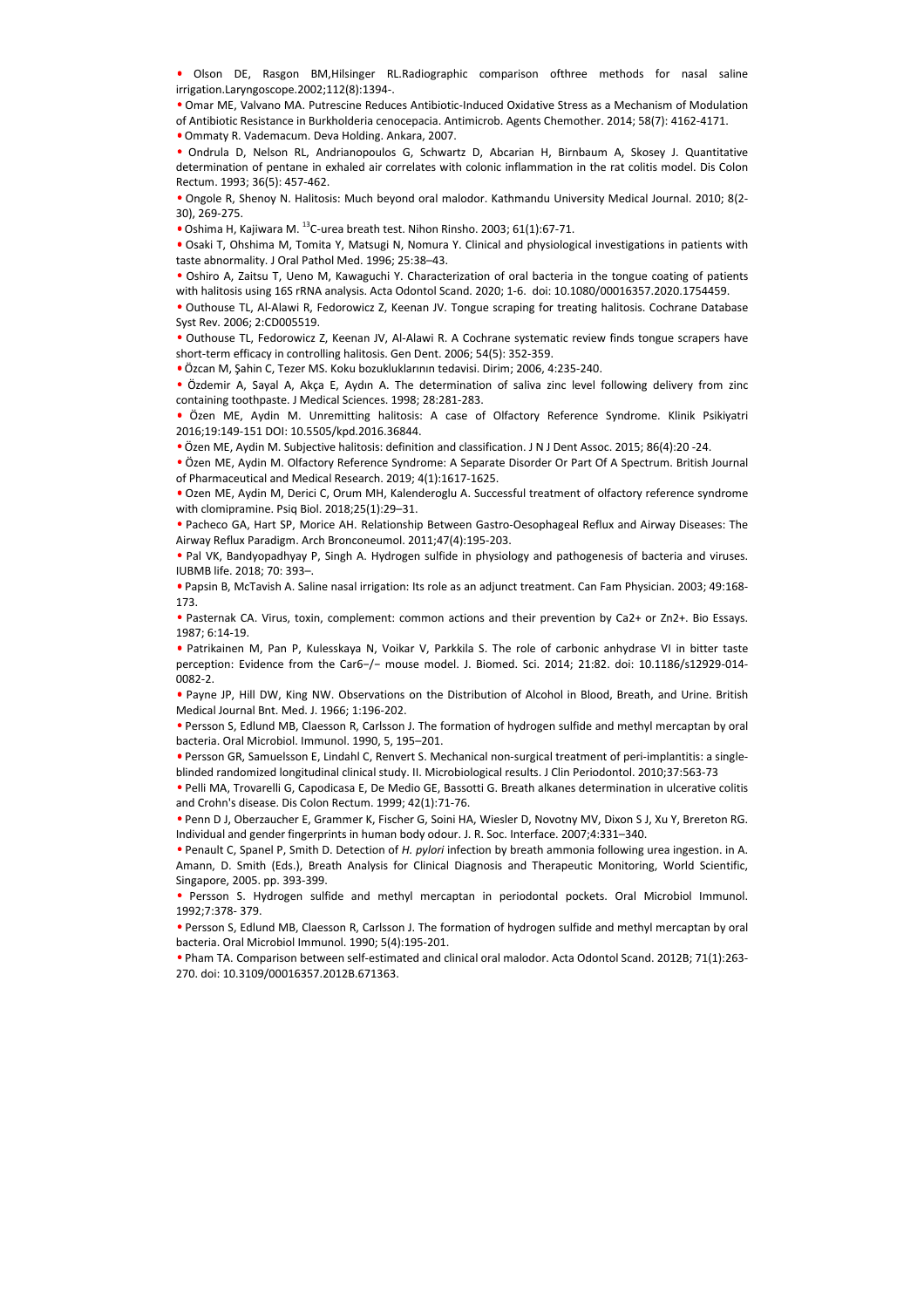- Olson DE, Rasgon BM,Hilsinger RL.Radiographic comparison ofthree methods for nasal saline irrigation.Laryngoscope.2002;112(8):1394-.
- Omar ME, Valvano MA. Putrescine Reduces Antibiotic-Induced Oxidative Stress as a Mechanism of Modulation of Antibiotic Resistance in Burkholderia cenocepacia. Antimicrob. Agents Chemother. 2014; 58(7): 4162-4171.
- Ommaty R. Vademacum. Deva Holding. Ankara, 2007.
- Ondrula D, Nelson RL, Andrianopoulos G, Schwartz D, Abcarian H, Birnbaum A, Skosey J. Quantitative determination of pentane in exhaled air correlates with colonic inflammation in the rat colitis model. Dis Colon Rectum. 1993; 36(5): 457-462.
- Ongole R, Shenoy N. Halitosis: Much beyond oral malodor. Kathmandu University Medical Journal. 2010; 8(2-30), 269-275.
- Oshima H, Kajiwara M. $^{13}$C-urea breath test. Nihon Rinsho. 2003; 61(1):67-71.
- Osaki T, Ohshima M, Tomita Y, Matsugi N, Nomura Y. Clinical and physiological investigations in patients with taste abnormality. J Oral Pathol Med. 1996; 25:38–43.
- Oshiro A, Zaitsu T, Ueno M, Kawaguchi Y. Characterization of oral bacteria in the tongue coating of patients with halitosis using 16S rRNA analysis. Acta Odontol Scand. 2020; 1-6. doi: 10.1080/00016357.2020.1754459.
- Outhouse TL, Al-Alawi R, Fedorowicz Z, Keenan JV. Tongue scraping for treating halitosis. Cochrane Database Syst Rev. 2006; 2:CD005519.
- Outhouse TL, Fedorowicz Z, Keenan JV, Al-Alawi R. A Cochrane systematic review finds tongue scrapers have short-term efficacy in controlling halitosis. Gen Dent. 2006; 54(5): 352-359.
- Özcan M, Şahin C, Tezer MS. Koku bozukluklarının tedavisi. Dirim; 2006, 4:235-240.
- Özdemir A, Sayal A, Akça E, Aydın A. The determination of saliva zinc level following delivery from zinc containing toothpaste. J Medical Sciences. 1998; 28:281-283.
- Özen ME, Aydin M. Unremitting halitosis: A case of Olfactory Reference Syndrome. Klinik Psikiyatri 2016;19:149-151 DOI: 10.5505/kpd.2016.36844.
- Özen ME, Aydin M. Subjective halitosis: definition and classification. J N J Dent Assoc. 2015; 86(4):20 -24.
- Özen ME, Aydin M. Olfactory Reference Syndrome: A Separate Disorder Or Part Of A Spectrum. British Journal of Pharmaceutical and Medical Research. 2019; 4(1):1617-1625.
- Ozen ME, Aydin M, Derici C, Orum MH, Kalenderoglu A. Successful treatment of olfactory reference syndrome with clomipramine. Psiq Biol. 2018;25(1):29–31.
- Pacheco GA, Hart SP, Morice AH. Relationship Between Gastro-Oesophageal Reflux and Airway Diseases: The Airway Reflux Paradigm. Arch Bronconeumol. 2011;47(4):195-203.
- Pal VK, Bandyopadhyay P, Singh A. Hydrogen sulfide in physiology and pathogenesis of bacteria and viruses. IUBMB life. 2018; 70: 393–.
- Papsin B, McTavish A. Saline nasal irrigation: Its role as an adjunct treatment. Can Fam Physician. 2003; 49:168-173.
- Pasternak CA. Virus, toxin, complement: common actions and their prevention by Ca2+ or Zn2+. Bio Essays. 1987; 6:14-19.
- Patrikainen M, Pan P, Kulesskaya N, Voikar V, Parkkila S. The role of carbonic anhydrase VI in bitter taste perception: Evidence from the Car6−/− mouse model. J. Biomed. Sci. 2014; 21:82. doi: 10.1186/s12929-014-0082-2.
- Payne JP, Hill DW, King NW. Observations on the Distribution of Alcohol in Blood, Breath, and Urine. British Medical Journal Bnt. Med. J. 1966; 1:196-202.
- Persson S, Edlund MB, Claesson R, Carlsson J. The formation of hydrogen sulfide and methyl mercaptan by oral bacteria. Oral Microbiol. Immunol. 1990, 5, 195–201.
- Persson GR, Samuelsson E, Lindahl C, Renvert S. Mechanical non-surgical treatment of peri-implantitis: a single-blinded randomized longitudinal clinical study. II. Microbiological results. J Clin Periodontol. 2010;37:563-73
- Pelli MA, Trovarelli G, Capodicasa E, De Medio GE, Bassotti G. Breath alkanes determination in ulcerative colitis and Crohn's disease. Dis Colon Rectum. 1999; 42(1):71-76.
- Penn D J, Oberzaucher E, Grammer K, Fischer G, Soini HA, Wiesler D, Novotny MV, Dixon S J, Xu Y, Brereton RG. Individual and gender fingerprints in human body odour. J. R. Soc. Interface. 2007;4:331–340.
- Penault C, Spanel P, Smith D. Detection of *H. pylori* infection by breath ammonia following urea ingestion. in A. Amann, D. Smith (Eds.), Breath Analysis for Clinical Diagnosis and Therapeutic Monitoring, World Scientific, Singapore, 2005. pp. 393-399.
- Persson S. Hydrogen sulfide and methyl mercaptan in periodontal pockets. Oral Microbiol Immunol. 1992;7:378- 379.
- Persson S, Edlund MB, Claesson R, Carlsson J. The formation of hydrogen sulfide and methyl mercaptan by oral bacteria. Oral Microbiol Immunol. 1990; 5(4):195-201.
- Pham TA. Comparison between self-estimated and clinical oral malodor. Acta Odontol Scand. 2012B; 71(1):263-270. doi: 10.3109/00016357.2012B.671363.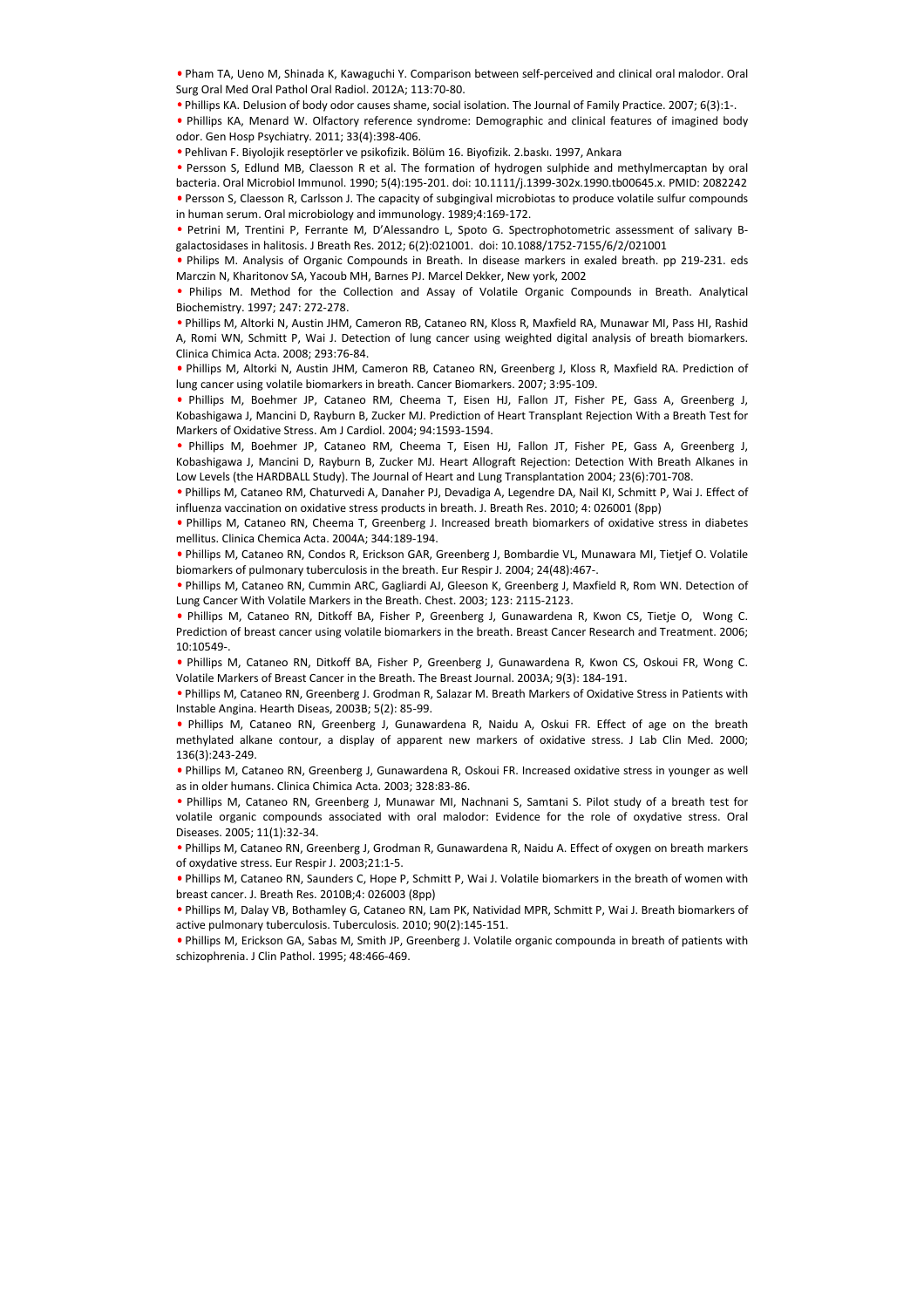- Pham TA, Ueno M, Shinada K, Kawaguchi Y. Comparison between self-perceived and clinical oral malodor. Oral Surg Oral Med Oral Pathol Oral Radiol. 2012A; 113:70-80.
- Phillips KA. Delusion of body odor causes shame, social isolation. The Journal of Family Practice. 2007; 6(3):1-.
- Phillips KA, Menard W. Olfactory reference syndrome: Demographic and clinical features of imagined body odor. Gen Hosp Psychiatry. 2011; 33(4):398-406.
- Pehlivan F. Biyolojik reseptörler ve psikofizik. Bölüm 16. Biyofizik. 2.baskı. 1997, Ankara
- Persson S, Edlund MB, Claesson R et al. The formation of hydrogen sulphide and methylmercaptan by oral bacteria. Oral Microbiol Immunol. 1990; 5(4):195-201. doi: 10.1111/j.1399-302x.1990.tb00645.x. PMID: 2082242
- Persson S, Claesson R, Carlsson J. The capacity of subgingival microbiotas to produce volatile sulfur compounds in human serum. Oral microbiology and immunology. 1989;4:169-172.
- Petrini M, Trentini P, Ferrante M, D'Alessandro L, Spoto G. Spectrophotometric assessment of salivary B-galactosidases in halitosis. J Breath Res. 2012; 6(2):021001. doi: 10.1088/1752-7155/6/2/021001
- Philips M. Analysis of Organic Compounds in Breath. In disease markers in exaled breath. pp 219-231. eds Marczin N, Kharitonov SA, Yacoub MH, Barnes PJ. Marcel Dekker, New york, 2002
- Philips M. Method for the Collection and Assay of Volatile Organic Compounds in Breath. Analytical Biochemistry. 1997; 247: 272-278.
- Phillips M, Altorki N, Austin JHM, Cameron RB, Cataneo RN, Kloss R, Maxfield RA, Munawar MI, Pass HI, Rashid A, Romi WN, Schmitt P, Wai J. Detection of lung cancer using weighted digital analysis of breath biomarkers. Clinica Chimica Acta. 2008; 293:76-84.
- Phillips M, Altorki N, Austin JHM, Cameron RB, Cataneo RN, Greenberg J, Kloss R, Maxfield RA. Prediction of lung cancer using volatile biomarkers in breath. Cancer Biomarkers. 2007; 3:95-109.
- Phillips M, Boehmer JP, Cataneo RM, Cheema T, Eisen HJ, Fallon JT, Fisher PE, Gass A, Greenberg J, Kobashigawa J, Mancini D, Rayburn B, Zucker MJ. Prediction of Heart Transplant Rejection With a Breath Test for Markers of Oxidative Stress. Am J Cardiol. 2004; 94:1593-1594.
- Phillips M, Boehmer JP, Cataneo RM, Cheema T, Eisen HJ, Fallon JT, Fisher PE, Gass A, Greenberg J, Kobashigawa J, Mancini D, Rayburn B, Zucker MJ. Heart Allograft Rejection: Detection With Breath Alkanes in Low Levels (the HARDBALL Study). The Journal of Heart and Lung Transplantation 2004; 23(6):701-708.
- Phillips M, Cataneo RM, Chaturvedi A, Danaher PJ, Devadiga A, Legendre DA, Nail KI, Schmitt P, Wai J. Effect of influenza vaccination on oxidative stress products in breath. J. Breath Res. 2010; 4: 026001 (8pp)
- Phillips M, Cataneo RN, Cheema T, Greenberg J. Increased breath biomarkers of oxidative stress in diabetes mellitus. Clinica Chemica Acta. 2004A; 344:189-194.
- Phillips M, Cataneo RN, Condos R, Erickson GAR, Greenberg J, Bombardie VL, Munawara MI, Tietjef O. Volatile biomarkers of pulmonary tuberculosis in the breath. Eur Respir J. 2004; 24(48):467-.
- Phillips M, Cataneo RN, Cummin ARC, Gagliardi AJ, Gleeson K, Greenberg J, Maxfield R, Rom WN. Detection of Lung Cancer With Volatile Markers in the Breath. Chest. 2003; 123: 2115-2123.
- Phillips M, Cataneo RN, Ditkoff BA, Fisher P, Greenberg J, Gunawardena R, Kwon CS, Tietje O, Wong C. Prediction of breast cancer using volatile biomarkers in the breath. Breast Cancer Research and Treatment. 2006; 10:10549-.
- Phillips M, Cataneo RN, Ditkoff BA, Fisher P, Greenberg J, Gunawardena R, Kwon CS, Oskoui FR, Wong C. Volatile Markers of Breast Cancer in the Breath. The Breast Journal. 2003A; 9(3): 184-191.
- Phillips M, Cataneo RN, Greenberg J. Grodman R, Salazar M. Breath Markers of Oxidative Stress in Patients with Instable Angina. Hearth Diseas, 2003B; 5(2): 85-99.
- Phillips M, Cataneo RN, Greenberg J, Gunawardena R, Naidu A, Oskui FR. Effect of age on the breath methylated alkane contour, a display of apparent new markers of oxidative stress. J Lab Clin Med. 2000; 136(3):243-249.
- Phillips M, Cataneo RN, Greenberg J, Gunawardena R, Oskoui FR. Increased oxidative stress in younger as well as in older humans. Clinica Chimica Acta. 2003; 328:83-86.
- Phillips M, Cataneo RN, Greenberg J, Munawar MI, Nachnani S, Samtani S. Pilot study of a breath test for volatile organic compounds associated with oral malodor: Evidence for the role of oxydative stress. Oral Diseases. 2005; 11(1):32-34.
- Phillips M, Cataneo RN, Greenberg J, Grodman R, Gunawardena R, Naidu A. Effect of oxygen on breath markers of oxydative stress. Eur Respir J. 2003;21:1-5.
- Phillips M, Cataneo RN, Saunders C, Hope P, Schmitt P, Wai J. Volatile biomarkers in the breath of women with breast cancer. J. Breath Res. 2010B;4: 026003 (8pp)
- Phillips M, Dalay VB, Bothamley G, Cataneo RN, Lam PK, Natividad MPR, Schmitt P, Wai J. Breath biomarkers of active pulmonary tuberculosis. Tuberculosis. 2010; 90(2):145-151.
- Phillips M, Erickson GA, Sabas M, Smith JP, Greenberg J. Volatile organic compounda in breath of patients with schizophrenia. J Clin Pathol. 1995; 48:466-469.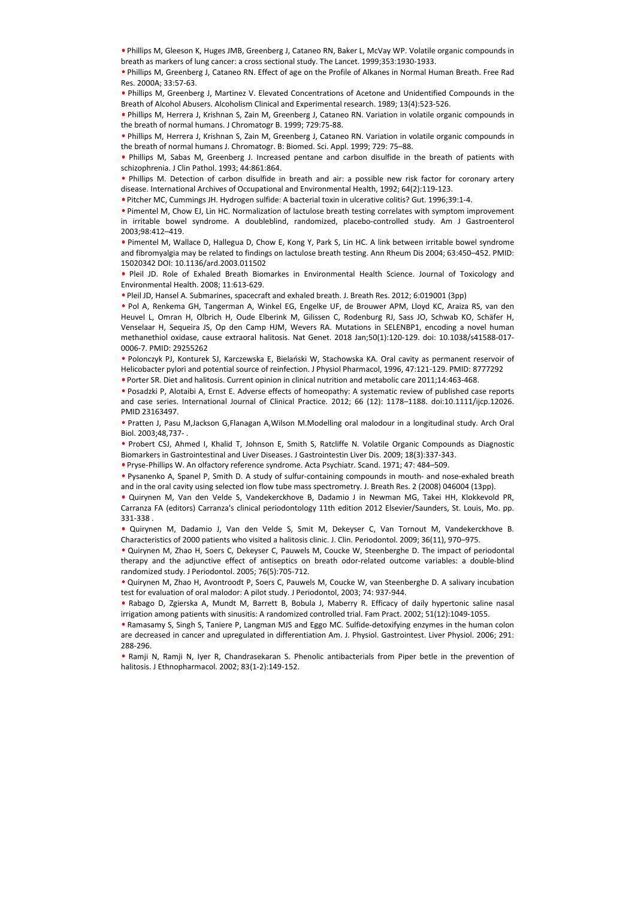- Phillips M, Gleeson K, Huges JMB, Greenberg J, Cataneo RN, Baker L, McVay WP. Volatile organic compounds in breath as markers of lung cancer: a cross sectional study. The Lancet. 1999;353:1930-1933.
- Phillips M, Greenberg J, Cataneo RN. Effect of age on the Profile of Alkanes in Normal Human Breath. Free Rad Res. 2000A; 33:57-63.
- Phillips M, Greenberg J, Martinez V. Elevated Concentrations of Acetone and Unidentified Compounds in the Breath of Alcohol Abusers. Alcoholism Clinical and Experimental research. 1989; 13(4):523-526.
- Phillips M, Herrera J, Krishnan S, Zain M, Greenberg J, Cataneo RN. Variation in volatile organic compounds in the breath of normal humans. J Chromatogr B. 1999; 729:75-88.
- Phillips M, Herrera J, Krishnan S, Zain M, Greenberg J, Cataneo RN. Variation in volatile organic compounds in the breath of normal humans J. Chromatogr. B: Biomed. Sci. Appl. 1999; 729: 75–88.
- Phillips M, Sabas M, Greenberg J. Increased pentane and carbon disulfide in the breath of patients with schizophrenia. J Clin Pathol. 1993; 44:861:864.
- Phillips M. Detection of carbon disulfide in breath and air: a possible new risk factor for coronary artery disease. International Archives of Occupational and Environmental Health, 1992; 64(2):119-123.
- Pitcher MC, Cummings JH. Hydrogen sulfide: A bacterial toxin in ulcerative colitis? Gut. 1996;39:1-4.
- Pimentel M, Chow EJ, Lin HC. Normalization of lactulose breath testing correlates with symptom improvement in irritable bowel syndrome. A doubleblind, randomized, placebo-controlled study. Am J Gastroenterol 2003;98:412–419.
- Pimentel M, Wallace D, Hallegua D, Chow E, Kong Y, Park S, Lin HC. A link between irritable bowel syndrome and fibromyalgia may be related to findings on lactulose breath testing. Ann Rheum Dis 2004; 63:450–452. PMID: 15020342 DOI: 10.1136/ard.2003.011502
- Pleil JD. Role of Exhaled Breath Biomarkes in Environmental Health Science. Journal of Toxicology and Environmental Health. 2008; 11:613-629.
- Pleil JD, Hansel A. Submarines, spacecraft and exhaled breath. J. Breath Res. 2012; 6:019001 (3pp)
- Pol A, Renkema GH, Tangerman A, Winkel EG, Engelke UF, de Brouwer APM, Lloyd KC, Araiza RS, van den Heuvel L, Omran H, Olbrich H, Oude Elberink M, Gilissen C, Rodenburg RJ, Sass JO, Schwab KO, Schäfer H, Venselaar H, Sequeira JS, Op den Camp HJM, Wevers RA. Mutations in SELENBP1, encoding a novel human methanethiol oxidase, cause extraoral halitosis. Nat Genet. 2018 Jan;50(1):120-129. doi: 10.1038/s41588-017-0006-7. PMID: 29255262
- Polonczyk PJ, Konturek SJ, Karczewska E, Bielański W, Stachowska KA. Oral cavity as permanent reservoir of Helicobacter pylori and potential source of reinfection. J Physiol Pharmacol, 1996, 47:121-129. PMID: 8777292
- Porter SR. Diet and halitosis. Current opinion in clinical nutrition and metabolic care 2011;14:463-468.
- Posadzki P, Alotaibi A, Ernst E. Adverse effects of homeopathy: A systematic review of published case reports and case series. International Journal of Clinical Practice. 2012; 66 (12): 1178–1188. doi:10.1111/ijcp.12026. PMID 23163497.
- Pratten J, Pasu M,Jackson G,Flanagan A,Wilson M.Modelling oral malodour in a longitudinal study. Arch Oral Biol. 2003;48,737- .
- Probert CSJ, Ahmed I, Khalid T, Johnson E, Smith S, Ratcliffe N. Volatile Organic Compounds as Diagnostic Biomarkers in Gastrointestinal and Liver Diseases. J Gastrointestin Liver Dis. 2009; 18(3):337-343.
- Pryse-Phillips W. An olfactory reference syndrome. Acta Psychiatr. Scand. 1971; 47: 484–509.
- Pysanenko A, Spanel P, Smith D. A study of sulfur-containing compounds in mouth- and nose-exhaled breath and in the oral cavity using selected ion flow tube mass spectrometry. J. Breath Res. 2 (2008) 046004 (13pp).
- Quirynen M, Van den Velde S, Vandekerckhove B, Dadamio J in Newman MG, Takei HH, Klokkevold PR, Carranza FA (editors) Carranza's clinical periodontology 11th edition 2012 Elsevier/Saunders, St. Louis, Mo. pp. 331-338 .
- Quirynen M, Dadamio J, Van den Velde S, Smit M, Dekeyser C, Van Tornout M, Vandekerckhove B. Characteristics of 2000 patients who visited a halitosis clinic. J. Clin. Periodontol. 2009; 36(11), 970–975.
- Quirynen M, Zhao H, Soers C, Dekeyser C, Pauwels M, Coucke W, Steenberghe D. The impact of periodontal therapy and the adjunctive effect of antiseptics on breath odor-related outcome variables: a double-blind randomized study. J Periodontol. 2005; 76(5):705-712.
- Quirynen M, Zhao H, Avontroodt P, Soers C, Pauwels M, Coucke W, van Steenberghe D. A salivary incubation test for evaluation of oral malodor: A pilot study. J Periodontol, 2003; 74: 937-944.
- Rabago D, Zgierska A, Mundt M, Barrett B, Bobula J, Maberry R. Efficacy of daily hypertonic saline nasal irrigation among patients with sinusitis: A randomized controlled trial. Fam Pract. 2002; 51(12):1049-1055.
- Ramasamy S, Singh S, Taniere P, Langman MJS and Eggo MC. Sulfide-detoxifying enzymes in the human colon are decreased in cancer and upregulated in differentiation Am. J. Physiol. Gastrointest. Liver Physiol. 2006; 291: 288-296.
- Ramji N, Ramji N, Iyer R, Chandrasekaran S. Phenolic antibacterials from Piper betle in the prevention of halitosis. J Ethnopharmacol. 2002; 83(1-2):149-152.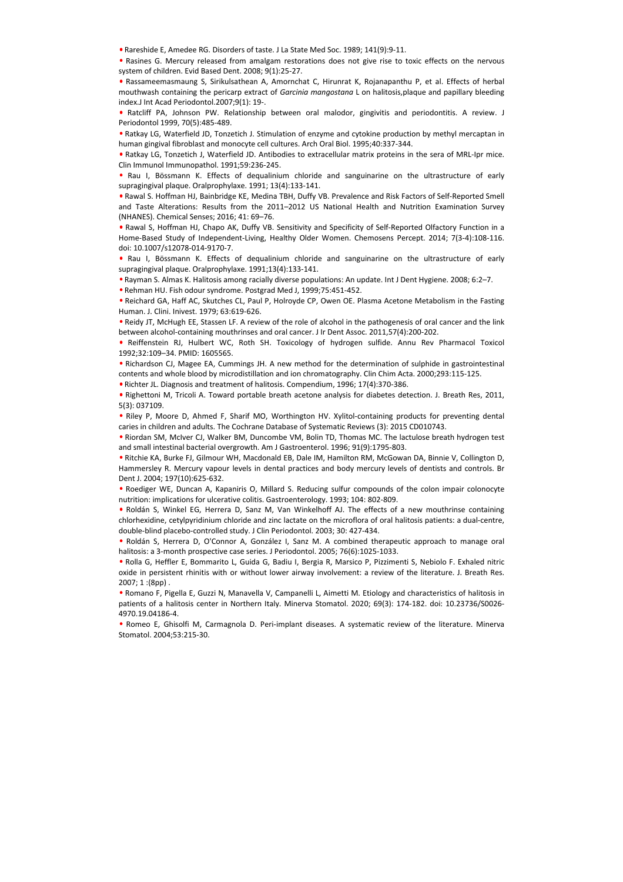- Rareshide E, Amedee RG. Disorders of taste. J La State Med Soc. 1989; 141(9):9-11.
- Rasines G. Mercury released from amalgam restorations does not give rise to toxic effects on the nervous system of children. Evid Based Dent. 2008; 9(1):25-27.
- Rassameemasmaung S, Sirikulsathean A, Amornchat C, Hirunrat K, Rojanapanthu P, et al. Effects of herbal mouthwash containing the pericarp extract of *Garcinia mangostana* L on halitosis,plaque and papillary bleeding index.J Int Acad Periodontol.2007;9(1): 19-.
- Ratcliff PA, Johnson PW. Relationship between oral malodor, gingivitis and periodontitis. A review. J Periodontol 1999, 70(5):485-489.
- Ratkay LG, Waterfield JD, Tonzetich J. Stimulation of enzyme and cytokine production by methyl mercaptan in human gingival fibroblast and monocyte cell cultures. Arch Oral Biol. 1995;40:337-344.
- Ratkay LG, Tonzetich J, Waterfield JD. Antibodies to extracellular matrix proteins in the sera of MRL-Ipr mice. Clin Immunol Immunopathol. 1991;59:236-245.
- Rau I, Bössmann K. Effects of dequalinium chloride and sanguinarine on the ultrastructure of early supragingival plaque. Oralprophylaxe. 1991; 13(4):133-141.
- Rawal S. Hoffman HJ, Bainbridge KE, Medina TBH, Duffy VB. Prevalence and Risk Factors of Self-Reported Smell and Taste Alterations: Results from the 2011–2012 US National Health and Nutrition Examination Survey (NHANES). Chemical Senses; 2016; 41: 69–76.
- Rawal S, Hoffman HJ, Chapo AK, Duffy VB. Sensitivity and Specificity of Self-Reported Olfactory Function in a Home-Based Study of Independent-Living, Healthy Older Women. Chemosens Percept. 2014; 7(3-4):108-116. doi: 10.1007/s12078-014-9170-7.
- Rau I, Bössmann K. Effects of dequalinium chloride and sanguinarine on the ultrastructure of early supragingival plaque. Oralprophylaxe. 1991;13(4):133-141.
- Rayman S. Almas K. Halitosis among racially diverse populations: An update. Int J Dent Hygiene. 2008; 6:2–7.
- Rehman HU. Fish odour syndrome. Postgrad Med J, 1999;75:451-452.
- Reichard GA, Haff AC, Skutches CL, Paul P, Holroyde CP, Owen OE. Plasma Acetone Metabolism in the Fasting Human. J. Clini. Inivest. 1979; 63:619-626.
- Reidy JT, McHugh EE, Stassen LF. A review of the role of alcohol in the pathogenesis of oral cancer and the link between alcohol-containing mouthrinses and oral cancer. J Ir Dent Assoc. 2011,57(4):200-202.
- Reiffenstein RJ, Hulbert WC, Roth SH. Toxicology of hydrogen sulfide. Annu Rev Pharmacol Toxicol 1992;32:109–34. PMID: 1605565.
- Richardson CJ, Magee EA, Cummings JH. A new method for the determination of sulphide in gastrointestinal contents and whole blood by microdistillation and ion chromatography. Clin Chim Acta. 2000;293:115-125.
- Richter JL. Diagnosis and treatment of halitosis. Compendium, 1996; 17(4):370-386.
- Righettoni M, Tricoli A. Toward portable breath acetone analysis for diabetes detection. J. Breath Res, 2011, 5(3): 037109.
- Riley P, Moore D, Ahmed F, Sharif MO, Worthington HV. Xylitol-containing products for preventing dental caries in children and adults. The Cochrane Database of Systematic Reviews (3): 2015 CD010743.
- Riordan SM, McIver CJ, Walker BM, Duncombe VM, Bolin TD, Thomas MC. The lactulose breath hydrogen test and small intestinal bacterial overgrowth. Am J Gastroenterol. 1996; 91(9):1795-803.
- Ritchie KA, Burke FJ, Gilmour WH, Macdonald EB, Dale IM, Hamilton RM, McGowan DA, Binnie V, Collington D, Hammersley R. Mercury vapour levels in dental practices and body mercury levels of dentists and controls. Br Dent J. 2004; 197(10):625-632.
- Roediger WE, Duncan A, Kapaniris O, Millard S. Reducing sulfur compounds of the colon impair colonocyte nutrition: implications for ulcerative colitis. Gastroenterology. 1993; 104: 802-809.
- Roldán S, Winkel EG, Herrera D, Sanz M, Van Winkelhoff AJ. The effects of a new mouthrinse containing chlorhexidine, cetylpyridinium chloride and zinc lactate on the microflora of oral halitosis patients: a dual-centre, double-blind placebo-controlled study. J Clin Periodontol. 2003; 30: 427-434.
- Roldán S, Herrera D, O'Connor A, González I, Sanz M. A combined therapeutic approach to manage oral halitosis: a 3-month prospective case series. J Periodontol. 2005; 76(6):1025-1033.
- Rolla G, Heffler E, Bommarito L, Guida G, Badiu I, Bergia R, Marsico P, Pizzimenti S, Nebiolo F. Exhaled nitric oxide in persistent rhinitis with or without lower airway involvement: a review of the literature. J. Breath Res. 2007; 1 :(8pp) .
- Romano F, Pigella E, Guzzi N, Manavella V, Campanelli L, Aimetti M. Etiology and characteristics of halitosis in patients of a halitosis center in Northern Italy. Minerva Stomatol. 2020; 69(3): 174-182. doi: 10.23736/S0026-4970.19.04186-4.
- Romeo E, Ghisolfi M, Carmagnola D. Peri-implant diseases. A systematic review of the literature. Minerva Stomatol. 2004;53:215-30.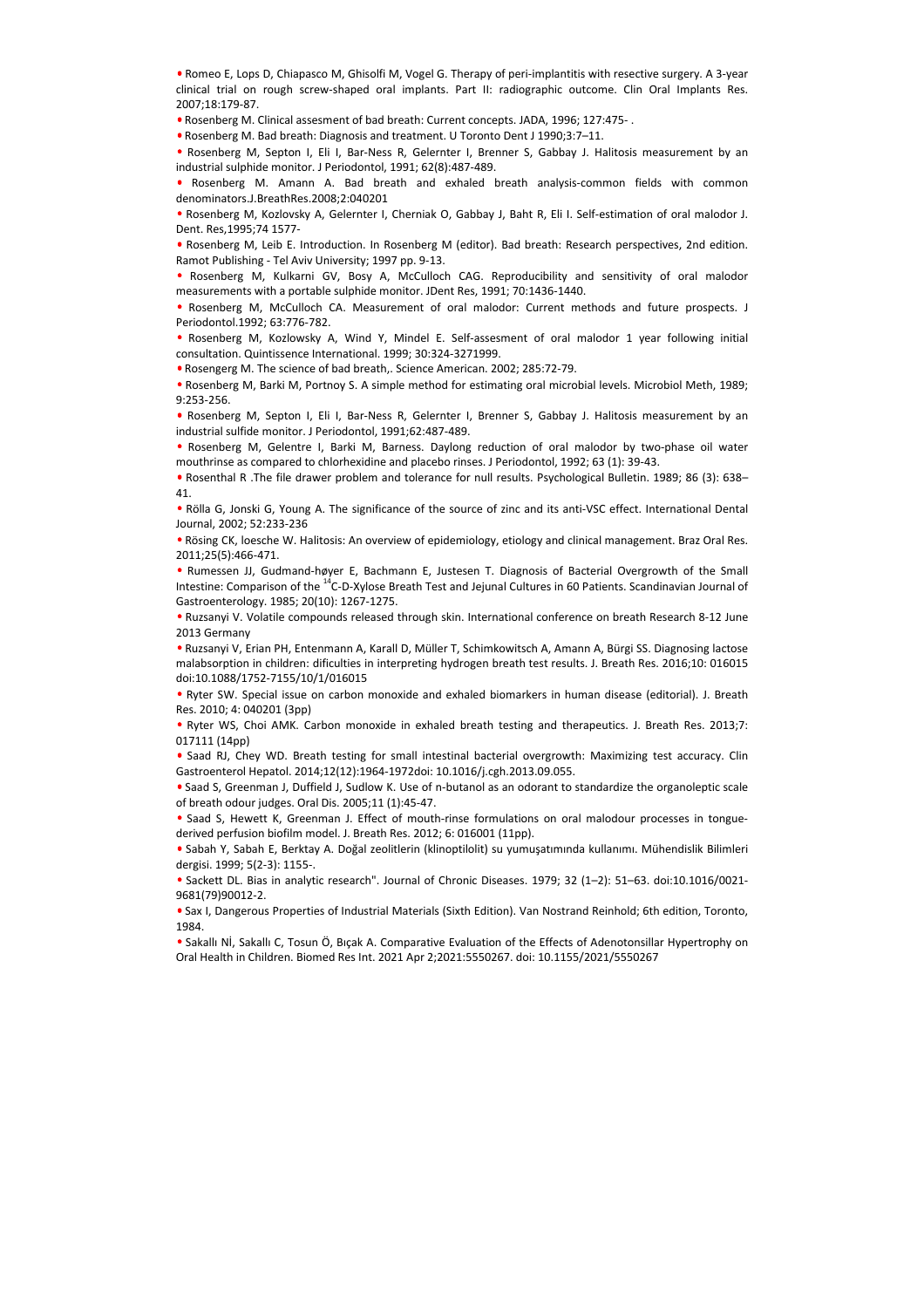- Romeo E, Lops D, Chiapasco M, Ghisolfi M, Vogel G. Therapy of peri-implantitis with resective surgery. A 3-year clinical trial on rough screw-shaped oral implants. Part II: radiographic outcome. Clin Oral Implants Res. 2007;18:179-87.
- Rosenberg M. Clinical assesment of bad breath: Current concepts. JADA, 1996; 127:475- .
- Rosenberg M. Bad breath: Diagnosis and treatment. U Toronto Dent J 1990;3:7–11.
- Rosenberg M, Septon I, Eli I, Bar-Ness R, Gelernter I, Brenner S, Gabbay J. Halitosis measurement by an industrial sulphide monitor. J Periodontol, 1991; 62(8):487-489.
- Rosenberg M. Amann A. Bad breath and exhaled breath analysis-common fields with common denominators.J.BreathRes.2008;2:040201
- Rosenberg M, Kozlovsky A, Gelernter I, Cherniak O, Gabbay J, Baht R, Eli I. Self-estimation of oral malodor J. Dent. Res,1995;74 1577-
- Rosenberg M, Leib E. Introduction. In Rosenberg M (editor). Bad breath: Research perspectives, 2nd edition. Ramot Publishing - Tel Aviv University; 1997 pp. 9-13.
- Rosenberg M, Kulkarni GV, Bosy A, McCulloch CAG. Reproducibility and sensitivity of oral malodor measurements with a portable sulphide monitor. JDent Res, 1991; 70:1436-1440.
- Rosenberg M, McCulloch CA. Measurement of oral malodor: Current methods and future prospects. J Periodontol.1992; 63:776-782.
- Rosenberg M, Kozlowsky A, Wind Y, Mindel E. Self-assesment of oral malodor 1 year following initial consultation. Quintissence International. 1999; 30:324-3271999.
- Rosengerg M. The science of bad breath,. Science American. 2002; 285:72-79.
- Rosenberg M, Barki M, Portnoy S. A simple method for estimating oral microbial levels. Microbiol Meth, 1989; 9:253-256.
- Rosenberg M, Septon I, Eli I, Bar-Ness R, Gelernter I, Brenner S, Gabbay J. Halitosis measurement by an industrial sulfide monitor. J Periodontol, 1991;62:487-489.
- Rosenberg M, Gelentre I, Barki M, Barness. Daylong reduction of oral malodor by two-phase oil water mouthrinse as compared to chlorhexidine and placebo rinses. J Periodontol, 1992; 63 (1): 39-43.
- Rosenthal R .The file drawer problem and tolerance for null results. Psychological Bulletin. 1989; 86 (3): 638–41.
- Rölla G, Jonski G, Young A. The significance of the source of zinc and its anti-VSC effect. International Dental Journal, 2002; 52:233-236
- Rösing CK, loesche W. Halitosis: An overview of epidemiology, etiology and clinical management. Braz Oral Res. 2011;25(5):466-471.
- Rumessen JJ, Gudmand-høyer E, Bachmann E, Justesen T. Diagnosis of Bacterial Overgrowth of the Small Intestine: Comparison of the $^{14}$C-D-Xylose Breath Test and Jejunal Cultures in 60 Patients. Scandinavian Journal of Gastroenterology. 1985; 20(10): 1267-1275.
- Ruzsanyi V. Volatile compounds released through skin. International conference on breath Research 8-12 June 2013 Germany
- Ruzsanyi V, Erian PH, Entenmann A, Karall D, Müller T, Schimkowitsch A, Amann A, Bürgi SS. Diagnosing lactose malabsorption in children: dificulties in interpreting hydrogen breath test results. J. Breath Res. 2016;10: 016015 doi:10.1088/1752-7155/10/1/016015
- Ryter SW. Special issue on carbon monoxide and exhaled biomarkers in human disease (editorial). J. Breath Res. 2010; 4: 040201 (3pp)
- Ryter WS, Choi AMK. Carbon monoxide in exhaled breath testing and therapeutics. J. Breath Res. 2013;7: 017111 (14pp)
- Saad RJ, Chey WD. Breath testing for small intestinal bacterial overgrowth: Maximizing test accuracy. Clin Gastroenterol Hepatol. 2014;12(12):1964-1972doi: 10.1016/j.cgh.2013.09.055.
- Saad S, Greenman J, Duffield J, Sudlow K. Use of n-butanol as an odorant to standardize the organoleptic scale of breath odour judges. Oral Dis. 2005;11 (1):45-47.
- Saad S, Hewett K, Greenman J. Effect of mouth-rinse formulations on oral malodour processes in tongue-derived perfusion biofilm model. J. Breath Res. 2012; 6: 016001 (11pp).
- Sabah Y, Sabah E, Berktay A. Doğal zeolitlerin (klinoptilolit) su yumuşatımında kullanımı. Mühendislik Bilimleri dergisi. 1999; 5(2-3): 1155-.
- Sackett DL. Bias in analytic research". Journal of Chronic Diseases. 1979; 32 (1–2): 51–63. doi:10.1016/0021-9681(79)90012-2.
- Sax I, Dangerous Properties of Industrial Materials (Sixth Edition). Van Nostrand Reinhold; 6th edition, Toronto, 1984.
- Sakallı Nİ, Sakallı C, Tosun Ö, Bıçak A. Comparative Evaluation of the Effects of Adenotonsillar Hypertrophy on Oral Health in Children. Biomed Res Int. 2021 Apr 2;2021:5550267. doi: 10.1155/2021/5550267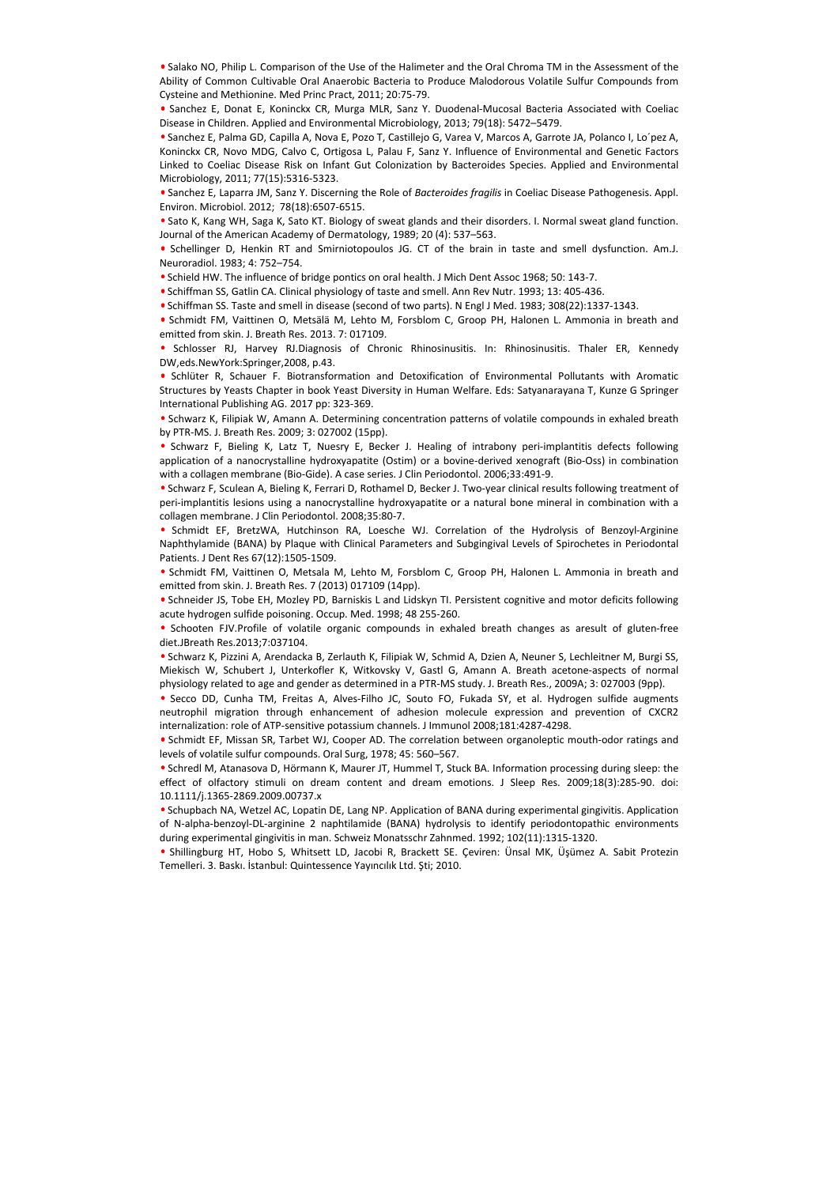- Salako NO, Philip L. Comparison of the Use of the Halimeter and the Oral Chroma TM in the Assessment of the Ability of Common Cultivable Oral Anaerobic Bacteria to Produce Malodorous Volatile Sulfur Compounds from Cysteine and Methionine. Med Princ Pract, 2011; 20:75-79.
- Sanchez E, Donat E, Koninckx CR, Murga MLR, Sanz Y. Duodenal-Mucosal Bacteria Associated with Coeliac Disease in Children. Applied and Environmental Microbiology, 2013; 79(18): 5472–5479.
- Sanchez E, Palma GD, Capilla A, Nova E, Pozo T, Castillejo G, Varea V, Marcos A, Garrote JA, Polanco I, Lo´pez A, Koninckx CR, Novo MDG, Calvo C, Ortigosa L, Palau F, Sanz Y. Influence of Environmental and Genetic Factors Linked to Coeliac Disease Risk on Infant Gut Colonization by Bacteroides Species. Applied and Environmental Microbiology, 2011; 77(15):5316-5323.
- Sanchez E, Laparra JM, Sanz Y. Discerning the Role of *Bacteroides fragilis* in Coeliac Disease Pathogenesis. Appl. Environ. Microbiol. 2012; 78(18):6507-6515.
- Sato K, Kang WH, Saga K, Sato KT. Biology of sweat glands and their disorders. I. Normal sweat gland function. Journal of the American Academy of Dermatology, 1989; 20 (4): 537–563.
- Schellinger D, Henkin RT and Smirniotopoulos JG. CT of the brain in taste and smell dysfunction. Am.J. Neuroradiol. 1983; 4: 752–754.
- Schield HW. The influence of bridge pontics on oral health. J Mich Dent Assoc 1968; 50: 143-7.
- Schiffman SS, Gatlin CA. Clinical physiology of taste and smell. Ann Rev Nutr. 1993; 13: 405-436.
- Schiffman SS. Taste and smell in disease (second of two parts). N Engl J Med. 1983; 308(22):1337-1343.
- Schmidt FM, Vaittinen O, Metsälä M, Lehto M, Forsblom C, Groop PH, Halonen L. Ammonia in breath and emitted from skin. J. Breath Res. 2013. 7: 017109.
- Schlosser RJ, Harvey RJ.Diagnosis of Chronic Rhinosinusitis. In: Rhinosinusitis. Thaler ER, Kennedy DW,eds.NewYork:Springer,2008, p.43.
- Schlüter R, Schauer F. Biotransformation and Detoxification of Environmental Pollutants with Aromatic Structures by Yeasts Chapter in book Yeast Diversity in Human Welfare. Eds: Satyanarayana T, Kunze G Springer International Publishing AG. 2017 pp: 323-369.
- Schwarz K, Filipiak W, Amann A. Determining concentration patterns of volatile compounds in exhaled breath by PTR-MS. J. Breath Res. 2009; 3: 027002 (15pp).
- Schwarz F, Bieling K, Latz T, Nuesry E, Becker J. Healing of intrabony peri-implantitis defects following application of a nanocrystalline hydroxyapatite (Ostim) or a bovine-derived xenograft (Bio-Oss) in combination with a collagen membrane (Bio-Gide). A case series. J Clin Periodontol. 2006;33:491-9.
- Schwarz F, Sculean A, Bieling K, Ferrari D, Rothamel D, Becker J. Two-year clinical results following treatment of peri-implantitis lesions using a nanocrystalline hydroxyapatite or a natural bone mineral in combination with a collagen membrane. J Clin Periodontol. 2008;35:80-7.
- Schmidt EF, BretzWA, Hutchinson RA, Loesche WJ. Correlation of the Hydrolysis of Benzoyl-Arginine Naphthylamide (BANA) by Plaque with Clinical Parameters and Subgingival Levels of Spirochetes in Periodontal Patients. J Dent Res 67(12):1505-1509.
- Schmidt FM, Vaittinen O, Metsala M, Lehto M, Forsblom C, Groop PH, Halonen L. Ammonia in breath and emitted from skin. J. Breath Res. 7 (2013) 017109 (14pp).
- Schneider JS, Tobe EH, Mozley PD, Barniskis L and Lidskyn TI. Persistent cognitive and motor deficits following acute hydrogen sulfide poisoning. Occup. Med. 1998; 48 255-260.
- Schooten FJV.Profile of volatile organic compounds in exhaled breath changes as aresult of gluten-free diet.JBreath Res.2013;7:037104.
- Schwarz K, Pizzini A, Arendacka B, Zerlauth K, Filipiak W, Schmid A, Dzien A, Neuner S, Lechleitner M, Burgi SS, Miekisch W, Schubert J, Unterkofler K, Witkovsky V, Gastl G, Amann A. Breath acetone-aspects of normal physiology related to age and gender as determined in a PTR-MS study. J. Breath Res., 2009A; 3: 027003 (9pp).
- Secco DD, Cunha TM, Freitas A, Alves-Filho JC, Souto FO, Fukada SY, et al. Hydrogen sulfide augments neutrophil migration through enhancement of adhesion molecule expression and prevention of CXCR2 internalization: role of ATP-sensitive potassium channels. J Immunol 2008;181:4287-4298.
- Schmidt EF, Missan SR, Tarbet WJ, Cooper AD. The correlation between organoleptic mouth-odor ratings and levels of volatile sulfur compounds. Oral Surg, 1978; 45: 560–567.
- Schredl M, Atanasova D, Hörmann K, Maurer JT, Hummel T, Stuck BA. Information processing during sleep: the effect of olfactory stimuli on dream content and dream emotions. J Sleep Res. 2009;18(3):285-90. doi: 10.1111/j.1365-2869.2009.00737.x
- Schupbach NA, Wetzel AC, Lopatin DE, Lang NP. Application of BANA during experimental gingivitis. Application of N-alpha-benzoyl-DL-arginine 2 naphtilamide (BANA) hydrolysis to identify periodontopathic environments during experimental gingivitis in man. Schweiz Monatsschr Zahnmed. 1992; 102(11):1315-1320.
- Shillingburg HT, Hobo S, Whitsett LD, Jacobi R, Brackett SE. Çeviren: Ünsal MK, Üşümez A. Sabit Protezin Temelleri. 3. Baskı. İstanbul: Quintessence Yayıncılık Ltd. Şti; 2010.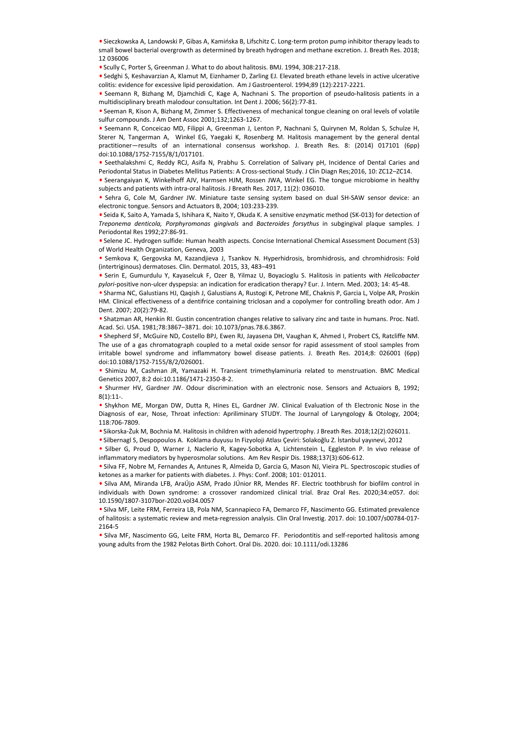- Sieczkowska A, Landowski P, Gibas A, Kamińska B, Lifschitz C. Long-term proton pump inhibitor therapy leads to small bowel bacterial overgrowth as determined by breath hydrogen and methane excretion. J. Breath Res. 2018; 12 036006
- Scully C, Porter S, Greenman J. What to do about halitosis. BMJ. 1994, 308:217-218.
- Sedghi S, Keshavarzian A, Klamut M, Eiznhamer D, Zarling EJ. Elevated breath ethane levels in active ulcerative colitis: evidence for excessive lipid peroxidation. Am J Gastroenterol. 1994;89 (12):2217-2221.
- Seemann R, Bizhang M, Djamchidi C, Kage A, Nachnani S. The proportion of pseudo-halitosis patients in a multidisciplinary breath malodour consultation. Int Dent J. 2006; 56(2):77-81.
- Seeman R, Kison A, Bizhang M, Zimmer S. Effectiveness of mechanical tongue cleaning on oral levels of volatile sulfur compounds. J Am Dent Assoc 2001;132;1263-1267.
- Seemann R, Conceicao MD, Filippi A, Greenman J, Lenton P, Nachnani S, Quirynen M, Roldan S, Schulze H, Sterer N, Tangerman A, Winkel EG, Yaegaki K, Rosenberg M. Halitosis management by the general dental practitioner—results of an international consensus workshop. J. Breath Res. 8: (2014) 017101 (6pp) doi:10.1088/1752-7155/8/1/017101.
- Seethalakshmi C, Reddy RCJ, Asifa N, Prabhu S. Correlation of Salivary pH, Incidence of Dental Caries and Periodontal Status in Diabetes Mellitus Patients: A Cross-sectional Study. J Clin Diagn Res;2016, 10: ZC12–ZC14.
- Seerangaiyan K, Winkelhoff AJV, Harmsen HJM, Rossen JWA, Winkel EG. The tongue microbiome in healthy subjects and patients with intra-oral halitosis. J Breath Res. 2017, 11(2): 036010.
- Sehra G, Cole M, Gardner JW. Miniature taste sensing system based on dual SH-SAW sensor device: an electronic tongue. Sensors and Actuators B, 2004; 103:233-239.
- Seida K, Saito A, Yamada S, Ishihara K, Naito Y, Okuda K. A sensitive enzymatic method (SK-013) for detection of *Treponema denticola, Porphyromonas gingivals* and *Bacteroides forsythus* in subgingival plaque samples. J Periodontal Res 1992;27:86-91.
- Selene JC. Hydrogen sulfide: Human health aspects. Concise International Chemical Assessment Document (53) of World Health Organization, Geneva, 2003
- Semkova K, Gergovska M, Kazandjieva J, Tsankov N. Hyperhidrosis, bromhidrosis, and chromhidrosis: Fold (intertriginous) dermatoses. Clin. Dermatol. 2015, 33, 483–491
- Serin E, Gumurdulu Y, Kayaselcuk F, Ozer B, Yilmaz U, Boyacioglu S. Halitosis in patients with *Helicobacter pylori*-positive non-ulcer dyspepsia: an indication for eradication therapy? Eur. J. Intern. Med. 2003; 14: 45-48.
- Sharma NC, Galustians HJ, Qaqish J, Galustians A, Rustogi K, Petrone ME, Chaknis P, Garcia L, Volpe AR, Proskin HM. Clinical effectiveness of a dentifrice containing triclosan and a copolymer for controlling breath odor. Am J Dent. 2007; 20(2):79-82.
- Shatzman AR, Henkin RI. Gustin concentration changes relative to salivary zinc and taste in humans. Proc. Natl. Acad. Sci. USA. 1981;78:3867–3871. doi: 10.1073/pnas.78.6.3867.
- Shepherd SF, McGuire ND, Costello BPJ, Ewen RJ, Jayasena DH, Vaughan K, Ahmed I, Probert CS, Ratcliffe NM. The use of a gas chromatograph coupled to a metal oxide sensor for rapid assessment of stool samples from irritable bowel syndrome and inflammatory bowel disease patients. J. Breath Res. 2014;8: 026001 (6pp) doi:10.1088/1752-7155/8/2/026001.
- Shimizu M, Cashman JR, Yamazaki H. Transient trimethylaminuria related to menstruation. BMC Medical Genetics 2007, 8:2 doi:10.1186/1471-2350-8-2.
- Shurmer HV, Gardner JW. Odour discrimination with an electronic nose. Sensors and Actuaiors B, 1992; 8(1):11-.
- Shykhon ME, Morgan DW, Dutta R, Hines EL, Gardner JW. Clinical Evaluation of th Electronic Nose in the Diagnosis of ear, Nose, Throat infection: Apriliminary STUDY. The Journal of Laryngology & Otology, 2004; 118:706-7809.
- Sikorska-Żuk M, Bochnia M. Halitosis in children with adenoid hypertrophy. J Breath Res. 2018;12(2):026011.
- Silbernagl S, Despopoulos A. Koklama duyusu In Fizyoloji Atlası Çeviri: Solakoğlu Z. İstanbul yayınevi, 2012
- Silber G, Proud D, Warner J, Naclerio R, Kagey-Sobotka A, Lichtenstein L, Eggleston P. In vivo release of inflammatory mediators by hyperosmolar solutions. Am Rev Respir Dis. 1988;137(3):606-612.
- Silva FF, Nobre M, Fernandes A, Antunes R, Almeida D, Garcia G, Mason NJ, Vieira PL. Spectroscopic studies of ketones as a marker for patients with diabetes. J. Phys: Conf. 2008; 101: 012011.
- Silva AM, Miranda LFB, AraÚjo ASM, Prado JÚnior RR, Mendes RF. Electric toothbrush for biofilm control in individuals with Down syndrome: a crossover randomized clinical trial. Braz Oral Res. 2020;34:e057. doi: 10.1590/1807-3107bor-2020.vol34.0057
- Silva MF, Leite FRM, Ferreira LB, Pola NM, Scannapieco FA, Demarco FF, Nascimento GG. Estimated prevalence of halitosis: a systematic review and meta-regression analysis. Clin Oral Investig. 2017. doi: 10.1007/s00784-017-2164-5
- Silva MF, Nascimento GG, Leite FRM, Horta BL, Demarco FF. Periodontitis and self-reported halitosis among young adults from the 1982 Pelotas Birth Cohort. Oral Dis. 2020. doi: 10.1111/odi.13286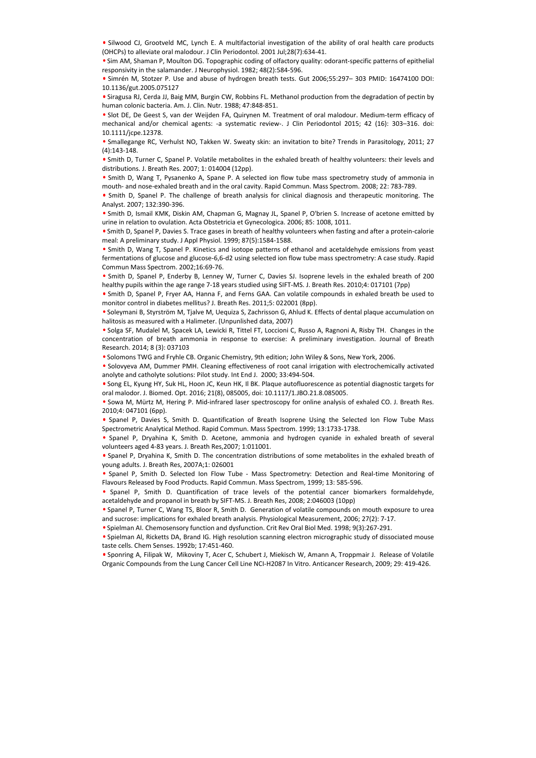- Silwood CJ, Grootveld MC, Lynch E. A multifactorial investigation of the ability of oral health care products (OHCPs) to alleviate oral malodour. J Clin Periodontol. 2001 Jul;28(7):634-41.
- Sim AM, Shaman P, Moulton DG. Topographic coding of olfactory quality: odorant-specific patterns of epithelial responsivity in the salamander. J Neurophysiol. 1982; 48(2):584-596.
- Simrén M, Stotzer P. Use and abuse of hydrogen breath tests. Gut 2006;55:297– 303 PMID: 16474100 DOI: 10.1136/gut.2005.075127
- Siragusa RJ, Cerda JJ, Baig MM, Burgin CW, Robbins FL. Methanol production from the degradation of pectin by human colonic bacteria. Am. J. Clin. Nutr. 1988; 47:848-851.
- Slot DE, De Geest S, van der Weijden FA, Quirynen M. Treatment of oral malodour. Medium-term efficacy of mechanical and/or chemical agents: -a systematic review-. J Clin Periodontol 2015; 42 (16): 303–316. doi: 10.1111/jcpe.12378.
- Smallegange RC, Verhulst NO, Takken W. Sweaty skin: an invitation to bite? Trends in Parasitology, 2011; 27 (4):143-148.
- Smith D, Turner C, Spanel P. Volatile metabolites in the exhaled breath of healthy volunteers: their levels and distributions. J. Breath Res. 2007; 1: 014004 (12pp).
- Smith D, Wang T, Pysanenko A, Spane P. A selected ion flow tube mass spectrometry study of ammonia in mouth- and nose-exhaled breath and in the oral cavity. Rapid Commun. Mass Spectrom. 2008; 22: 783-789.
- Smith D, Spanel P. The challenge of breath analysis for clinical diagnosis and therapeutic monitoring. The Analyst. 2007; 132:390-396.
- Smith D, Ismail KMK, Diskin AM, Chapman G, Magnay JL, Spanel P, O'brien S. Increase of acetone emitted by urine in relation to ovulation. Acta Obstetricia et Gynecologica. 2006; 85: 1008, 1011.
- Smith D, Spanel P, Davies S. Trace gases in breath of healthy volunteers when fasting and after a protein-calorie meal: A preliminary study. J Appl Physiol. 1999; 87(5):1584-1588.
- Smith D, Wang T, Spanel P. Kinetics and isotope patterns of ethanol and acetaldehyde emissions from yeast fermentations of glucose and glucose-6,6-d2 using selected ion flow tube mass spectrometry: A case study. Rapid Commun Mass Spectrom. 2002;16:69-76.
- Smith D, Spanel P, Enderby B, Lenney W, Turner C, Davies SJ. Isoprene levels in the exhaled breath of 200 healthy pupils within the age range 7-18 years studied using SIFT-MS. J. Breath Res. 2010;4: 017101 (7pp)
- Smith D, Spanel P, Fryer AA, Hanna F, and Ferns GAA. Can volatile compounds in exhaled breath be used to monitor control in diabetes mellitus? J. Breath Res. 2011;5: 022001 (8pp).
- Soleymani B, Styrström M, Tjalve M, Uequiza S, Zachrisson G, Ahlud K. Effects of dental plaque accumulation on halitosis as measured with a Halimeter. (Unpunlished data, 2007)
- Solga SF, Mudalel M, Spacek LA, Lewicki R, Tittel FT, Loccioni C, Russo A, Ragnoni A, Risby TH. Changes in the concentration of breath ammonia in response to exercise: A preliminary investigation. Journal of Breath Research. 2014; 8 (3): 037103
- Solomons TWG and Fryhle CB. Organic Chemistry, 9th edition; John Wiley & Sons, New York, 2006.
- Solovyeva AM, Dummer PMH. Cleaning effectiveness of root canal irrigation with electrochemically activated anolyte and catholyte solutions: Pilot study. Int End J. 2000; 33:494-504.
- Song EL, Kyung HY, Suk HL, Hoon JC, Keun HK, Il BK. Plaque autofluorescence as potential diagnostic targets for oral malodor. J. Biomed. Opt. 2016; 21(8), 085005, doi: 10.1117/1.JBO.21.8.085005.
- Sowa M, Mürtz M, Hering P. Mid-infrared laser spectroscopy for online analysis of exhaled CO. J. Breath Res. 2010;4: 047101 (6pp).
- Spanel P, Davies S, Smith D. Quantification of Breath Isoprene Using the Selected Ion Flow Tube Mass Spectrometric Analytical Method. Rapid Commun. Mass Spectrom. 1999; 13:1733-1738.
- Spanel P, Dryahina K, Smith D. Acetone, ammonia and hydrogen cyanide in exhaled breath of several volunteers aged 4-83 years. J. Breath Res,2007; 1:011001.
- Spanel P, Dryahina K, Smith D. The concentration distributions of some metabolites in the exhaled breath of young adults. J. Breath Res, 2007A;1: 026001
- Spanel P, Smith D. Selected Ion Flow Tube - Mass Spectrometry: Detection and Real-time Monitoring of Flavours Released by Food Products. Rapid Commun. Mass Spectrom, 1999; 13: 585-596.
- Spanel P, Smith D. Quantification of trace levels of the potential cancer biomarkers formaldehyde, acetaldehyde and propanol in breath by SIFT-MS. J. Breath Res, 2008; 2:046003 (10pp)
- Spanel P, Turner C, Wang TS, Bloor R, Smith D. Generation of volatile compounds on mouth exposure to urea and sucrose: implications for exhaled breath analysis. Physiological Measurement, 2006; 27(2): 7-17.
- Spielman AI. Chemosensory function and dysfunction. Crit Rev Oral Biol Med. 1998; 9(3):267-291.
- Spielman AI, Ricketts DA, Brand IG. High resolution scanning electron micrographic study of dissociated mouse taste cells. Chem Senses. 1992b; 17:451-460.
- Sponring A, Filipak W, Mikoviny T, Acer C, Schubert J, Miekisch W, Amann A, Troppmair J. Release of Volatile Organic Compounds from the Lung Cancer Cell Line NCI-H2087 In Vitro. Anticancer Research, 2009; 29: 419-426.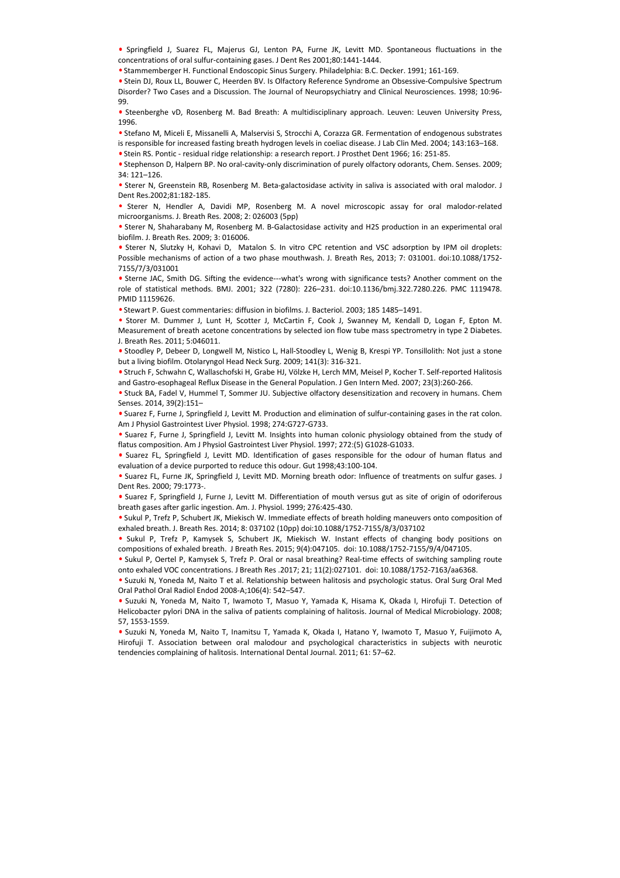- Springfield J, Suarez FL, Majerus GJ, Lenton PA, Furne JK, Levitt MD. Spontaneous fluctuations in the concentrations of oral sulfur-containing gases. J Dent Res 2001;80:1441-1444.
- Stammemberger H. Functional Endoscopic Sinus Surgery. Philadelphia: B.C. Decker. 1991; 161-169.
- Stein DJ, Roux LL, Bouwer C, Heerden BV. Is Olfactory Reference Syndrome an Obsessive-Compulsive Spectrum Disorder? Two Cases and a Discussion. The Journal of Neuropsychiatry and Clinical Neurosciences. 1998; 10:96-99.
- Steenberghe vD, Rosenberg M. Bad Breath: A multidisciplinary approach. Leuven: Leuven University Press, 1996.
- Stefano M, Miceli E, Missanelli A, Malservisi S, Strocchi A, Corazza GR. Fermentation of endogenous substrates is responsible for increased fasting breath hydrogen levels in coeliac disease. J Lab Clin Med. 2004; 143:163–168.
- Stein RS. Pontic - residual ridge relationship: a research report. J Prosthet Dent 1966; 16: 251-85.
- Stephenson D, Halpern BP. No oral-cavity-only discrimination of purely olfactory odorants, Chem. Senses. 2009; 34: 121–126.
- Sterer N, Greenstein RB, Rosenberg M. Beta-galactosidase activity in saliva is associated with oral malodor. J Dent Res.2002;81:182-185.
- Sterer N, Hendler A, Davidi MP, Rosenberg M. A novel microscopic assay for oral malodor-related microorganisms. J. Breath Res. 2008; 2: 026003 (5pp)
- Sterer N, Shaharabany M, Rosenberg M. B-Galactosidase activity and H2S production in an experimental oral biofilm. J. Breath Res. 2009; 3: 016006.
- Sterer N, Slutzky H, Kohavi D, Matalon S. In vitro CPC retention and VSC adsorption by IPM oil droplets: Possible mechanisms of action of a two phase mouthwash. J. Breath Res, 2013; 7: 031001. doi:10.1088/1752-7155/7/3/031001
- Sterne JAC, Smith DG. Sifting the evidence---what's wrong with significance tests? Another comment on the role of statistical methods. BMJ. 2001; 322 (7280): 226–231. doi:10.1136/bmj.322.7280.226. PMC 1119478. PMID 11159626.
- Stewart P. Guest commentaries: diffusion in biofilms. J. Bacteriol. 2003; 185 1485–1491.
- Storer M. Dummer J, Lunt H, Scotter J, McCartin F, Cook J, Swanney M, Kendall D, Logan F, Epton M. Measurement of breath acetone concentrations by selected ion flow tube mass spectrometry in type 2 Diabetes. J. Breath Res. 2011; 5:046011.
- Stoodley P, Debeer D, Longwell M, Nistico L, Hall-Stoodley L, Wenig B, Krespi YP. Tonsillolith: Not just a stone but a living biofilm. Otolaryngol Head Neck Surg. 2009; 141(3): 316-321.
- Struch F, Schwahn C, Wallaschofski H, Grabe HJ, Völzke H, Lerch MM, Meisel P, Kocher T. Self-reported Halitosis and Gastro-esophageal Reflux Disease in the General Population. J Gen Intern Med. 2007; 23(3):260-266.
- Stuck BA, Fadel V, Hummel T, Sommer JU. Subjective olfactory desensitization and recovery in humans. Chem Senses. 2014, 39(2):151–
- Suarez F, Furne J, Springfield J, Levitt M. Production and elimination of sulfur-containing gases in the rat colon. Am J Physiol Gastrointest Liver Physiol. 1998; 274:G727-G733.
- Suarez F, Furne J, Springfield J, Levitt M. Insights into human colonic physiology obtained from the study of flatus composition. Am J Physiol Gastrointest Liver Physiol. 1997; 272:(5) G1028-G1033.
- Suarez FL, Springfield J, Levitt MD. Identification of gases responsible for the odour of human flatus and evaluation of a device purported to reduce this odour. Gut 1998;43:100-104.
- Suarez FL, Furne JK, Springfield J, Levitt MD. Morning breath odor: Influence of treatments on sulfur gases. J Dent Res. 2000; 79:1773-.
- Suarez F, Springfield J, Furne J, Levitt M. Differentiation of mouth versus gut as site of origin of odoriferous breath gases after garlic ingestion. Am. J. Physiol. 1999; 276:425-430.
- Sukul P, Trefz P, Schubert JK, Miekisch W. Immediate effects of breath holding maneuvers onto composition of exhaled breath. J. Breath Res. 2014; 8: 037102 (10pp) doi:10.1088/1752-7155/8/3/037102
- Sukul P, Trefz P, Kamysek S, Schubert JK, Miekisch W. Instant effects of changing body positions on compositions of exhaled breath. J Breath Res. 2015; 9(4):047105. doi: 10.1088/1752-7155/9/4/047105.
- Sukul P, Oertel P, Kamysek S, Trefz P. Oral or nasal breathing? Real-time effects of switching sampling route onto exhaled VOC concentrations. J Breath Res .2017; 21; 11(2):027101. doi: 10.1088/1752-7163/aa6368.
- Suzuki N, Yoneda M, Naito T et al. Relationship between halitosis and psychologic status. Oral Surg Oral Med Oral Pathol Oral Radiol Endod 2008-A;106(4): 542–547.
- Suzuki N, Yoneda M, Naito T, Iwamoto T, Masuo Y, Yamada K, Hisama K, Okada I, Hirofuji T. Detection of Helicobacter pylori DNA in the saliva of patients complaining of halitosis. Journal of Medical Microbiology. 2008; 57, 1553-1559.
- Suzuki N, Yoneda M, Naito T, Inamitsu T, Yamada K, Okada I, Hatano Y, Iwamoto T, Masuo Y, Fuijimoto A, Hirofuji T. Association between oral malodour and psychological characteristics in subjects with neurotic tendencies complaining of halitosis. International Dental Journal. 2011; 61: 57–62.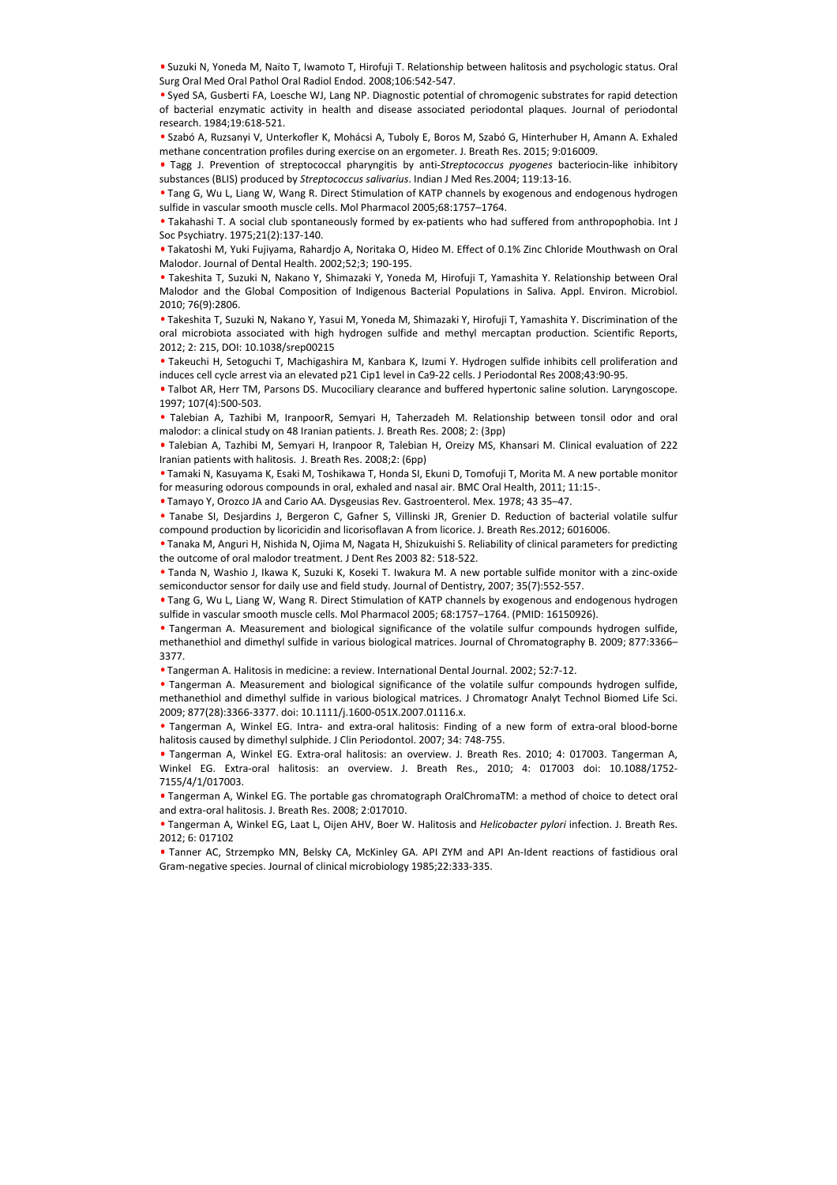- Suzuki N, Yoneda M, Naito T, Iwamoto T, Hirofuji T. Relationship between halitosis and psychologic status. Oral Surg Oral Med Oral Pathol Oral Radiol Endod. 2008;106:542-547.
- Syed SA, Gusberti FA, Loesche WJ, Lang NP. Diagnostic potential of chromogenic substrates for rapid detection of bacterial enzymatic activity in health and disease associated periodontal plaques. Journal of periodontal research. 1984;19:618-521.
- Szabó A, Ruzsanyi V, Unterkofler K, Mohácsi A, Tuboly E, Boros M, Szabó G, Hinterhuber H, Amann A. Exhaled methane concentration profiles during exercise on an ergometer. J. Breath Res. 2015; 9:016009.
- Tagg J. Prevention of streptococcal pharyngitis by anti-*Streptococcus pyogenes* bacteriocin-like inhibitory substances (BLIS) produced by *Streptococcus salivarius*. Indian J Med Res.2004; 119:13-16.
- Tang G, Wu L, Liang W, Wang R. Direct Stimulation of KATP channels by exogenous and endogenous hydrogen sulfide in vascular smooth muscle cells. Mol Pharmacol 2005;68:1757–1764.
- Takahashi T. A social club spontaneously formed by ex-patients who had suffered from anthropophobia. Int J Soc Psychiatry. 1975;21(2):137-140.
- Takatoshi M, Yuki Fujiyama, Rahardjo A, Noritaka O, Hideo M. Effect of 0.1% Zinc Chloride Mouthwash on Oral Malodor. Journal of Dental Health. 2002;52;3; 190-195.
- Takeshita T, Suzuki N, Nakano Y, Shimazaki Y, Yoneda M, Hirofuji T, Yamashita Y. Relationship between Oral Malodor and the Global Composition of Indigenous Bacterial Populations in Saliva. Appl. Environ. Microbiol. 2010; 76(9):2806.
- Takeshita T, Suzuki N, Nakano Y, Yasui M, Yoneda M, Shimazaki Y, Hirofuji T, Yamashita Y. Discrimination of the oral microbiota associated with high hydrogen sulfide and methyl mercaptan production. Scientific Reports, 2012; 2: 215, DOI: 10.1038/srep00215
- Takeuchi H, Setoguchi T, Machigashira M, Kanbara K, Izumi Y. Hydrogen sulfide inhibits cell proliferation and induces cell cycle arrest via an elevated p21 Cip1 level in Ca9-22 cells. J Periodontal Res 2008;43:90-95.
- Talbot AR, Herr TM, Parsons DS. Mucociliary clearance and buffered hypertonic saline solution. Laryngoscope. 1997; 107(4):500-503.
- Talebian A, Tazhibi M, IranpoorR, Semyari H, Taherzadeh M. Relationship between tonsil odor and oral malodor: a clinical study on 48 Iranian patients. J. Breath Res. 2008; 2: (3pp)
- Talebian A, Tazhibi M, Semyari H, Iranpoor R, Talebian H, Oreizy MS, Khansari M. Clinical evaluation of 222 Iranian patients with halitosis. J. Breath Res. 2008;2: (6pp)
- Tamaki N, Kasuyama K, Esaki M, Toshikawa T, Honda SI, Ekuni D, Tomofuji T, Morita M. A new portable monitor for measuring odorous compounds in oral, exhaled and nasal air. BMC Oral Health, 2011; 11:15-.
- Tamayo Y, Orozco JA and Cario AA. Dysgeusias Rev. Gastroenterol. Mex. 1978; 43 35–47.
- Tanabe SI, Desjardins J, Bergeron C, Gafner S, Villinski JR, Grenier D. Reduction of bacterial volatile sulfur compound production by licoricidin and licorisoflavan A from licorice. J. Breath Res.2012; 6016006.
- Tanaka M, Anguri H, Nishida N, Ojima M, Nagata H, Shizukuishi S. Reliability of clinical parameters for predicting the outcome of oral malodor treatment. J Dent Res 2003 82: 518-522.
- Tanda N, Washio J, Ikawa K, Suzuki K, Koseki T. Iwakura M. A new portable sulfide monitor with a zinc-oxide semiconductor sensor for daily use and field study. Journal of Dentistry, 2007; 35(7):552-557.
- Tang G, Wu L, Liang W, Wang R. Direct Stimulation of KATP channels by exogenous and endogenous hydrogen sulfide in vascular smooth muscle cells. Mol Pharmacol 2005; 68:1757–1764. (PMID: 16150926).
- Tangerman A. Measurement and biological significance of the volatile sulfur compounds hydrogen sulfide, methanethiol and dimethyl sulfide in various biological matrices. Journal of Chromatography B. 2009; 877:3366–3377.
- Tangerman A. Halitosis in medicine: a review. International Dental Journal. 2002; 52:7-12.
- Tangerman A. Measurement and biological significance of the volatile sulfur compounds hydrogen sulfide, methanethiol and dimethyl sulfide in various biological matrices. J Chromatogr Analyt Technol Biomed Life Sci. 2009; 877(28):3366-3377. doi: 10.1111/j.1600-051X.2007.01116.x.
- Tangerman A, Winkel EG. Intra- and extra-oral halitosis: Finding of a new form of extra-oral blood-borne halitosis caused by dimethyl sulphide. J Clin Periodontol. 2007; 34: 748-755.
- Tangerman A, Winkel EG. Extra-oral halitosis: an overview. J. Breath Res. 2010; 4: 017003. Tangerman A, Winkel EG. Extra-oral halitosis: an overview. J. Breath Res., 2010; 4: 017003 doi: 10.1088/1752-7155/4/1/017003.
- Tangerman A, Winkel EG. The portable gas chromatograph OralChromaTM: a method of choice to detect oral and extra-oral halitosis. J. Breath Res. 2008; 2:017010.
- Tangerman A, Winkel EG, Laat L, Oijen AHV, Boer W. Halitosis and *Helicobacter pylori* infection. J. Breath Res. 2012; 6: 017102
- Tanner AC, Strzempko MN, Belsky CA, McKinley GA. API ZYM and API An-Ident reactions of fastidious oral Gram-negative species. Journal of clinical microbiology 1985;22:333-335.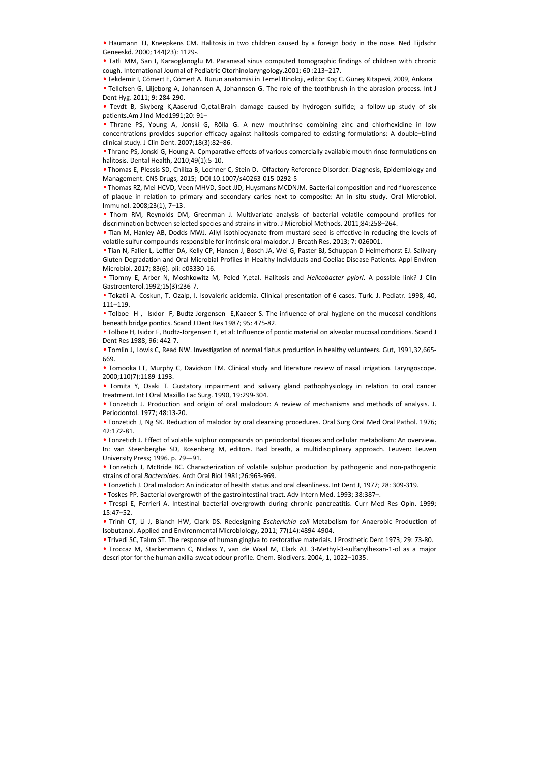- Haumann TJ, Kneepkens CM. Halitosis in two children caused by a foreign body in the nose. Ned Tijdschr Geneeskd. 2000; 144(23): 1129-.
- Tatli MM, San I, Karaoglanoglu M. Paranasal sinus computed tomographic findings of children with chronic cough. International Journal of Pediatric Otorhinolaryngology.2001; 60 :213–217.
- Tekdemir İ, Cömert E, Cömert A. Burun anatomisi in Temel Rinoloji, editör Koç C. Güneş Kitapevi, 2009, Ankara
- Tellefsen G, Liljeborg A, Johannsen A, Johannsen G. The role of the toothbrush in the abrasion process. Int J Dent Hyg. 2011; 9: 284-290.
- Tevdt B, Skyberg K,Aaserud O,etal.Brain damage caused by hydrogen sulfide; a follow-up study of six patients.Am J Ind Med1991;20: 91–
- Thrane PS, Young A, Jonski G, Rölla G. A new mouthrinse combining zinc and chlorhexidine in low concentrations provides superior efficacy against halitosis compared to existing formulations: A double–blind clinical study. J Clin Dent. 2007;18(3):82–86.
- Thrane PS, Jonski G, Houng A. Cpmparative effects of various comercially available mouth rinse formulations on halitosis. Dental Health, 2010;49(1):5-10.
- Thomas E, Plessis SD, Chiliza B, Lochner C, Stein D. Olfactory Reference Disorder: Diagnosis, Epidemiology and Management. CNS Drugs, 2015; DOI 10.1007/s40263-015-0292-5
- Thomas RZ, Mei HCVD, Veen MHVD, Soet JJD, Huysmans MCDNJM. Bacterial composition and red fluorescence of plaque in relation to primary and secondary caries next to composite: An in situ study. Oral Microbiol. Immunol. 2008;23(1), 7–13.
- Thorn RM, Reynolds DM, Greenman J. Multivariate analysis of bacterial volatile compound profiles for discrimination between selected species and strains in vitro. J Microbiol Methods. 2011;84:258–264.
- Tian M, Hanley AB, Dodds MWJ. Allyl isothiocyanate from mustard seed is effective in reducing the levels of volatile sulfur compounds responsible for intrinsic oral malodor. J Breath Res. 2013; 7: 026001.
- Tian N, Faller L, Leffler DA, Kelly CP, Hansen J, Bosch JA, Wei G, Paster BJ, Schuppan D Helmerhorst EJ. Salivary Gluten Degradation and Oral Microbial Profiles in Healthy Individuals and Coeliac Disease Patients. Appl Environ Microbiol. 2017; 83(6). pii: e03330-16.
- Tiomny E, Arber N, Moshkowitz M, Peled Y,etal. Halitosis and *Helicobacter pylori*. A possible link? J Clin Gastroenterol.1992;15(3):236-7.
- Tokatli A. Coskun, T. Ozalp, I. Isovaleric acidemia. Clinical presentation of 6 cases. Turk. J. Pediatr. 1998, 40, 111–119.
- Tolboe H , Isıdor F, Budtz-Jorgensen E,Kaaeer S. The influence of oral hygiene on the mucosal conditions beneath bridge pontics. Scand J Dent Res 1987; 95: 475-82.
- Tolboe H, Isidor F, Budtz-Jörgensen E, et al: Influence of pontic material on alveolar mucosal conditions. Scand J Dent Res 1988; 96: 442-7.
- Tomlin J, Lowis C, Read NW. Investigation of normal flatus production in healthy volunteers. Gut, 1991,32,665-669.
- Tomooka LT, Murphy C, Davidson TM. Clinical study and literature review of nasal irrigation. Laryngoscope. 2000;110(7):1189-1193.
- Tomita Y, Osaki T. Gustatory impairment and salivary gland pathophysiology in relation to oral cancer treatment. Int I Oral Maxillo Fac Surg. 1990, 19:299-304.
- Tonzetich J. Production and origin of oral malodour: A review of mechanisms and methods of analysis. J. Periodontol. 1977; 48:13-20.
- Tonzetich J, Ng SK. Reduction of malodor by oral cleansing procedures. Oral Surg Oral Med Oral Pathol. 1976; 42:172-81.
- Tonzetich J. Effect of volatile sulphur compounds on periodontal tissues and cellular metabolism: An overview. In: van Steenberghe SD, Rosenberg M, editors. Bad breath, a multidisciplinary approach. Leuven: Leuven University Press; 1996. p. 79—91.
- Tonzetich J, McBride BC. Characterization of volatile sulphur production by pathogenic and non-pathogenic strains of oral *Bacteroides*. Arch Oral Biol 1981;26:963-969.
- Tonzetich J. Oral malodor: An indicator of health status and oral cleanliness. Int Dent J, 1977; 28: 309-319.
- Toskes PP. Bacterial overgrowth of the gastrointestinal tract. Adv Intern Med. 1993; 38:387–.
- Trespi E, Ferrieri A. Intestinal bacterial overgrowth during chronic pancreatitis. Curr Med Res Opin. 1999; 15:47–52.
- Trinh CT, Li J, Blanch HW, Clark DS. Redesigning *Escherichia coli* Metabolism for Anaerobic Production of Isobutanol. Applied and Environmental Microbiology, 2011; 77(14):4894-4904.
- Trivedi SC, Talım ST. The response of human gingiva to restorative materials. J Prosthetic Dent 1973; 29: 73-80.
- Troccaz M, Starkenmann C, Niclass Y, van de Waal M, Clark AJ. 3-Methyl-3-sulfanylhexan-1-ol as a major descriptor for the human axilla-sweat odour profile. Chem. Biodivers. 2004, 1, 1022–1035.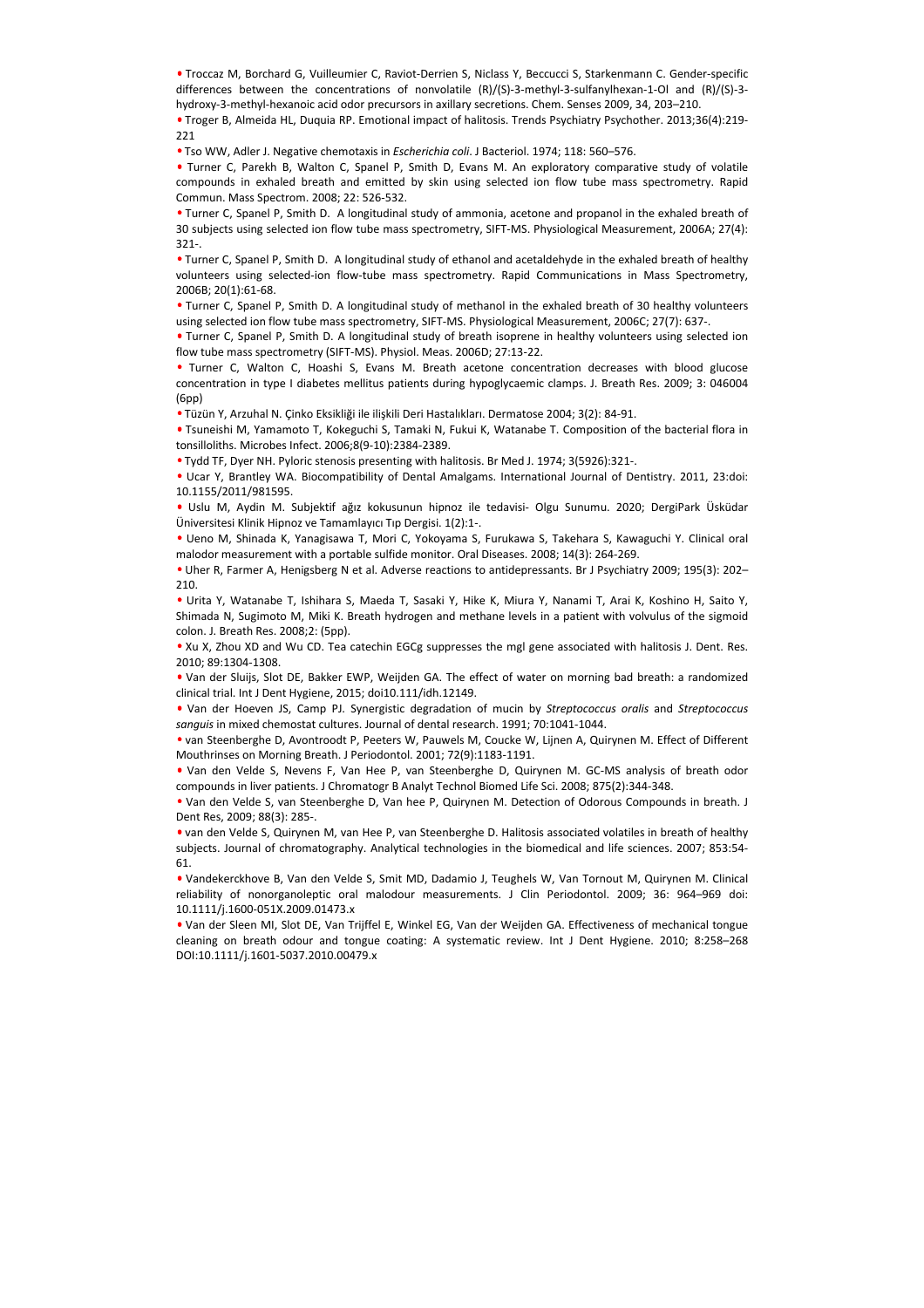- Troccaz M, Borchard G, Vuilleumier C, Raviot-Derrien S, Niclass Y, Beccucci S, Starkenmann C. Gender-specific differences between the concentrations of nonvolatile (R)/(S)-3-methyl-3-sulfanylhexan-1-Ol and (R)/(S)-3-hydroxy-3-methyl-hexanoic acid odor precursors in axillary secretions. Chem. Senses 2009, 34, 203–210.
- Troger B, Almeida HL, Duquia RP. Emotional impact of halitosis. Trends Psychiatry Psychother. 2013;36(4):219-221
- Tso WW, Adler J. Negative chemotaxis in *Escherichia coli*. J Bacteriol. 1974; 118: 560–576.
- Turner C, Parekh B, Walton C, Spanel P, Smith D, Evans M. An exploratory comparative study of volatile compounds in exhaled breath and emitted by skin using selected ion flow tube mass spectrometry. Rapid Commun. Mass Spectrom. 2008; 22: 526-532.
- Turner C, Spanel P, Smith D. A longitudinal study of ammonia, acetone and propanol in the exhaled breath of 30 subjects using selected ion flow tube mass spectrometry, SIFT-MS. Physiological Measurement, 2006A; 27(4): 321-.
- Turner C, Spanel P, Smith D. A longitudinal study of ethanol and acetaldehyde in the exhaled breath of healthy volunteers using selected-ion flow-tube mass spectrometry. Rapid Communications in Mass Spectrometry, 2006B; 20(1):61-68.
- Turner C, Spanel P, Smith D. A longitudinal study of methanol in the exhaled breath of 30 healthy volunteers using selected ion flow tube mass spectrometry, SIFT-MS. Physiological Measurement, 2006C; 27(7): 637-.
- Turner C, Spanel P, Smith D. A longitudinal study of breath isoprene in healthy volunteers using selected ion flow tube mass spectrometry (SIFT-MS). Physiol. Meas. 2006D; 27:13-22.
- Turner C, Walton C, Hoashi S, Evans M. Breath acetone concentration decreases with blood glucose concentration in type I diabetes mellitus patients during hypoglycaemic clamps. J. Breath Res. 2009; 3: 046004 (6pp)
- Tüzün Y, Arzuhal N. Çinko Eksikliği ile ilişkili Deri Hastalıkları. Dermatose 2004; 3(2): 84-91.
- Tsuneishi M, Yamamoto T, Kokeguchi S, Tamaki N, Fukui K, Watanabe T. Composition of the bacterial flora in tonsilloliths. Microbes Infect. 2006;8(9-10):2384-2389.
- Tydd TF, Dyer NH. Pyloric stenosis presenting with halitosis. Br Med J. 1974; 3(5926):321-.
- Ucar Y, Brantley WA. Biocompatibility of Dental Amalgams. International Journal of Dentistry. 2011, 23:doi: 10.1155/2011/981595.
- Uslu M, Aydin M. Subjektif ağız kokusunun hipnoz ile tedavisi- Olgu Sunumu. 2020; DergiPark Üsküdar Üniversitesi Klinik Hipnoz ve Tamamlayıcı Tıp Dergisi. 1(2):1-.
- Ueno M, Shinada K, Yanagisawa T, Mori C, Yokoyama S, Furukawa S, Takehara S, Kawaguchi Y. Clinical oral malodor measurement with a portable sulfide monitor. Oral Diseases. 2008; 14(3): 264-269.
- Uher R, Farmer A, Henigsberg N et al. Adverse reactions to antidepressants. Br J Psychiatry 2009; 195(3): 202–210.
- Urita Y, Watanabe T, Ishihara S, Maeda T, Sasaki Y, Hike K, Miura Y, Nanami T, Arai K, Koshino H, Saito Y, Shimada N, Sugimoto M, Miki K. Breath hydrogen and methane levels in a patient with volvulus of the sigmoid colon. J. Breath Res. 2008;2: (5pp).
- Xu X, Zhou XD and Wu CD. Tea catechin EGCg suppresses the mgl gene associated with halitosis J. Dent. Res. 2010; 89:1304-1308.
- Van der Sluijs, Slot DE, Bakker EWP, Weijden GA. The effect of water on morning bad breath: a randomized clinical trial. Int J Dent Hygiene, 2015; doi10.111/idh.12149.
- Van der Hoeven JS, Camp PJ. Synergistic degradation of mucin by *Streptococcus oralis* and *Streptococcus sanguis* in mixed chemostat cultures. Journal of dental research. 1991; 70:1041-1044.
- van Steenberghe D, Avontroodt P, Peeters W, Pauwels M, Coucke W, Lijnen A, Quirynen M. Effect of Different Mouthrinses on Morning Breath. J Periodontol. 2001; 72(9):1183-1191.
- Van den Velde S, Nevens F, Van Hee P, van Steenberghe D, Quirynen M. GC-MS analysis of breath odor compounds in liver patients. J Chromatogr B Analyt Technol Biomed Life Sci. 2008; 875(2):344-348.
- Van den Velde S, van Steenberghe D, Van hee P, Quirynen M. Detection of Odorous Compounds in breath. J Dent Res, 2009; 88(3): 285-.
- van den Velde S, Quirynen M, van Hee P, van Steenberghe D. Halitosis associated volatiles in breath of healthy subjects. Journal of chromatography. Analytical technologies in the biomedical and life sciences. 2007; 853:54-61.
- Vandekerckhove B, Van den Velde S, Smit MD, Dadamio J, Teughels W, Van Tornout M, Quirynen M. Clinical reliability of nonorganoleptic oral malodour measurements. J Clin Periodontol. 2009; 36: 964–969 doi: 10.1111/j.1600-051X.2009.01473.x
- Van der Sleen MI, Slot DE, Van Trijffel E, Winkel EG, Van der Weijden GA. Effectiveness of mechanical tongue cleaning on breath odour and tongue coating: A systematic review. Int J Dent Hygiene. 2010; 8:258–268 DOI:10.1111/j.1601-5037.2010.00479.x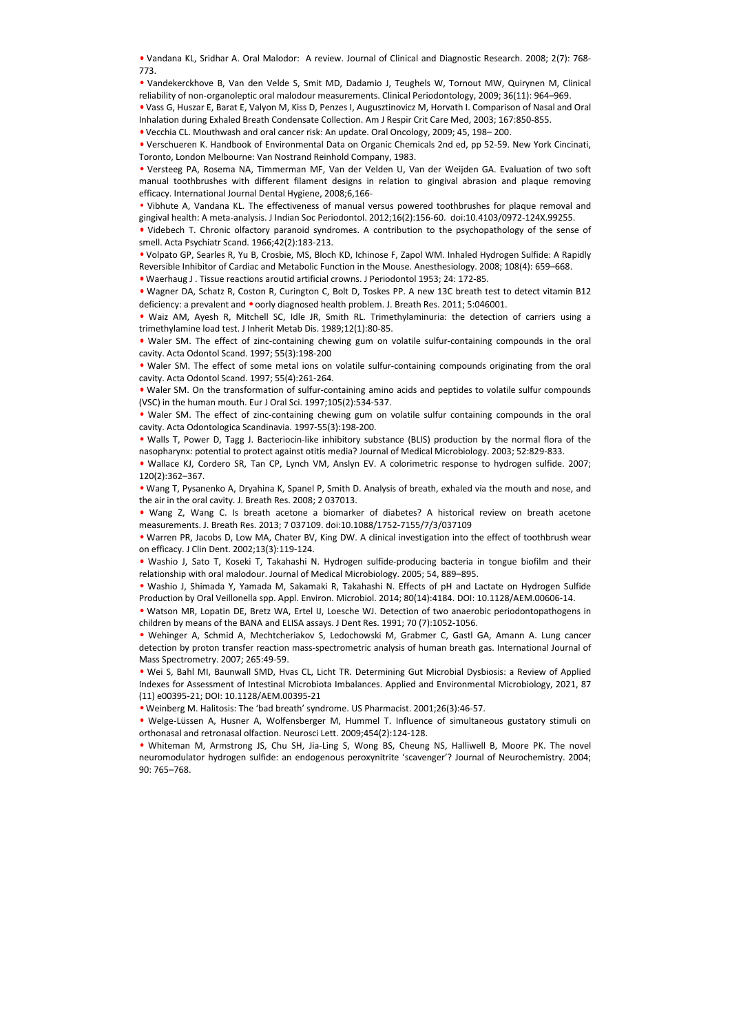- Vandana KL, Sridhar A. Oral Malodor: A review. Journal of Clinical and Diagnostic Research. 2008; 2(7): 768-773.
- Vandekerckhove B, Van den Velde S, Smit MD, Dadamio J, Teughels W, Tornout MW, Quirynen M, Clinical reliability of non-organoleptic oral malodour measurements. Clinical Periodontology, 2009; 36(11): 964–969.
- Vass G, Huszar E, Barat E, Valyon M, Kiss D, Penzes I, Augusztinovicz M, Horvath I. Comparison of Nasal and Oral Inhalation during Exhaled Breath Condensate Collection. Am J Respir Crit Care Med, 2003; 167:850-855.
- Vecchia CL. Mouthwash and oral cancer risk: An update. Oral Oncology, 2009; 45, 198– 200.
- Verschueren K. Handbook of Environmental Data on Organic Chemicals 2nd ed, pp 52-59. New York Cincinati, Toronto, London Melbourne: Van Nostrand Reinhold Company, 1983.
- Versteeg PA, Rosema NA, Timmerman MF, Van der Velden U, Van der Weijden GA. Evaluation of two soft manual toothbrushes with different filament designs in relation to gingival abrasion and plaque removing efficacy. International Journal Dental Hygiene, 2008;6,166-
- Vibhute A, Vandana KL. The effectiveness of manual versus powered toothbrushes for plaque removal and gingival health: A meta-analysis. J Indian Soc Periodontol. 2012;16(2):156-60. doi:10.4103/0972-124X.99255.
- Videbech T. Chronic olfactory paranoid syndromes. A contribution to the psychopathology of the sense of smell. Acta Psychiatr Scand. 1966;42(2):183-213.
- Volpato GP, Searles R, Yu B, Crosbie, MS, Bloch KD, Ichinose F, Zapol WM. Inhaled Hydrogen Sulfide: A Rapidly Reversible Inhibitor of Cardiac and Metabolic Function in the Mouse. Anesthesiology. 2008; 108(4): 659–668.
- Waerhaug J . Tissue reactions aroutid artificial crowns. J Periodontol 1953; 24: 172-85.
- Wagner DA, Schatz R, Coston R, Curington C, Bolt D, Toskes PP. A new 13C breath test to detect vitamin B12 deficiency: a prevalent and • oorly diagnosed health problem. J. Breath Res. 2011; 5:046001.
- Waiz AM, Ayesh R, Mitchell SC, Idle JR, Smith RL. Trimethylaminuria: the detection of carriers using a trimethylamine load test. J Inherit Metab Dis. 1989;12(1):80-85.
- Waler SM. The effect of zinc-containing chewing gum on volatile sulfur-containing compounds in the oral cavity. Acta Odontol Scand. 1997; 55(3):198-200
- Waler SM. The effect of some metal ions on volatile sulfur-containing compounds originating from the oral cavity. Acta Odontol Scand. 1997; 55(4):261-264.
- Waler SM. On the transformation of sulfur-containing amino acids and peptides to volatile sulfur compounds (VSC) in the human mouth. Eur J Oral Sci. 1997;105(2):534-537.
- Waler SM. The effect of zinc-containing chewing gum on volatile sulfur containing compounds in the oral cavity. Acta Odontologica Scandinavia. 1997-55(3):198-200.
- Walls T, Power D, Tagg J. Bacteriocin-like inhibitory substance (BLIS) production by the normal flora of the nasopharynx: potential to protect against otitis media? Journal of Medical Microbiology. 2003; 52:829-833.
- Wallace KJ, Cordero SR, Tan CP, Lynch VM, Anslyn EV. A colorimetric response to hydrogen sulfide. 2007; 120(2):362–367.
- Wang T, Pysanenko A, Dryahina K, Spanel P, Smith D. Analysis of breath, exhaled via the mouth and nose, and the air in the oral cavity. J. Breath Res. 2008; 2 037013.
- Wang Z, Wang C. Is breath acetone a biomarker of diabetes? A historical review on breath acetone measurements. J. Breath Res. 2013; 7 037109. doi:10.1088/1752-7155/7/3/037109
- Warren PR, Jacobs D, Low MA, Chater BV, King DW. A clinical investigation into the effect of toothbrush wear on efficacy. J Clin Dent. 2002;13(3):119-124.
- Washio J, Sato T, Koseki T, Takahashi N. Hydrogen sulfide-producing bacteria in tongue biofilm and their relationship with oral malodour. Journal of Medical Microbiology. 2005; 54, 889–895.
- Washio J, Shimada Y, Yamada M, Sakamaki R, Takahashi N. Effects of pH and Lactate on Hydrogen Sulfide Production by Oral Veillonella spp. Appl. Environ. Microbiol. 2014; 80(14):4184. DOI: 10.1128/AEM.00606-14.
- Watson MR, Lopatin DE, Bretz WA, Ertel IJ, Loesche WJ. Detection of two anaerobic periodontopathogens in children by means of the BANA and ELISA assays. J Dent Res. 1991; 70 (7):1052-1056.
- Wehinger A, Schmid A, Mechtcheriakov S, Ledochowski M, Grabmer C, Gastl GA, Amann A. Lung cancer detection by proton transfer reaction mass-spectrometric analysis of human breath gas. International Journal of Mass Spectrometry. 2007; 265:49-59.
- Wei S, Bahl MI, Baunwall SMD, Hvas CL, Licht TR. Determining Gut Microbial Dysbiosis: a Review of Applied Indexes for Assessment of Intestinal Microbiota Imbalances. Applied and Environmental Microbiology, 2021, 87 (11) e00395-21; DOI: 10.1128/AEM.00395-21
- Weinberg M. Halitosis: The 'bad breath' syndrome. US Pharmacist. 2001;26(3):46-57.
- Welge-Lüssen A, Husner A, Wolfensberger M, Hummel T. Influence of simultaneous gustatory stimuli on orthonasal and retronasal olfaction. Neurosci Lett. 2009;454(2):124-128.
- Whiteman M, Armstrong JS, Chu SH, Jia-Ling S, Wong BS, Cheung NS, Halliwell B, Moore PK. The novel neuromodulator hydrogen sulfide: an endogenous peroxynitrite 'scavenger'? Journal of Neurochemistry. 2004; 90: 765–768.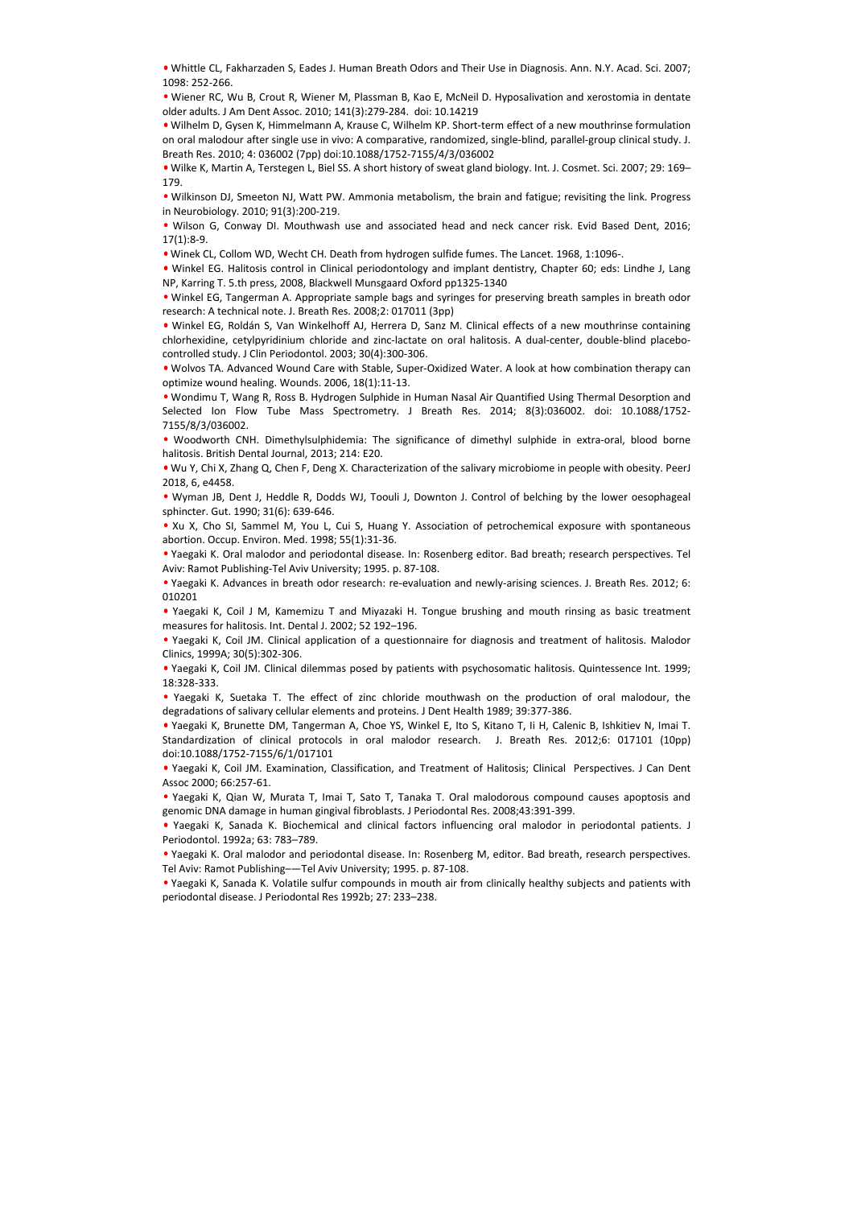- Whittle CL, Fakharzaden S, Eades J. Human Breath Odors and Their Use in Diagnosis. Ann. N.Y. Acad. Sci. 2007; 1098: 252-266.
- Wiener RC, Wu B, Crout R, Wiener M, Plassman B, Kao E, McNeil D. Hyposalivation and xerostomia in dentate older adults. J Am Dent Assoc. 2010; 141(3):279-284. doi: 10.14219
- Wilhelm D, Gysen K, Himmelmann A, Krause C, Wilhelm KP. Short-term effect of a new mouthrinse formulation on oral malodour after single use in vivo: A comparative, randomized, single-blind, parallel-group clinical study. J. Breath Res. 2010; 4: 036002 (7pp) doi:10.1088/1752-7155/4/3/036002
- Wilke K, Martin A, Terstegen L, Biel SS. A short history of sweat gland biology. Int. J. Cosmet. Sci. 2007; 29: 169–179.
- Wilkinson DJ, Smeeton NJ, Watt PW. Ammonia metabolism, the brain and fatigue; revisiting the link. Progress in Neurobiology. 2010; 91(3):200-219.
- Wilson G, Conway DI. Mouthwash use and associated head and neck cancer risk. Evid Based Dent, 2016; 17(1):8-9.
- Winek CL, Collom WD, Wecht CH. Death from hydrogen sulfide fumes. The Lancet. 1968, 1:1096-.
- Winkel EG. Halitosis control in Clinical periodontology and implant dentistry, Chapter 60; eds: Lindhe J, Lang NP, Karring T. 5.th press, 2008, Blackwell Munsgaard Oxford pp1325-1340
- Winkel EG, Tangerman A. Appropriate sample bags and syringes for preserving breath samples in breath odor research: A technical note. J. Breath Res. 2008;2: 017011 (3pp)
- Winkel EG, Roldán S, Van Winkelhoff AJ, Herrera D, Sanz M. Clinical effects of a new mouthrinse containing chlorhexidine, cetylpyridinium chloride and zinc-lactate on oral halitosis. A dual-center, double-blind placebo-controlled study. J Clin Periodontol. 2003; 30(4):300-306.
- Wolvos TA. Advanced Wound Care with Stable, Super-Oxidized Water. A look at how combination therapy can optimize wound healing. Wounds. 2006, 18(1):11-13.
- Wondimu T, Wang R, Ross B. Hydrogen Sulphide in Human Nasal Air Quantified Using Thermal Desorption and Selected Ion Flow Tube Mass Spectrometry. J Breath Res. 2014; 8(3):036002. doi: 10.1088/1752-7155/8/3/036002.
- Woodworth CNH. Dimethylsulphidemia: The significance of dimethyl sulphide in extra-oral, blood borne halitosis. British Dental Journal, 2013; 214: E20.
- Wu Y, Chi X, Zhang Q, Chen F, Deng X. Characterization of the salivary microbiome in people with obesity. PeerJ 2018, 6, e4458.
- Wyman JB, Dent J, Heddle R, Dodds WJ, Toouli J, Downton J. Control of belching by the lower oesophageal sphincter. Gut. 1990; 31(6): 639-646.
- Xu X, Cho SI, Sammel M, You L, Cui S, Huang Y. Association of petrochemical exposure with spontaneous abortion. Occup. Environ. Med. 1998; 55(1):31-36.
- Yaegaki K. Oral malodor and periodontal disease. In: Rosenberg editor. Bad breath; research perspectives. Tel Aviv: Ramot Publishing-Tel Aviv University; 1995. p. 87-108.
- Yaegaki K. Advances in breath odor research: re-evaluation and newly-arising sciences. J. Breath Res. 2012; 6: 010201
- Yaegaki K, Coil J M, Kamemizu T and Miyazaki H. Tongue brushing and mouth rinsing as basic treatment measures for halitosis. Int. Dental J. 2002; 52 192–196.
- Yaegaki K, Coil JM. Clinical application of a questionnaire for diagnosis and treatment of halitosis. Malodor Clinics, 1999A; 30(5):302-306.
- Yaegaki K, Coil JM. Clinical dilemmas posed by patients with psychosomatic halitosis. Quintessence Int. 1999; 18:328-333.
- Yaegaki K, Suetaka T. The effect of zinc chloride mouthwash on the production of oral malodour, the degradations of salivary cellular elements and proteins. J Dent Health 1989; 39:377-386.
- Yaegaki K, Brunette DM, Tangerman A, Choe YS, Winkel E, Ito S, Kitano T, Ii H, Calenic B, Ishkitiev N, Imai T. Standardization of clinical protocols in oral malodor research. J. Breath Res. 2012;6: 017101 (10pp) doi:10.1088/1752-7155/6/1/017101
- Yaegaki K, Coil JM. Examination, Classification, and Treatment of Halitosis; Clinical Perspectives. J Can Dent Assoc 2000; 66:257-61.
- Yaegaki K, Qian W, Murata T, Imai T, Sato T, Tanaka T. Oral malodorous compound causes apoptosis and genomic DNA damage in human gingival fibroblasts. J Periodontal Res. 2008;43:391-399.
- Yaegaki K, Sanada K. Biochemical and clinical factors influencing oral malodor in periodontal patients. J Periodontol. 1992a; 63: 783–789.
- Yaegaki K. Oral malodor and periodontal disease. In: Rosenberg M, editor. Bad breath, research perspectives. Tel Aviv: Ramot Publishing––Tel Aviv University; 1995. p. 87-108.
- Yaegaki K, Sanada K. Volatile sulfur compounds in mouth air from clinically healthy subjects and patients with periodontal disease. J Periodontal Res 1992b; 27: 233–238.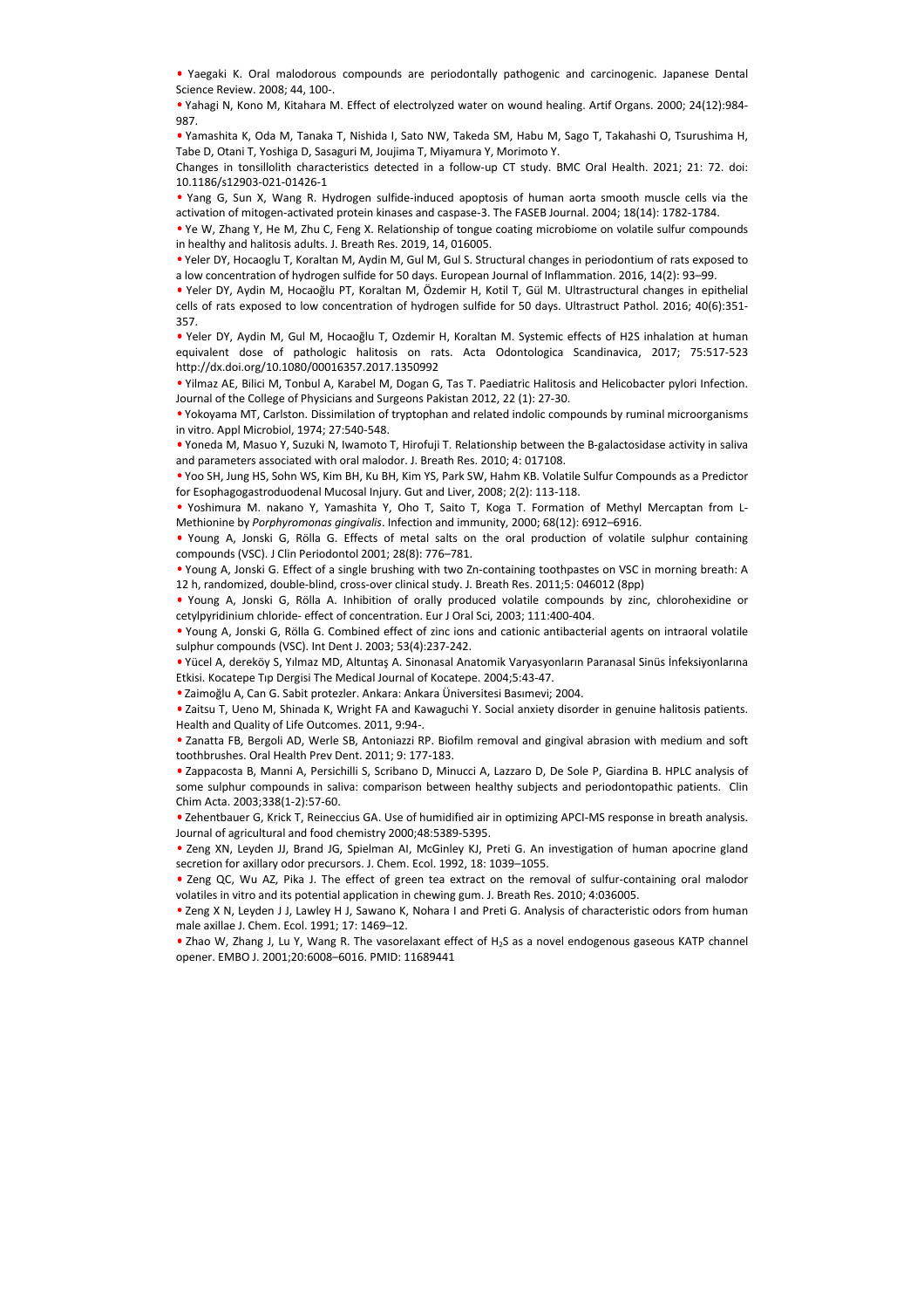- Yaegaki K. Oral malodorous compounds are periodontally pathogenic and carcinogenic. Japanese Dental Science Review. 2008; 44, 100-.
- Yahagi N, Kono M, Kitahara M. Effect of electrolyzed water on wound healing. Artif Organs. 2000; 24(12):984-987.
- Yamashita K, Oda M, Tanaka T, Nishida I, Sato NW, Takeda SM, Habu M, Sago T, Takahashi O, Tsurushima H, Tabe D, Otani T, Yoshiga D, Sasaguri M, Joujima T, Miyamura Y, Morimoto Y.

Changes in tonsillolith characteristics detected in a follow-up CT study. BMC Oral Health. 2021; 21: 72. doi: 10.1186/s12903-021-01426-1

- Yang G, Sun X, Wang R. Hydrogen sulfide-induced apoptosis of human aorta smooth muscle cells via the activation of mitogen-activated protein kinases and caspase-3. The FASEB Journal. 2004; 18(14): 1782-1784.
- Ye W, Zhang Y, He M, Zhu C, Feng X. Relationship of tongue coating microbiome on volatile sulfur compounds in healthy and halitosis adults. J. Breath Res. 2019, 14, 016005.
- Yeler DY, Hocaoglu T, Koraltan M, Aydin M, Gul M, Gul S. Structural changes in periodontium of rats exposed to a low concentration of hydrogen sulfide for 50 days. European Journal of Inflammation. 2016, 14(2): 93–99.
- Yeler DY, Aydin M, Hocaoğlu PT, Koraltan M, Özdemir H, Kotil T, Gül M. Ultrastructural changes in epithelial cells of rats exposed to low concentration of hydrogen sulfide for 50 days. Ultrastruct Pathol. 2016; 40(6):351-357.
- Yeler DY, Aydin M, Gul M, Hocaoğlu T, Ozdemir H, Koraltan M. Systemic effects of H2S inhalation at human equivalent dose of pathologic halitosis on rats. Acta Odontologica Scandinavica, 2017; 75:517-523 http://dx.doi.org/10.1080/00016357.2017.1350992
- Yilmaz AE, Bilici M, Tonbul A, Karabel M, Dogan G, Tas T. Paediatric Halitosis and Helicobacter pylori Infection. Journal of the College of Physicians and Surgeons Pakistan 2012, 22 (1): 27-30.
- Yokoyama MT, Carlston. Dissimilation of tryptophan and related indolic compounds by ruminal microorganisms in vitro. Appl Microbiol, 1974; 27:540-548.
- Yoneda M, Masuo Y, Suzuki N, Iwamoto T, Hirofuji T. Relationship between the B-galactosidase activity in saliva and parameters associated with oral malodor. J. Breath Res. 2010; 4: 017108.
- Yoo SH, Jung HS, Sohn WS, Kim BH, Ku BH, Kim YS, Park SW, Hahm KB. Volatile Sulfur Compounds as a Predictor for Esophagogastroduodenal Mucosal Injury. Gut and Liver, 2008; 2(2): 113-118.
- Yoshimura M. nakano Y, Yamashita Y, Oho T, Saito T, Koga T. Formation of Methyl Mercaptan from L-Methionine by *Porphyromonas gingivalis*. Infection and immunity, 2000; 68(12): 6912–6916.
- Young A, Jonski G, Rölla G. Effects of metal salts on the oral production of volatile sulphur containing compounds (VSC). J Clin Periodontol 2001; 28(8): 776–781.
- Young A, Jonski G. Effect of a single brushing with two Zn-containing toothpastes on VSC in morning breath: A 12 h, randomized, double-blind, cross-over clinical study. J. Breath Res. 2011;5: 046012 (8pp)
- Young A, Jonski G, Rölla A. Inhibition of orally produced volatile compounds by zinc, chlorohexidine or cetylpyridinium chloride- effect of concentration. Eur J Oral Sci, 2003; 111:400-404.
- Young A, Jonski G, Rölla G. Combined effect of zinc ions and cationic antibacterial agents on intraoral volatile sulphur compounds (VSC). Int Dent J. 2003; 53(4):237-242.
- Yücel A, dereköy S, Yılmaz MD, Altuntaş A. Sinonasal Anatomik Varyasyonların Paranasal Sinüs İnfeksiyonlarına Etkisi. Kocatepe Tıp Dergisi The Medical Journal of Kocatepe. 2004;5:43-47.
- Zaimoğlu A, Can G. Sabit protezler. Ankara: Ankara Üniversitesi Basımevi; 2004.
- Zaitsu T, Ueno M, Shinada K, Wright FA and Kawaguchi Y. Social anxiety disorder in genuine halitosis patients. Health and Quality of Life Outcomes. 2011, 9:94-.
- Zanatta FB, Bergoli AD, Werle SB, Antoniazzi RP. Biofilm removal and gingival abrasion with medium and soft toothbrushes. Oral Health Prev Dent. 2011; 9: 177-183.
- Zappacosta B, Manni A, Persichilli S, Scribano D, Minucci A, Lazzaro D, De Sole P, Giardina B. HPLC analysis of some sulphur compounds in saliva: comparison between healthy subjects and periodontopathic patients. Clin Chim Acta. 2003;338(1-2):57-60.
- Zehentbauer G, Krick T, Reineccius GA. Use of humidified air in optimizing APCI-MS response in breath analysis. Journal of agricultural and food chemistry 2000;48:5389-5395.
- Zeng XN, Leyden JJ, Brand JG, Spielman AI, McGinley KJ, Preti G. An investigation of human apocrine gland secretion for axillary odor precursors. J. Chem. Ecol. 1992, 18: 1039–1055.
- Zeng QC, Wu AZ, Pika J. The effect of green tea extract on the removal of sulfur-containing oral malodor volatiles in vitro and its potential application in chewing gum. J. Breath Res. 2010; 4:036005.
- Zeng X N, Leyden J J, Lawley H J, Sawano K, Nohara I and Preti G. Analysis of characteristic odors from human male axillae J. Chem. Ecol. 1991; 17: 1469–12.
- Zhao W, Zhang J, Lu Y, Wang R. The vasorelaxant effect of $H_2S$ as a novel endogenous gaseous KATP channel opener. EMBO J. 2001;20:6008–6016. PMID: 11689441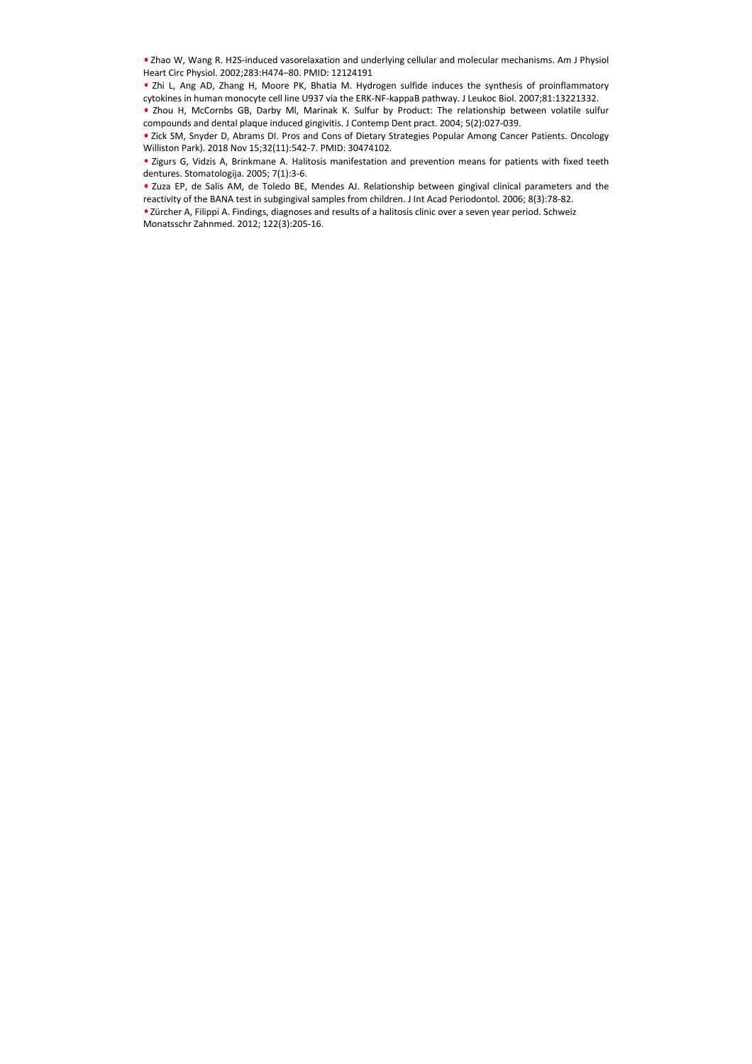- Zhao W, Wang R. H2S-induced vasorelaxation and underlying cellular and molecular mechanisms. Am J Physiol Heart Circ Physiol. 2002;283:H474–80. PMID: 12124191
- Zhi L, Ang AD, Zhang H, Moore PK, Bhatia M. Hydrogen sulfide induces the synthesis of proinflammatory cytokines in human monocyte cell line U937 via the ERK-NF-kappaB pathway. J Leukoc Biol. 2007;81:13221332.
- Zhou H, McCornbs GB, Darby Ml, Marinak K. Sulfur by Product: The relationship between volatile sulfur compounds and dental plaque induced gingivitis. J Contemp Dent pract. 2004; 5(2):027-039.
- Zick SM, Snyder D, Abrams DI. Pros and Cons of Dietary Strategies Popular Among Cancer Patients. Oncology Williston Park). 2018 Nov 15;32(11):542-7. PMID: 30474102.
- Zigurs G, Vidzis A, Brinkmane A. Halitosis manifestation and prevention means for patients with fixed teeth dentures. Stomatologija. 2005; 7(1):3-6.
- Zuza EP, de Salis AM, de Toledo BE, Mendes AJ. Relationship between gingival clinical parameters and the reactivity of the BANA test in subgingival samples from children. J Int Acad Periodontol. 2006; 8(3):78-82.
- Zürcher A, Filippi A. Findings, diagnoses and results of a halitosis clinic over a seven year period. Schweiz Monatsschr Zahnmed. 2012; 122(3):205-16.